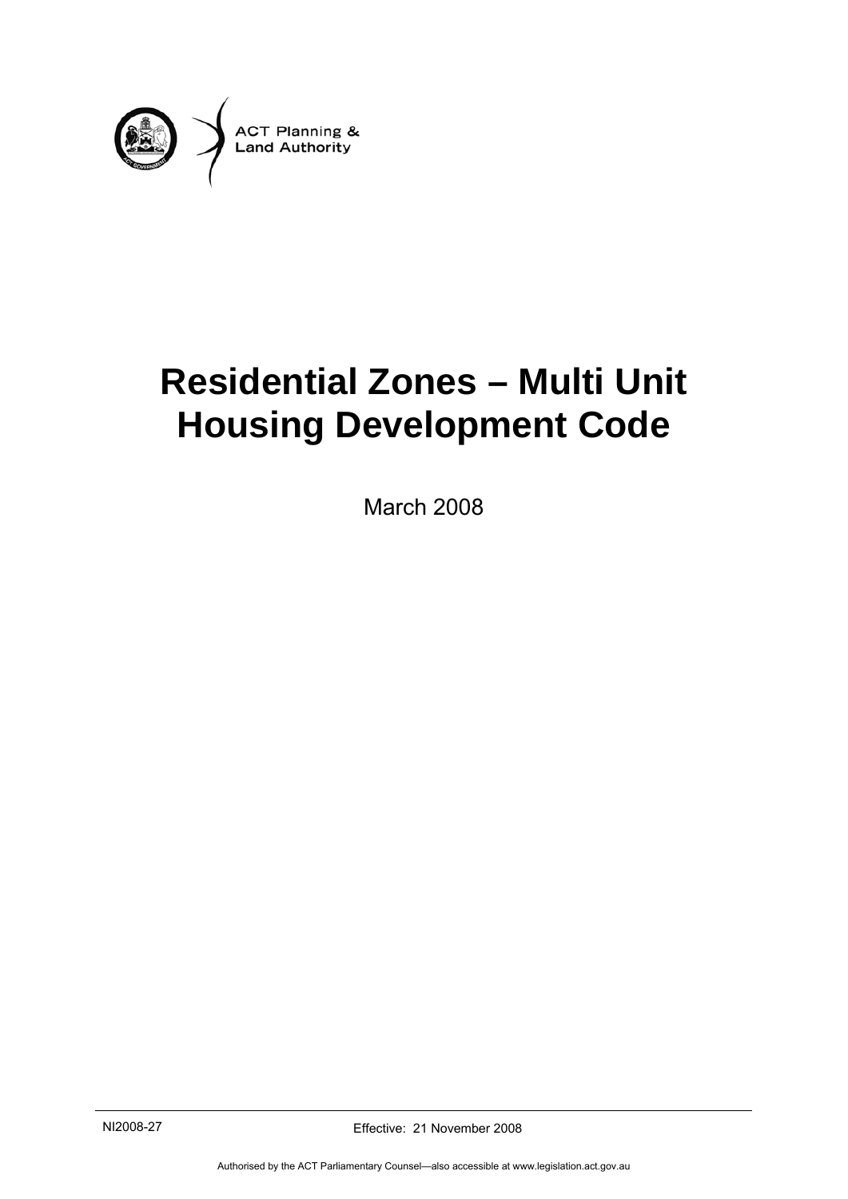ACT Planning & Land Authority

# Residential Zones – Multi Unit Housing Development Code

March 2008

NI2008-27

Effective: 21 November 2008

Authorised by the ACT Parliamentary Counsel—also accessible at www.legislation.act.gov.au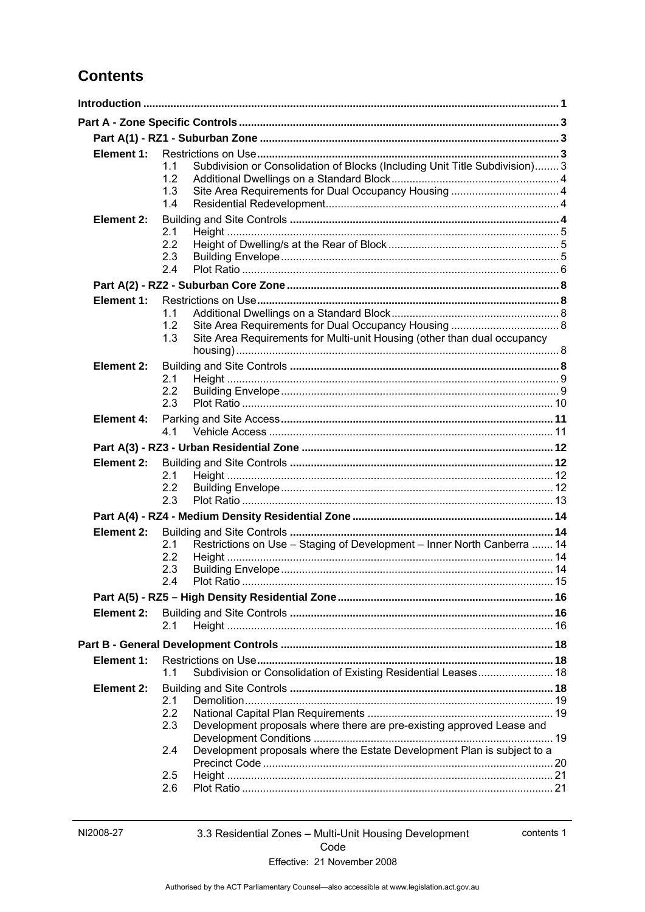# Contents

**Introduction** ........................................................................................................................ 1

**Part A - Zone Specific Controls** ......................................................................................... 3

**Part A(1) - RZ1 - Suburban Zone** ................................................................................... 3

**Element 1:** Restrictions on Use ................................................................................................... 3
- 1.1 Subdivision or Consolidation of Blocks (Including Unit Title Subdivision) ........ 3
- 1.2 Additional Dwellings on a Standard Block ....................................................... 4
- 1.3 Site Area Requirements for Dual Occupancy Housing .................................... 4
- 1.4 Residential Redevelopment ............................................................................. 4

**Element 2:** Building and Site Controls ......................................................................................... 4
- 2.1 Height ............................................................................................................. 5
- 2.2 Height of Dwelling/s at the Rear of Block ........................................................ 5
- 2.3 Building Envelope ............................................................................................ 5
- 2.4 Plot Ratio ......................................................................................................... 6

**Part A(2) - RZ2 - Suburban Core Zone** ........................................................................... 8

**Element 1:** Restrictions on Use ................................................................................................... 8
- 1.1 Additional Dwellings on a Standard Block ....................................................... 8
- 1.2 Site Area Requirements for Dual Occupancy Housing .................................... 8
- 1.3 Site Area Requirements for Multi-unit Housing (other than dual occupancy housing) .......................................................................................................... 8

**Element 2:** Building and Site Controls ......................................................................................... 8
- 2.1 Height ............................................................................................................. 9
- 2.2 Building Envelope ............................................................................................ 9
- 2.3 Plot Ratio ....................................................................................................... 10

**Element 4:** Parking and Site Access .......................................................................................... 11
- 4.1 Vehicle Access .............................................................................................. 11

**Part A(3) - RZ3 - Urban Residential Zone** .................................................................... 12

**Element 2:** Building and Site Controls ....................................................................................... 12
- 2.1 Height ........................................................................................................... 12
- 2.2 Building Envelope .......................................................................................... 12
- 2.3 Plot Ratio ....................................................................................................... 13

**Part A(4) - RZ4 - Medium Density Residential Zone** .................................................. 14

**Element 2:** Building and Site Controls ....................................................................................... 14
- 2.1 Restrictions on Use – Staging of Development – Inner North Canberra ....... 14
- 2.2 Height ........................................................................................................... 14
- 2.3 Building Envelope .......................................................................................... 14
- 2.4 Plot Ratio ....................................................................................................... 15

**Part A(5) - RZ5 – High Density Residential Zone** ....................................................... 16

**Element 2:** Building and Site Controls ....................................................................................... 16
- 2.1 Height ........................................................................................................... 16

**Part B - General Development Controls** .......................................................................... 18

**Element 1:** Restrictions on Use ................................................................................................. 18
- 1.1 Subdivision or Consolidation of Existing Residential Leases ......................... 18

**Element 2:** Building and Site Controls ....................................................................................... 18
- 2.1 Demolition ...................................................................................................... 19
- 2.2 National Capital Plan Requirements .............................................................. 19
- 2.3 Development proposals where there are pre-existing approved Lease and Development Conditions ................................................................................ 19
- 2.4 Development proposals where the Estate Development Plan is subject to a Precinct Code ................................................................................................ 20
- 2.5 Height ........................................................................................................... 21
- 2.6 Plot Ratio ....................................................................................................... 21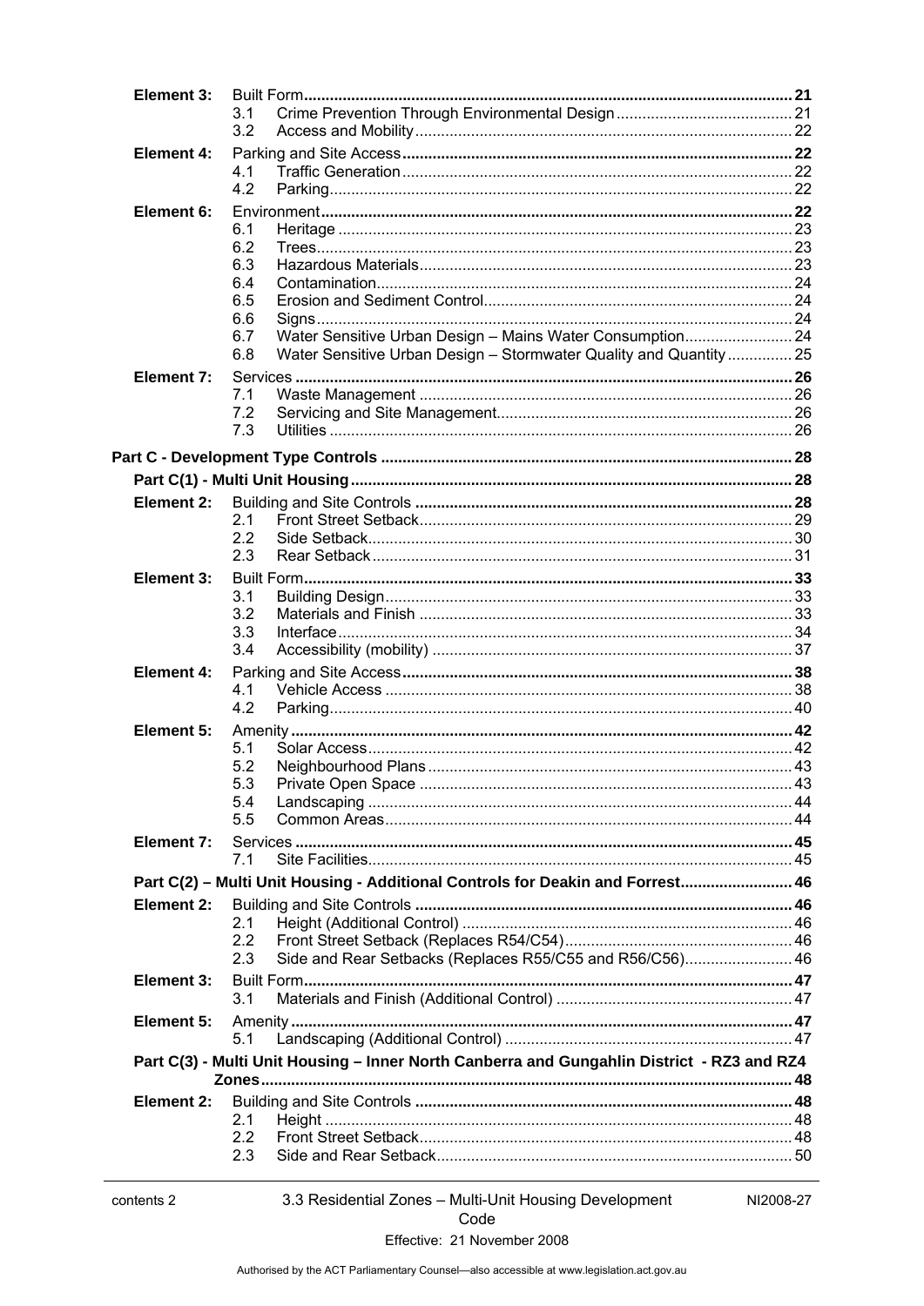| | | | |
|---|---|---|---|
| **Element 3:** | Built Form | | 21 |
| | 3.1 | Crime Prevention Through Environmental Design | 21 |
| | 3.2 | Access and Mobility | 22 |
| **Element 4:** | Parking and Site Access | | 22 |
| | 4.1 | Traffic Generation | 22 |
| | 4.2 | Parking | 22 |
| **Element 6:** | Environment | | 22 |
| | 6.1 | Heritage | 23 |
| | 6.2 | Trees | 23 |
| | 6.3 | Hazardous Materials | 23 |
| | 6.4 | Contamination | 24 |
| | 6.5 | Erosion and Sediment Control | 24 |
| | 6.6 | Signs | 24 |
| | 6.7 | Water Sensitive Urban Design – Mains Water Consumption | 24 |
| | 6.8 | Water Sensitive Urban Design – Stormwater Quality and Quantity | 25 |
| **Element 7:** | Services | | 26 |
| | 7.1 | Waste Management | 26 |
| | 7.2 | Servicing and Site Management | 26 |
| | 7.3 | Utilities | 26 |

**Part C - Development Type Controls** ..... 28

**Part C(1) - Multi Unit Housing** ..... 28

| | | | |
|---|---|---|---|
| **Element 2:** | Building and Site Controls | | 28 |
| | 2.1 | Front Street Setback | 29 |
| | 2.2 | Side Setback | 30 |
| | 2.3 | Rear Setback | 31 |
| **Element 3:** | Built Form | | 33 |
| | 3.1 | Building Design | 33 |
| | 3.2 | Materials and Finish | 33 |
| | 3.3 | Interface | 34 |
| | 3.4 | Accessibility (mobility) | 37 |
| **Element 4:** | Parking and Site Access | | 38 |
| | 4.1 | Vehicle Access | 38 |
| | 4.2 | Parking | 40 |
| **Element 5:** | Amenity | | 42 |
| | 5.1 | Solar Access | 42 |
| | 5.2 | Neighbourhood Plans | 43 |
| | 5.3 | Private Open Space | 43 |
| | 5.4 | Landscaping | 44 |
| | 5.5 | Common Areas | 44 |
| **Element 7:** | Services | | 45 |
| | 7.1 | Site Facilities | 45 |

**Part C(2) – Multi Unit Housing - Additional Controls for Deakin and Forrest** ..... 46

| | | | |
|---|---|---|---|
| **Element 2:** | Building and Site Controls | | 46 |
| | 2.1 | Height (Additional Control) | 46 |
| | 2.2 | Front Street Setback (Replaces R54/C54) | 46 |
| | 2.3 | Side and Rear Setbacks (Replaces R55/C55 and R56/C56) | 46 |
| **Element 3:** | Built Form | | 47 |
| | 3.1 | Materials and Finish (Additional Control) | 47 |
| **Element 5:** | Amenity | | 47 |
| | 5.1 | Landscaping (Additional Control) | 47 |

**Part C(3) - Multi Unit Housing – Inner North Canberra and Gungahlin District - RZ3 and RZ4 Zones** ..... 48

| | | | |
|---|---|---|---|
| **Element 2:** | Building and Site Controls | | 48 |
| | 2.1 | Height | 48 |
| | 2.2 | Front Street Setback | 48 |
| | 2.3 | Side and Rear Setback | 50 |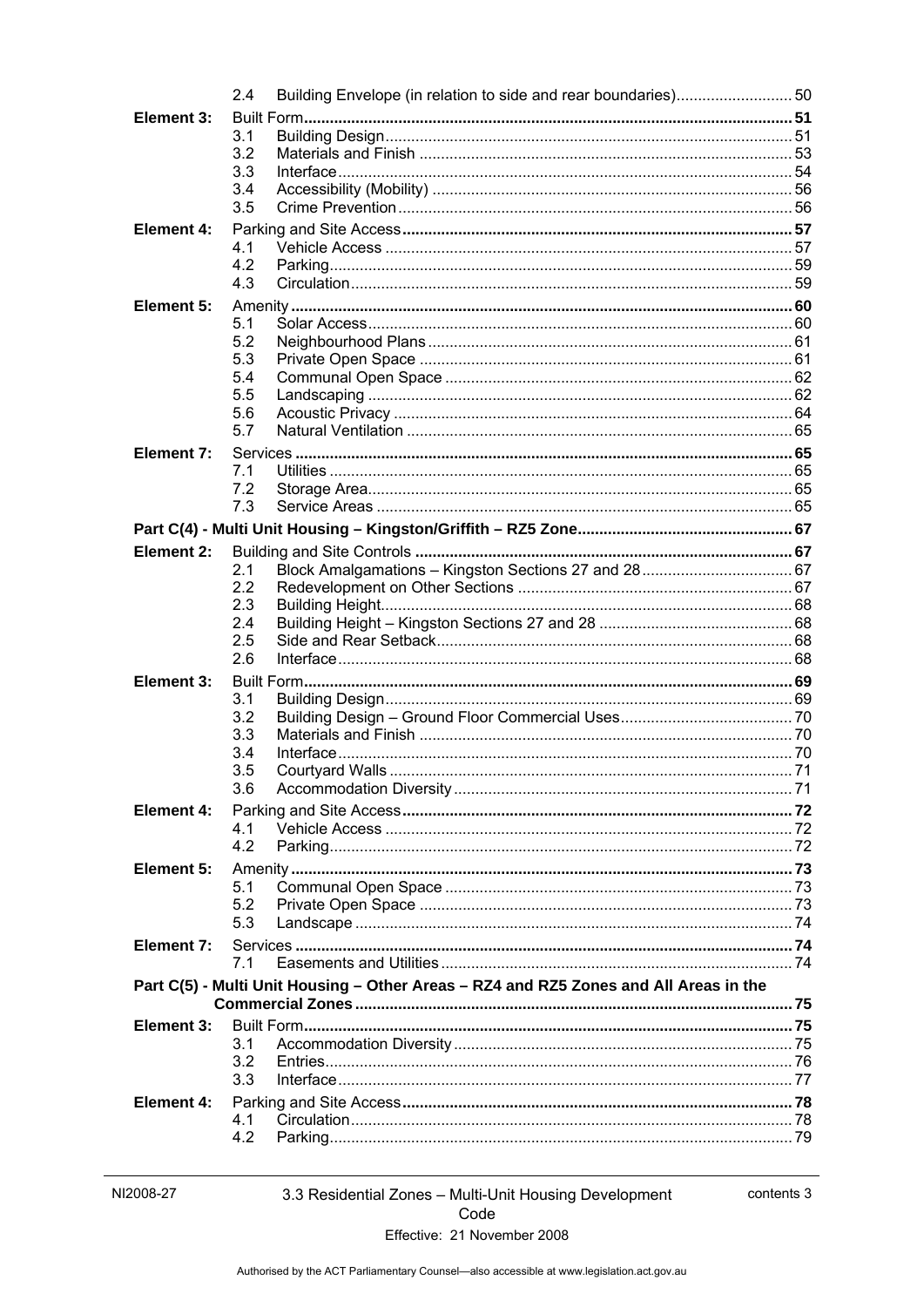| | | | |
|---|---|---|---|
| | 2.4 | Building Envelope (in relation to side and rear boundaries) | 50 |
| **Element 3:** | | Built Form | **51** |
| | 3.1 | Building Design | 51 |
| | 3.2 | Materials and Finish | 53 |
| | 3.3 | Interface | 54 |
| | 3.4 | Accessibility (Mobility) | 56 |
| | 3.5 | Crime Prevention | 56 |
| **Element 4:** | | Parking and Site Access | **57** |
| | 4.1 | Vehicle Access | 57 |
| | 4.2 | Parking | 59 |
| | 4.3 | Circulation | 59 |
| **Element 5:** | | Amenity | **60** |
| | 5.1 | Solar Access | 60 |
| | 5.2 | Neighbourhood Plans | 61 |
| | 5.3 | Private Open Space | 61 |
| | 5.4 | Communal Open Space | 62 |
| | 5.5 | Landscaping | 62 |
| | 5.6 | Acoustic Privacy | 64 |
| | 5.7 | Natural Ventilation | 65 |
| **Element 7:** | | Services | **65** |
| | 7.1 | Utilities | 65 |
| | 7.2 | Storage Area | 65 |
| | 7.3 | Service Areas | 65 |
| **Part C(4) - Multi Unit Housing – Kingston/Griffith – RZ5 Zone** | | | **67** |
| **Element 2:** | | Building and Site Controls | **67** |
| | 2.1 | Block Amalgamations – Kingston Sections 27 and 28 | 67 |
| | 2.2 | Redevelopment on Other Sections | 67 |
| | 2.3 | Building Height | 68 |
| | 2.4 | Building Height – Kingston Sections 27 and 28 | 68 |
| | 2.5 | Side and Rear Setback | 68 |
| | 2.6 | Interface | 68 |
| **Element 3:** | | Built Form | **69** |
| | 3.1 | Building Design | 69 |
| | 3.2 | Building Design – Ground Floor Commercial Uses | 70 |
| | 3.3 | Materials and Finish | 70 |
| | 3.4 | Interface | 70 |
| | 3.5 | Courtyard Walls | 71 |
| | 3.6 | Accommodation Diversity | 71 |
| **Element 4:** | | Parking and Site Access | **72** |
| | 4.1 | Vehicle Access | 72 |
| | 4.2 | Parking | 72 |
| **Element 5:** | | Amenity | **73** |
| | 5.1 | Communal Open Space | 73 |
| | 5.2 | Private Open Space | 73 |
| | 5.3 | Landscape | 74 |
| **Element 7:** | | Services | **74** |
| | 7.1 | Easements and Utilities | 74 |
| **Part C(5) - Multi Unit Housing – Other Areas – RZ4 and RZ5 Zones and All Areas in the Commercial Zones** | | | **75** |
| **Element 3:** | | Built Form | **75** |
| | 3.1 | Accommodation Diversity | 75 |
| | 3.2 | Entries | 76 |
| | 3.3 | Interface | 77 |
| **Element 4:** | | Parking and Site Access | **78** |
| | 4.1 | Circulation | 78 |
| | 4.2 | Parking | 79 |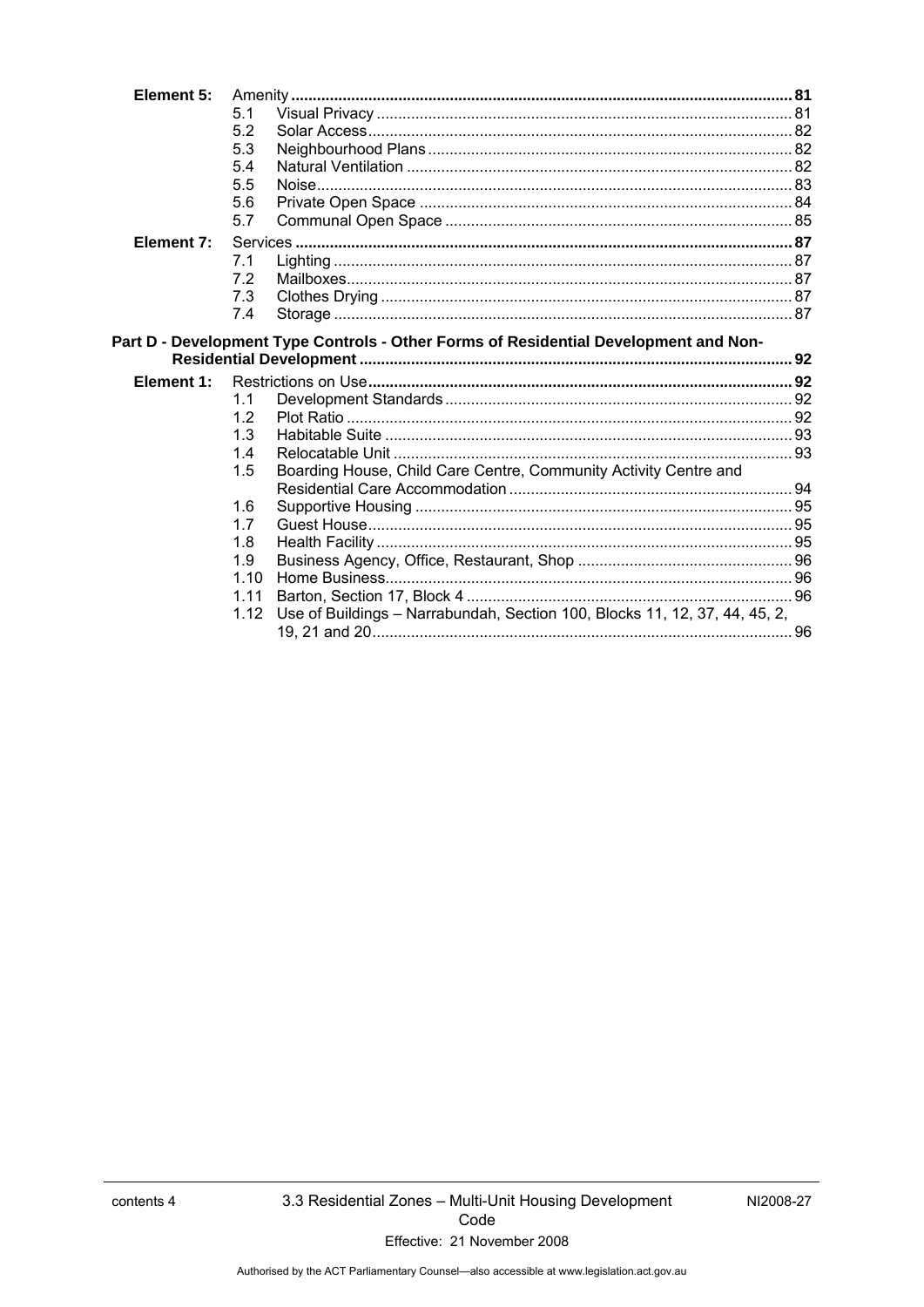| | | | |
|---|---|---|---|
| **Element 5:** | Amenity | | **81** |
| | 5.1 | Visual Privacy | 81 |
| | 5.2 | Solar Access | 82 |
| | 5.3 | Neighbourhood Plans | 82 |
| | 5.4 | Natural Ventilation | 82 |
| | 5.5 | Noise | 83 |
| | 5.6 | Private Open Space | 84 |
| | 5.7 | Communal Open Space | 85 |
| **Element 7:** | Services | | **87** |
| | 7.1 | Lighting | 87 |
| | 7.2 | Mailboxes | 87 |
| | 7.3 | Clothes Drying | 87 |
| | 7.4 | Storage | 87 |

**Part D - Development Type Controls - Other Forms of Residential Development and Non-Residential Development ... 92**

| | | | |
|---|---|---|---|
| **Element 1:** | Restrictions on Use | | **92** |
| | 1.1 | Development Standards | 92 |
| | 1.2 | Plot Ratio | 92 |
| | 1.3 | Habitable Suite | 93 |
| | 1.4 | Relocatable Unit | 93 |
| | 1.5 | Boarding House, Child Care Centre, Community Activity Centre and Residential Care Accommodation | 94 |
| | 1.6 | Supportive Housing | 95 |
| | 1.7 | Guest House | 95 |
| | 1.8 | Health Facility | 95 |
| | 1.9 | Business Agency, Office, Restaurant, Shop | 96 |
| | 1.10 | Home Business | 96 |
| | 1.11 | Barton, Section 17, Block 4 | 96 |
| | 1.12 | Use of Buildings – Narrabundah, Section 100, Blocks 11, 12, 37, 44, 45, 2, 19, 21 and 20 | 96 |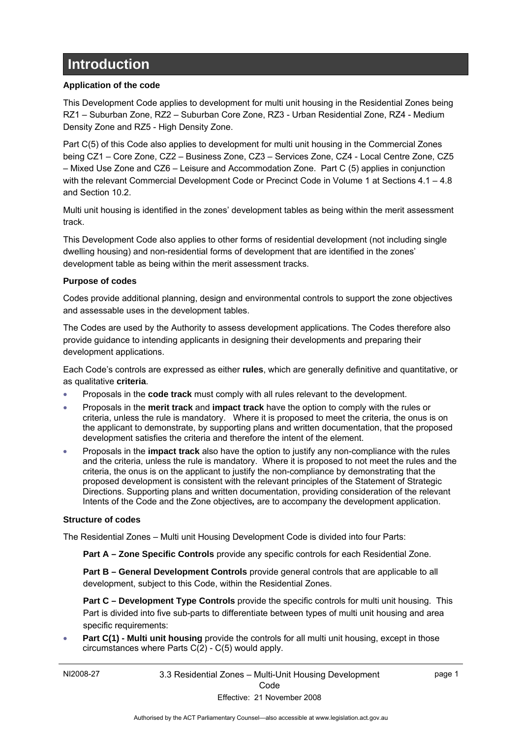# Introduction

**Application of the code**

This Development Code applies to development for multi unit housing in the Residential Zones being RZ1 – Suburban Zone, RZ2 – Suburban Core Zone, RZ3 - Urban Residential Zone, RZ4 - Medium Density Zone and RZ5 - High Density Zone.

Part C(5) of this Code also applies to development for multi unit housing in the Commercial Zones being CZ1 – Core Zone, CZ2 – Business Zone, CZ3 – Services Zone, CZ4 - Local Centre Zone, CZ5 – Mixed Use Zone and CZ6 – Leisure and Accommodation Zone. Part C (5) applies in conjunction with the relevant Commercial Development Code or Precinct Code in Volume 1 at Sections 4.1 – 4.8 and Section 10.2.

Multi unit housing is identified in the zones' development tables as being within the merit assessment track.

This Development Code also applies to other forms of residential development (not including single dwelling housing) and non-residential forms of development that are identified in the zones' development table as being within the merit assessment tracks.

**Purpose of codes**

Codes provide additional planning, design and environmental controls to support the zone objectives and assessable uses in the development tables.

The Codes are used by the Authority to assess development applications. The Codes therefore also provide guidance to intending applicants in designing their developments and preparing their development applications.

Each Code's controls are expressed as either **rules**, which are generally definitive and quantitative, or as qualitative **criteria**.

- Proposals in the **code track** must comply with all rules relevant to the development.
- Proposals in the **merit track** and **impact track** have the option to comply with the rules or criteria, unless the rule is mandatory. Where it is proposed to meet the criteria, the onus is on the applicant to demonstrate, by supporting plans and written documentation, that the proposed development satisfies the criteria and therefore the intent of the element.
- Proposals in the **impact track** also have the option to justify any non-compliance with the rules and the criteria, unless the rule is mandatory. Where it is proposed to not meet the rules and the criteria, the onus is on the applicant to justify the non-compliance by demonstrating that the proposed development is consistent with the relevant principles of the Statement of Strategic Directions. Supporting plans and written documentation, providing consideration of the relevant Intents of the Code and the Zone objectives**,** are to accompany the development application.

**Structure of codes**

The Residential Zones – Multi unit Housing Development Code is divided into four Parts:

**Part A – Zone Specific Controls** provide any specific controls for each Residential Zone.

**Part B – General Development Controls** provide general controls that are applicable to all development, subject to this Code, within the Residential Zones.

**Part C – Development Type Controls** provide the specific controls for multi unit housing. This Part is divided into five sub-parts to differentiate between types of multi unit housing and area specific requirements:

- **Part C(1) - Multi unit housing** provide the controls for all multi unit housing, except in those circumstances where Parts C(2) - C(5) would apply.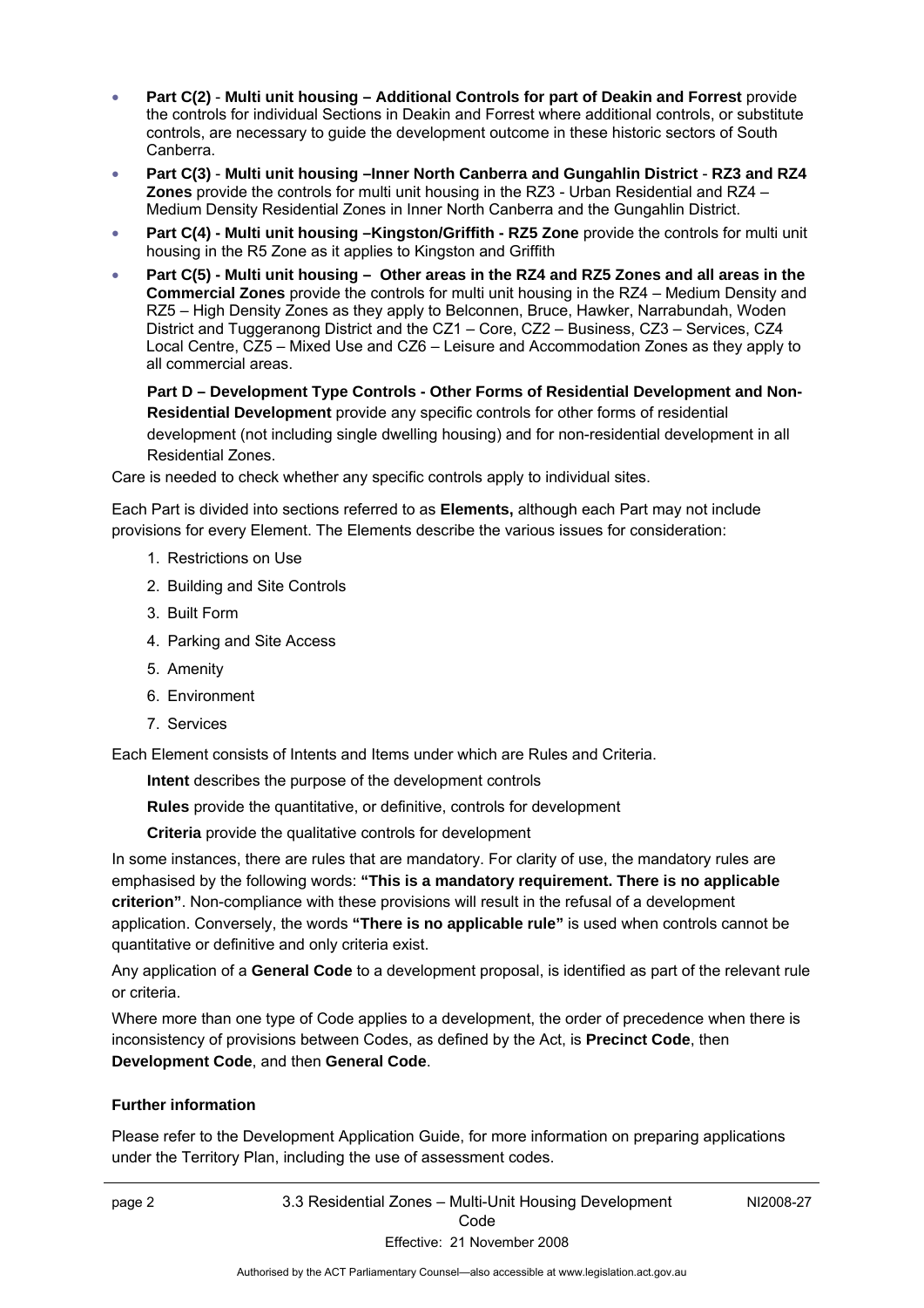- **Part C(2)** - **Multi unit housing – Additional Controls for part of Deakin and Forrest** provide the controls for individual Sections in Deakin and Forrest where additional controls, or substitute controls, are necessary to guide the development outcome in these historic sectors of South Canberra.
- **Part C(3)** - **Multi unit housing –Inner North Canberra and Gungahlin District** - **RZ3 and RZ4 Zones** provide the controls for multi unit housing in the RZ3 - Urban Residential and RZ4 – Medium Density Residential Zones in Inner North Canberra and the Gungahlin District.
- **Part C(4) - Multi unit housing –Kingston/Griffith - RZ5 Zone** provide the controls for multi unit housing in the R5 Zone as it applies to Kingston and Griffith
- **Part C(5) - Multi unit housing – Other areas in the RZ4 and RZ5 Zones and all areas in the Commercial Zones** provide the controls for multi unit housing in the RZ4 – Medium Density and RZ5 – High Density Zones as they apply to Belconnen, Bruce, Hawker, Narrabundah, Woden District and Tuggeranong District and the CZ1 – Core, CZ2 – Business, CZ3 – Services, CZ4 Local Centre, CZ5 – Mixed Use and CZ6 – Leisure and Accommodation Zones as they apply to all commercial areas.

  **Part D – Development Type Controls - Other Forms of Residential Development and Non-Residential Development** provide any specific controls for other forms of residential development (not including single dwelling housing) and for non-residential development in all Residential Zones.

Care is needed to check whether any specific controls apply to individual sites.

Each Part is divided into sections referred to as **Elements,** although each Part may not include provisions for every Element. The Elements describe the various issues for consideration:

1. Restrictions on Use
2. Building and Site Controls
3. Built Form
4. Parking and Site Access
5. Amenity
6. Environment
7. Services

Each Element consists of Intents and Items under which are Rules and Criteria.

**Intent** describes the purpose of the development controls

**Rules** provide the quantitative, or definitive, controls for development

**Criteria** provide the qualitative controls for development

In some instances, there are rules that are mandatory. For clarity of use, the mandatory rules are emphasised by the following words: **"This is a mandatory requirement. There is no applicable criterion"**. Non-compliance with these provisions will result in the refusal of a development application. Conversely, the words **"There is no applicable rule"** is used when controls cannot be quantitative or definitive and only criteria exist.

Any application of a **General Code** to a development proposal, is identified as part of the relevant rule or criteria.

Where more than one type of Code applies to a development, the order of precedence when there is inconsistency of provisions between Codes, as defined by the Act, is **Precinct Code**, then **Development Code**, and then **General Code**.

**Further information**

Please refer to the Development Application Guide, for more information on preparing applications under the Territory Plan, including the use of assessment codes.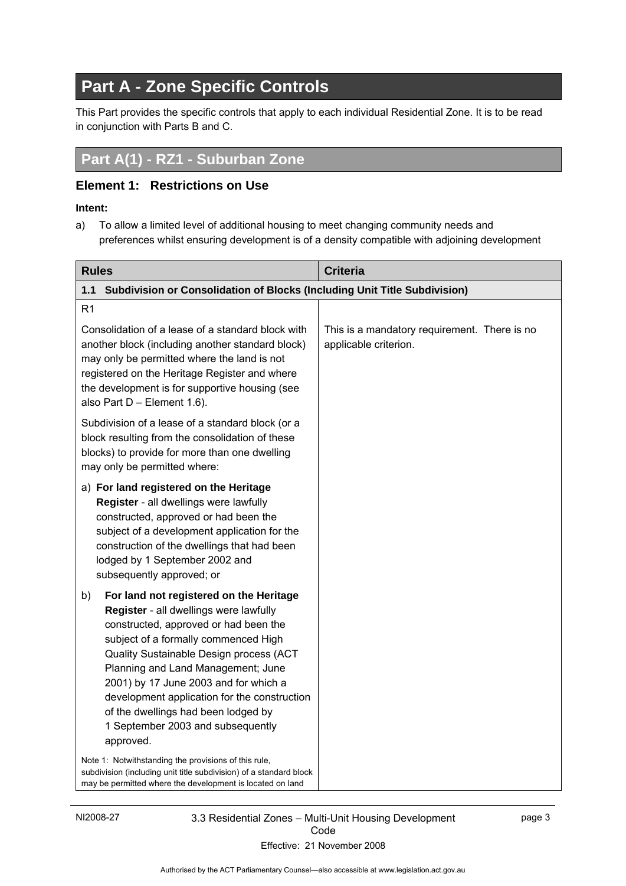# Part A - Zone Specific Controls

This Part provides the specific controls that apply to each individual Residential Zone. It is to be read in conjunction with Parts B and C.

## Part A(1) - RZ1 - Suburban Zone

### Element 1: Restrictions on Use

**Intent:**

a) To allow a limited level of additional housing to meet changing community needs and preferences whilst ensuring development is of a density compatible with adjoining development

| Rules | Criteria |
|---|---|
| **1.1 Subdivision or Consolidation of Blocks (Including Unit Title Subdivision)** | |
| R1<br><br>Consolidation of a lease of a standard block with another block (including another standard block) may only be permitted where the land is not registered on the Heritage Register and where the development is for supportive housing (see also Part D – Element 1.6).<br><br>Subdivision of a lease of a standard block (or a block resulting from the consolidation of these blocks) to provide for more than one dwelling may only be permitted where:<br><br>a) **For land registered on the Heritage Register** - all dwellings were lawfully constructed, approved or had been the subject of a development application for the construction of the dwellings that had been lodged by 1 September 2002 and subsequently approved; or<br><br>b) **For land not registered on the Heritage Register** - all dwellings were lawfully constructed, approved or had been the subject of a formally commenced High Quality Sustainable Design process (ACT Planning and Land Management; June 2001) by 17 June 2003 and for which a development application for the construction of the dwellings had been lodged by 1 September 2003 and subsequently approved.<br><br>Note 1: Notwithstanding the provisions of this rule, subdivision (including unit title subdivision) of a standard block may be permitted where the development is located on land | This is a mandatory requirement. There is no applicable criterion. |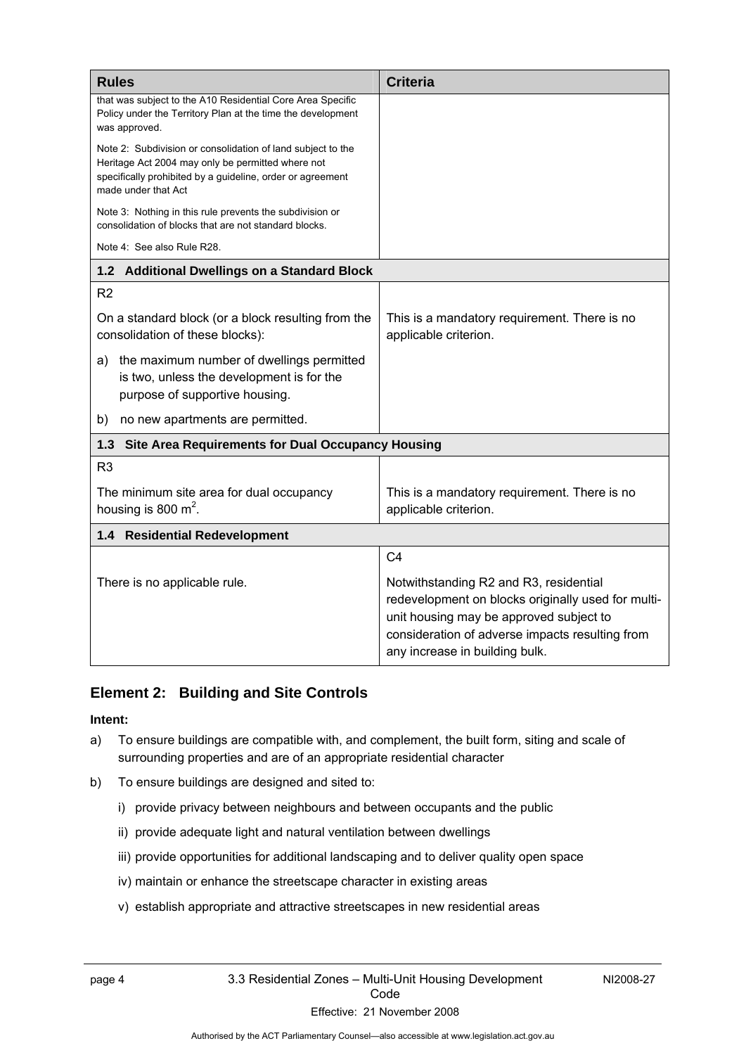| Rules | Criteria |
|---|---|
| that was subject to the A10 Residential Core Area Specific Policy under the Territory Plan at the time the development was approved.<br><br>Note 2: Subdivision or consolidation of land subject to the Heritage Act 2004 may only be permitted where not specifically prohibited by a guideline, order or agreement made under that Act<br><br>Note 3: Nothing in this rule prevents the subdivision or consolidation of blocks that are not standard blocks.<br><br>Note 4: See also Rule R28. | |
| **1.2 Additional Dwellings on a Standard Block** | |
| R2<br><br>On a standard block (or a block resulting from the consolidation of these blocks):<br><br>a) the maximum number of dwellings permitted is two, unless the development is for the purpose of supportive housing.<br><br>b) no new apartments are permitted. | This is a mandatory requirement. There is no applicable criterion. |
| **1.3 Site Area Requirements for Dual Occupancy Housing** | |
| R3<br><br>The minimum site area for dual occupancy housing is 800 $m^2$. | This is a mandatory requirement. There is no applicable criterion. |
| **1.4 Residential Redevelopment** | |
| There is no applicable rule. | C4<br><br>Notwithstanding R2 and R3, residential redevelopment on blocks originally used for multi-unit housing may be approved subject to consideration of adverse impacts resulting from any increase in building bulk. |

## Element 2: Building and Site Controls

**Intent:**

a) To ensure buildings are compatible with, and complement, the built form, siting and scale of surrounding properties and are of an appropriate residential character

b) To ensure buildings are designed and sited to:

   i) provide privacy between neighbours and between occupants and the public

   ii) provide adequate light and natural ventilation between dwellings

   iii) provide opportunities for additional landscaping and to deliver quality open space

   iv) maintain or enhance the streetscape character in existing areas

   v) establish appropriate and attractive streetscapes in new residential areas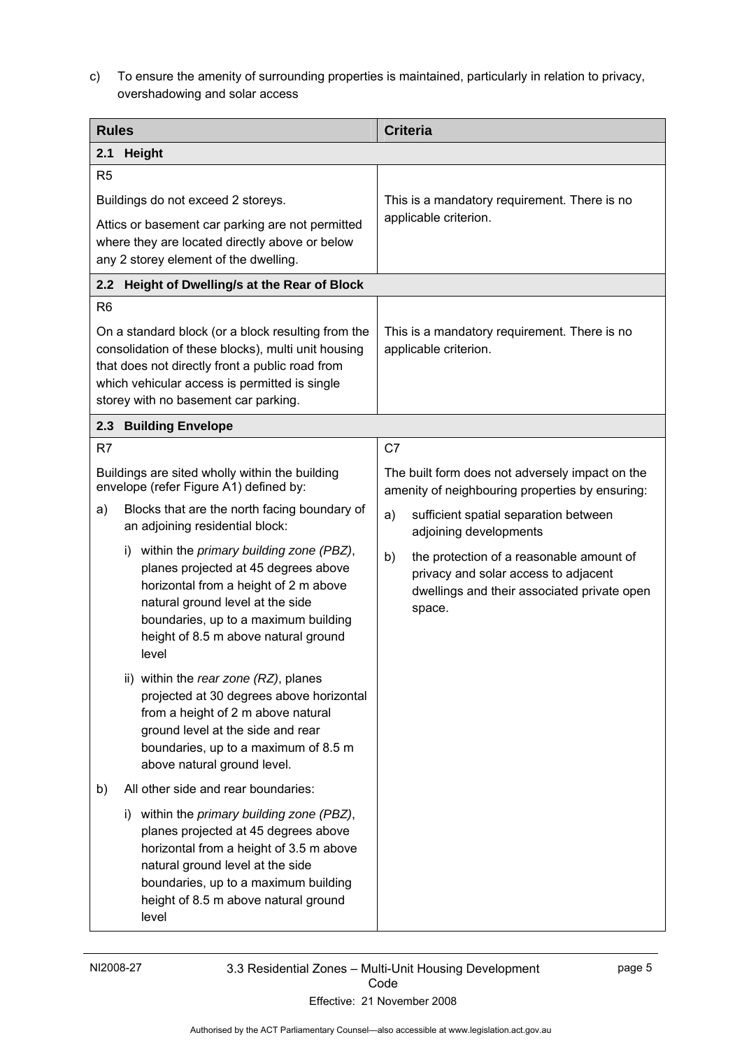c) To ensure the amenity of surrounding properties is maintained, particularly in relation to privacy, overshadowing and solar access

| Rules | Criteria |
|---|---|
| **2.1 Height** | |
| R5<br><br>Buildings do not exceed 2 storeys.<br><br>Attics or basement car parking are not permitted where they are located directly above or below any 2 storey element of the dwelling. | This is a mandatory requirement. There is no applicable criterion. |
| **2.2 Height of Dwelling/s at the Rear of Block** | |
| R6<br><br>On a standard block (or a block resulting from the consolidation of these blocks), multi unit housing that does not directly front a public road from which vehicular access is permitted is single storey with no basement car parking. | This is a mandatory requirement. There is no applicable criterion. |
| **2.3 Building Envelope** | |
| R7<br><br>Buildings are sited wholly within the building envelope (refer Figure A1) defined by:<br><br>a) Blocks that are the north facing boundary of an adjoining residential block:<br><br>i) within the *primary building zone (PBZ)*, planes projected at 45 degrees above horizontal from a height of 2 m above natural ground level at the side boundaries, up to a maximum building height of 8.5 m above natural ground level<br><br>ii) within the *rear zone (RZ)*, planes projected at 30 degrees above horizontal from a height of 2 m above natural ground level at the side and rear boundaries, up to a maximum of 8.5 m above natural ground level.<br><br>b) All other side and rear boundaries:<br><br>i) within the *primary building zone (PBZ)*, planes projected at 45 degrees above horizontal from a height of 3.5 m above natural ground level at the side boundaries, up to a maximum building height of 8.5 m above natural ground level | C7<br><br>The built form does not adversely impact on the amenity of neighbouring properties by ensuring:<br><br>a) sufficient spatial separation between adjoining developments<br><br>b) the protection of a reasonable amount of privacy and solar access to adjacent dwellings and their associated private open space. |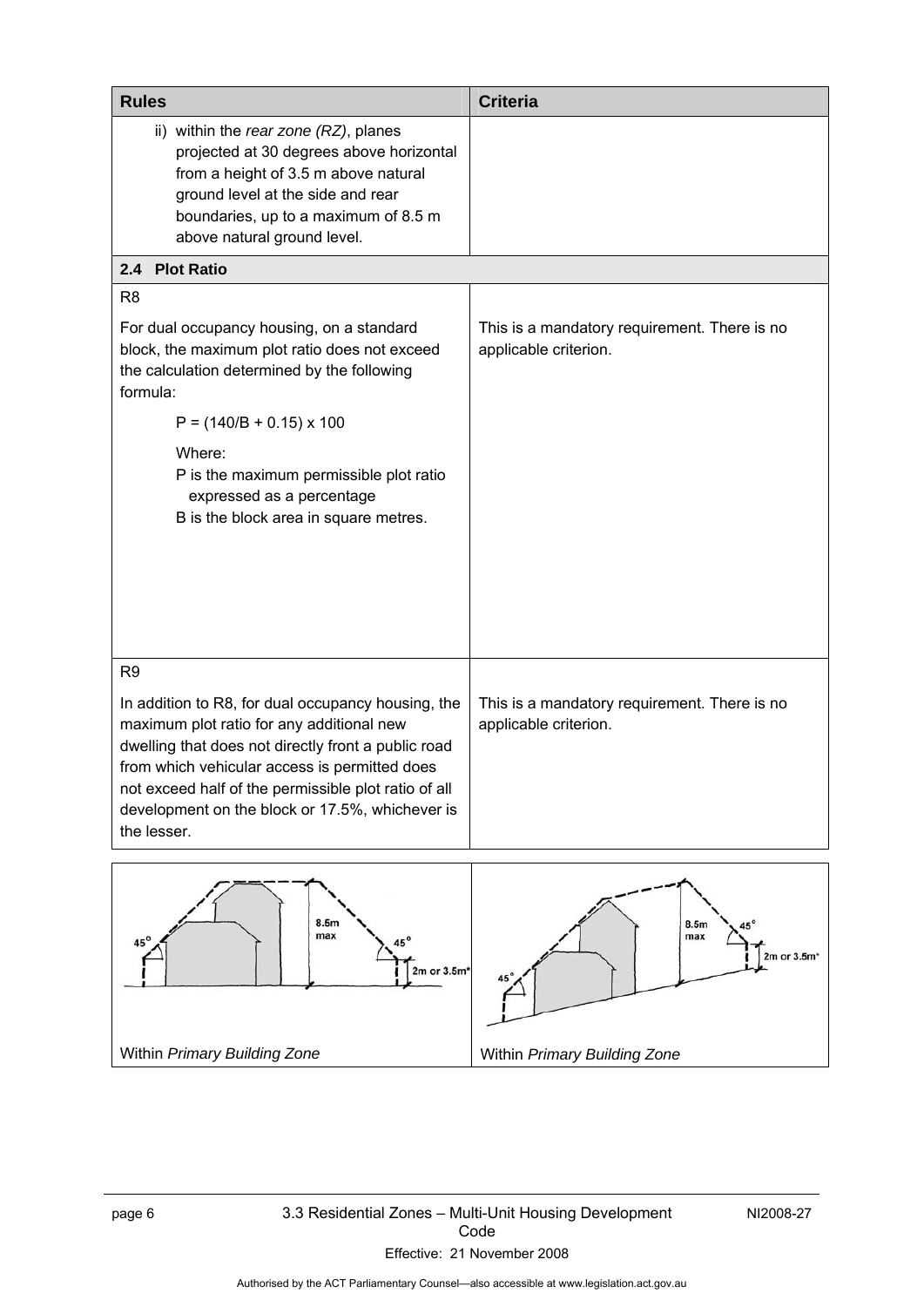| Rules | Criteria |
|---|---|
| ii) within the *rear zone (RZ)*, planes projected at 30 degrees above horizontal from a height of 3.5 m above natural ground level at the side and rear boundaries, up to a maximum of 8.5 m above natural ground level. | |
| **2.4 Plot Ratio** | |
| R8<br><br>For dual occupancy housing, on a standard block, the maximum plot ratio does not exceed the calculation determined by the following formula:<br><br>$P = (140/B + 0.15) \times 100$<br><br>Where:<br>P is the maximum permissible plot ratio expressed as a percentage<br>B is the block area in square metres. | This is a mandatory requirement. There is no applicable criterion. |
| R9<br><br>In addition to R8, for dual occupancy housing, the maximum plot ratio for any additional new dwelling that does not directly front a public road from which vehicular access is permitted does not exceed half of the permissible plot ratio of all development on the block or 17.5%, whichever is the lesser. | This is a mandatory requirement. There is no applicable criterion. |

45°
8.5m max
45°
2m or 3.5m*

Within *Primary Building Zone*

45°
8.5m max
45°
2m or 3.5m*

Within *Primary Building Zone*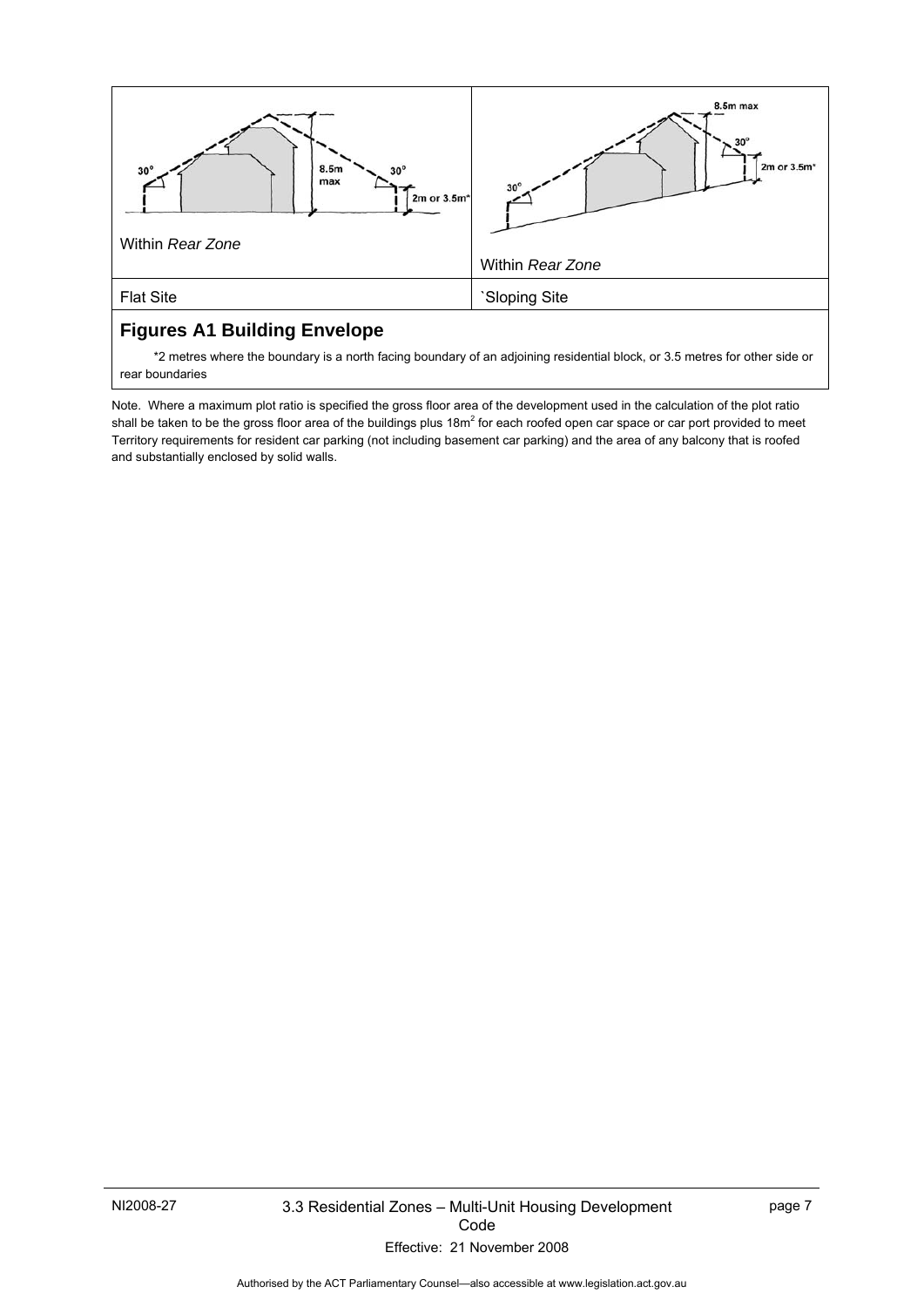| | |
|---|---|
| 30° 8.5m max 30° 2m or 3.5m* <br> Within *Rear Zone* | 8.5m max 30° 2m or 3.5m* 30° <br> Within *Rear Zone* |
| Flat Site | `Sloping Site |

## Figures A1 Building Envelope

*2 metres where the boundary is a north facing boundary of an adjoining residential block, or 3.5 metres for other side or rear boundaries

Note. Where a maximum plot ratio is specified the gross floor area of the development used in the calculation of the plot ratio shall be taken to be the gross floor area of the buildings plus 18m$^2$ for each roofed open car space or car port provided to meet Territory requirements for resident car parking (not including basement car parking) and the area of any balcony that is roofed and substantially enclosed by solid walls.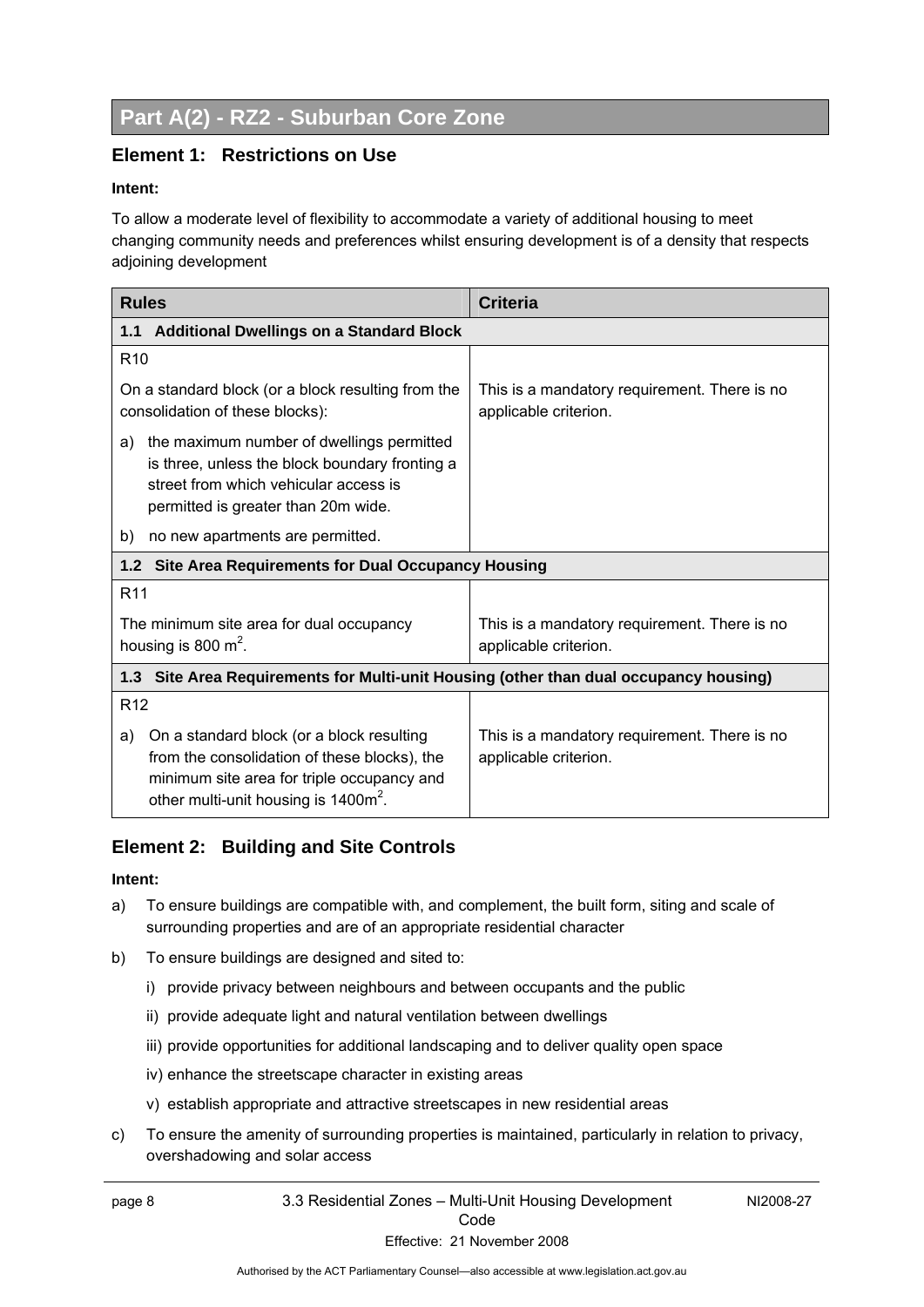# Part A(2) - RZ2 - Suburban Core Zone

## Element 1: Restrictions on Use

**Intent:**

To allow a moderate level of flexibility to accommodate a variety of additional housing to meet changing community needs and preferences whilst ensuring development is of a density that respects adjoining development

| Rules | Criteria |
|---|---|
| **1.1 Additional Dwellings on a Standard Block** | |
| R10<br><br>On a standard block (or a block resulting from the consolidation of these blocks):<br><br>a) the maximum number of dwellings permitted is three, unless the block boundary fronting a street from which vehicular access is permitted is greater than 20m wide.<br><br>b) no new apartments are permitted. | This is a mandatory requirement. There is no applicable criterion. |
| **1.2 Site Area Requirements for Dual Occupancy Housing** | |
| R11<br><br>The minimum site area for dual occupancy housing is 800 $m^2$. | This is a mandatory requirement. There is no applicable criterion. |
| **1.3 Site Area Requirements for Multi-unit Housing (other than dual occupancy housing)** | |
| R12<br><br>a) On a standard block (or a block resulting from the consolidation of these blocks), the minimum site area for triple occupancy and other multi-unit housing is 1400$m^2$. | This is a mandatory requirement. There is no applicable criterion. |

## Element 2: Building and Site Controls

**Intent:**

a) To ensure buildings are compatible with, and complement, the built form, siting and scale of surrounding properties and are of an appropriate residential character

b) To ensure buildings are designed and sited to:

   i) provide privacy between neighbours and between occupants and the public

   ii) provide adequate light and natural ventilation between dwellings

   iii) provide opportunities for additional landscaping and to deliver quality open space

   iv) enhance the streetscape character in existing areas

   v) establish appropriate and attractive streetscapes in new residential areas

c) To ensure the amenity of surrounding properties is maintained, particularly in relation to privacy, overshadowing and solar access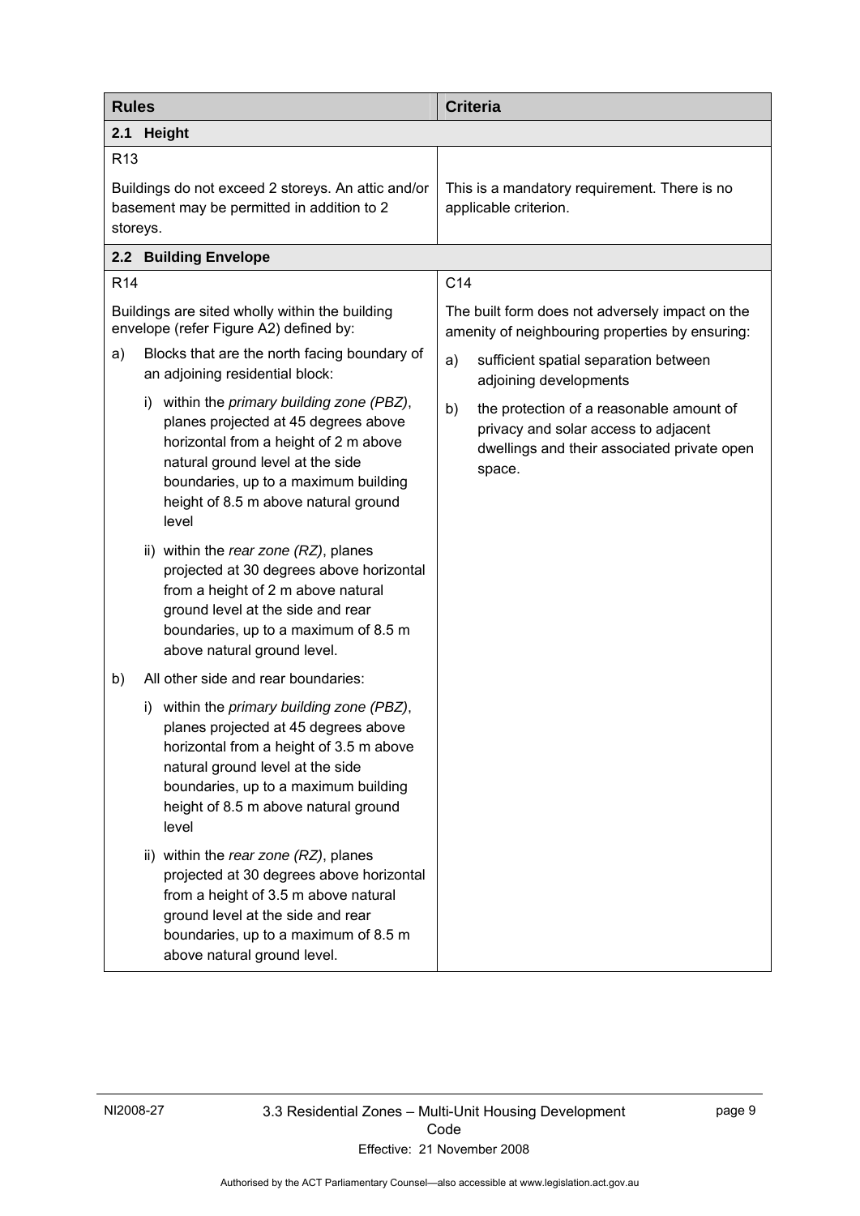| Rules | Criteria |
|---|---|
| **2.1 Height** | |
| R13<br><br>Buildings do not exceed 2 storeys. An attic and/or basement may be permitted in addition to 2 storeys. | This is a mandatory requirement. There is no applicable criterion. |
| **2.2 Building Envelope** | |
| R14<br><br>Buildings are sited wholly within the building envelope (refer Figure A2) defined by:<br><br>a) Blocks that are the north facing boundary of an adjoining residential block:<br><br>i) within the *primary building zone (PBZ)*, planes projected at 45 degrees above horizontal from a height of 2 m above natural ground level at the side boundaries, up to a maximum building height of 8.5 m above natural ground level<br><br>ii) within the *rear zone (RZ)*, planes projected at 30 degrees above horizontal from a height of 2 m above natural ground level at the side and rear boundaries, up to a maximum of 8.5 m above natural ground level.<br><br>b) All other side and rear boundaries:<br><br>i) within the *primary building zone (PBZ)*, planes projected at 45 degrees above horizontal from a height of 3.5 m above natural ground level at the side boundaries, up to a maximum building height of 8.5 m above natural ground level<br><br>ii) within the *rear zone (RZ)*, planes projected at 30 degrees above horizontal from a height of 3.5 m above natural ground level at the side and rear boundaries, up to a maximum of 8.5 m above natural ground level. | C14<br><br>The built form does not adversely impact on the amenity of neighbouring properties by ensuring:<br><br>a) sufficient spatial separation between adjoining developments<br><br>b) the protection of a reasonable amount of privacy and solar access to adjacent dwellings and their associated private open space. |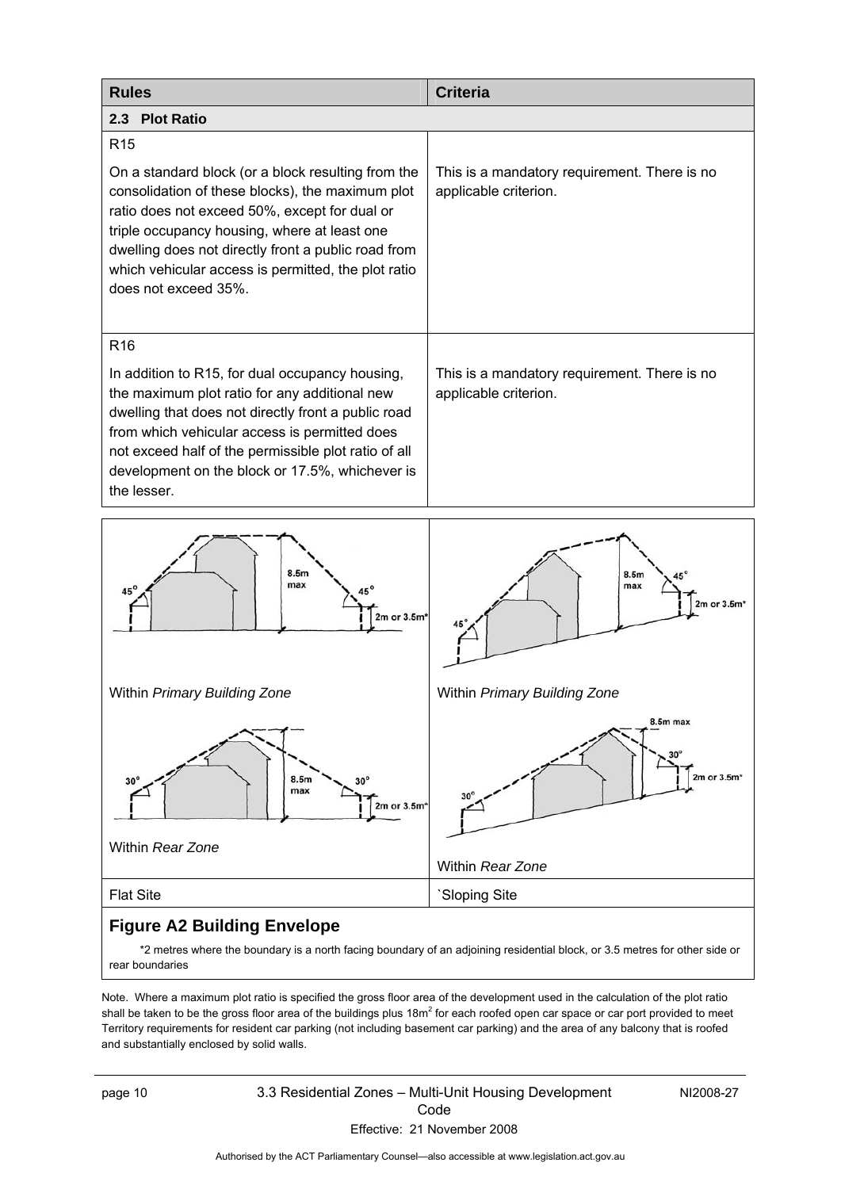| Rules | Criteria |
| --- | --- |
| **2.3 Plot Ratio** | |
| R15<br><br>On a standard block (or a block resulting from the consolidation of these blocks), the maximum plot ratio does not exceed 50%, except for dual or triple occupancy housing, where at least one dwelling does not directly front a public road from which vehicular access is permitted, the plot ratio does not exceed 35%. | This is a mandatory requirement. There is no applicable criterion. |
| R16<br><br>In addition to R15, for dual occupancy housing, the maximum plot ratio for any additional new dwelling that does not directly front a public road from which vehicular access is permitted does not exceed half of the permissible plot ratio of all development on the block or 17.5%, whichever is the lesser. | This is a mandatory requirement. There is no applicable criterion. |

45°
8.5m max
45°
2m or 3.5m*

Within *Primary Building Zone*

8.5m max
45°
2m or 3.5m*
45°

Within *Primary Building Zone*

30°
8.5m max
30°
2m or 3.5m*

Within *Rear Zone*

8.5m max
30°
2m or 3.5m*
30°

Within *Rear Zone*

Flat Site

`Sloping Site

## Figure A2 Building Envelope

*2 metres where the boundary is a north facing boundary of an adjoining residential block, or 3.5 metres for other side or rear boundaries

Note. Where a maximum plot ratio is specified the gross floor area of the development used in the calculation of the plot ratio shall be taken to be the gross floor area of the buildings plus 18m$^2$ for each roofed open car space or car port provided to meet Territory requirements for resident car parking (not including basement car parking) and the area of any balcony that is roofed and substantially enclosed by solid walls.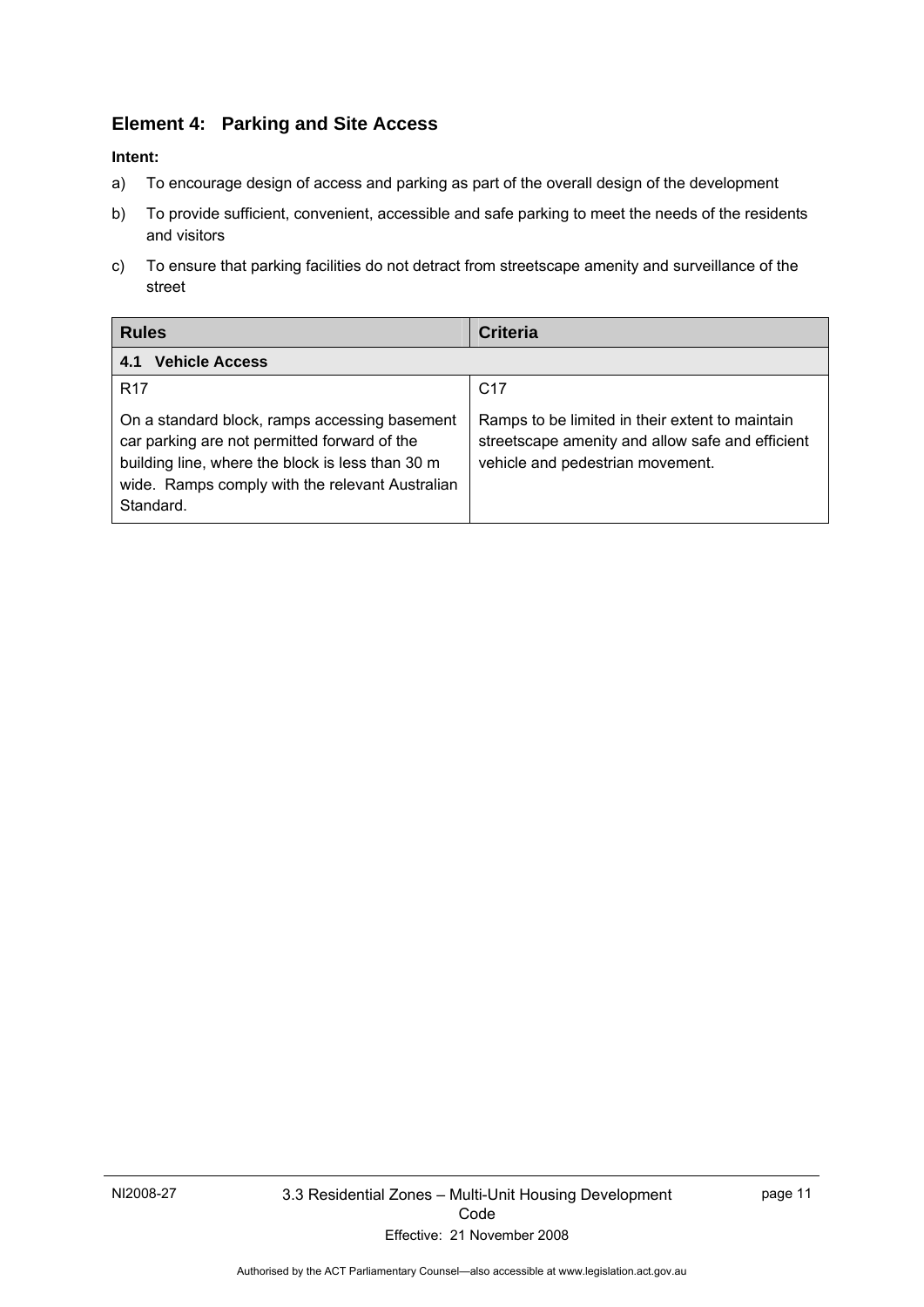## Element 4: Parking and Site Access

**Intent:**

a) To encourage design of access and parking as part of the overall design of the development

b) To provide sufficient, convenient, accessible and safe parking to meet the needs of the residents and visitors

c) To ensure that parking facilities do not detract from streetscape amenity and surveillance of the street

| Rules | Criteria |
|---|---|
| **4.1 Vehicle Access** | |
| R17<br><br>On a standard block, ramps accessing basement car parking are not permitted forward of the building line, where the block is less than 30 m wide. Ramps comply with the relevant Australian Standard. | C17<br><br>Ramps to be limited in their extent to maintain streetscape amenity and allow safe and efficient vehicle and pedestrian movement. |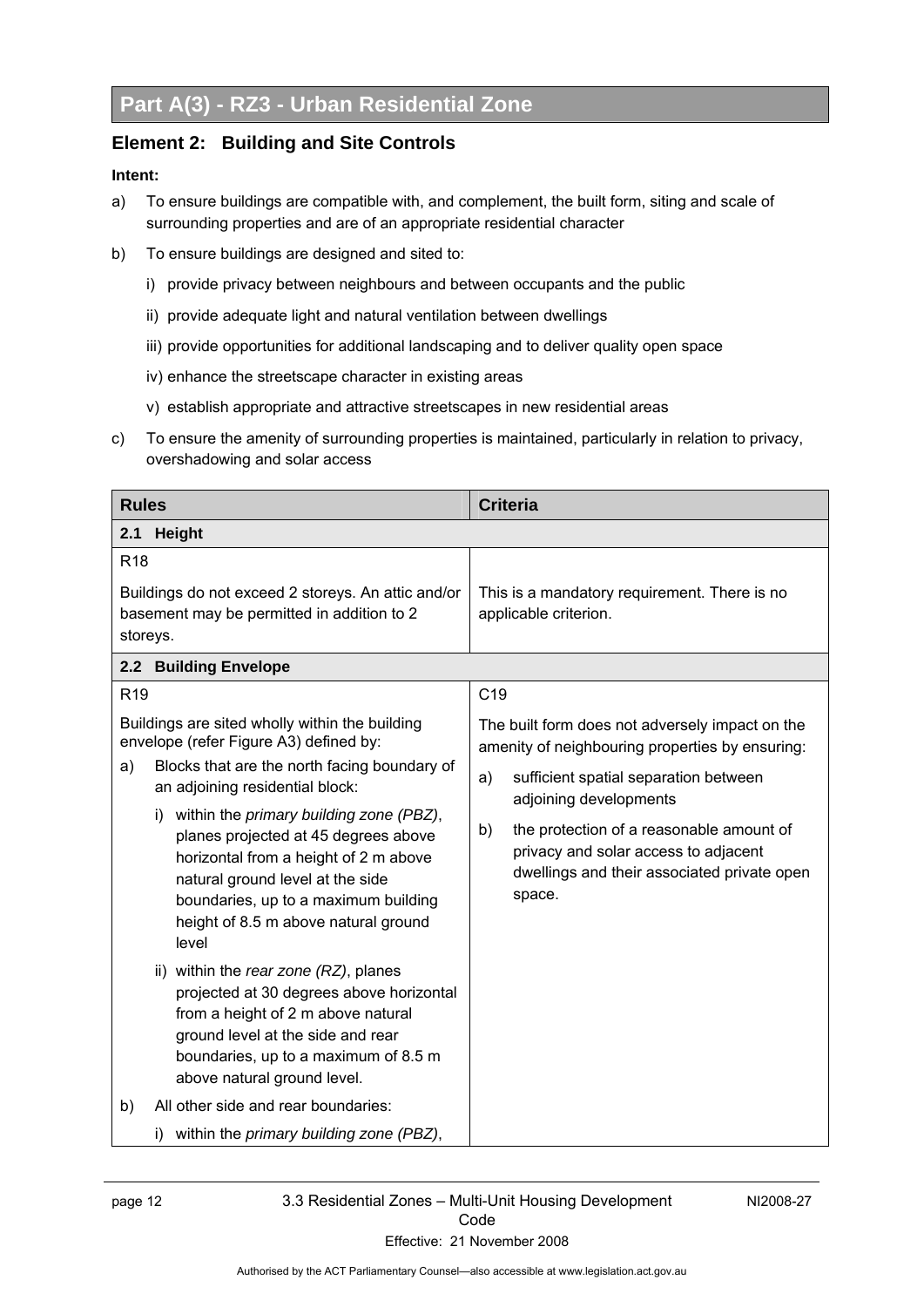# Part A(3) - RZ3 - Urban Residential Zone

## Element 2: Building and Site Controls

**Intent:**

a) To ensure buildings are compatible with, and complement, the built form, siting and scale of surrounding properties and are of an appropriate residential character

b) To ensure buildings are designed and sited to:

   i) provide privacy between neighbours and between occupants and the public

   ii) provide adequate light and natural ventilation between dwellings

   iii) provide opportunities for additional landscaping and to deliver quality open space

   iv) enhance the streetscape character in existing areas

   v) establish appropriate and attractive streetscapes in new residential areas

c) To ensure the amenity of surrounding properties is maintained, particularly in relation to privacy, overshadowing and solar access

| Rules | Criteria |
|---|---|
| **2.1 Height** | |
| R18<br><br>Buildings do not exceed 2 storeys. An attic and/or basement may be permitted in addition to 2 storeys. | This is a mandatory requirement. There is no applicable criterion. |
| **2.2 Building Envelope** | |
| R19<br><br>Buildings are sited wholly within the building envelope (refer Figure A3) defined by:<br><br>a) Blocks that are the north facing boundary of an adjoining residential block:<br><br>i) within the *primary building zone (PBZ)*, planes projected at 45 degrees above horizontal from a height of 2 m above natural ground level at the side boundaries, up to a maximum building height of 8.5 m above natural ground level<br><br>ii) within the *rear zone (RZ)*, planes projected at 30 degrees above horizontal from a height of 2 m above natural ground level at the side and rear boundaries, up to a maximum of 8.5 m above natural ground level.<br><br>b) All other side and rear boundaries:<br><br>i) within the *primary building zone (PBZ)*, | C19<br><br>The built form does not adversely impact on the amenity of neighbouring properties by ensuring:<br><br>a) sufficient spatial separation between adjoining developments<br><br>b) the protection of a reasonable amount of privacy and solar access to adjacent dwellings and their associated private open space. |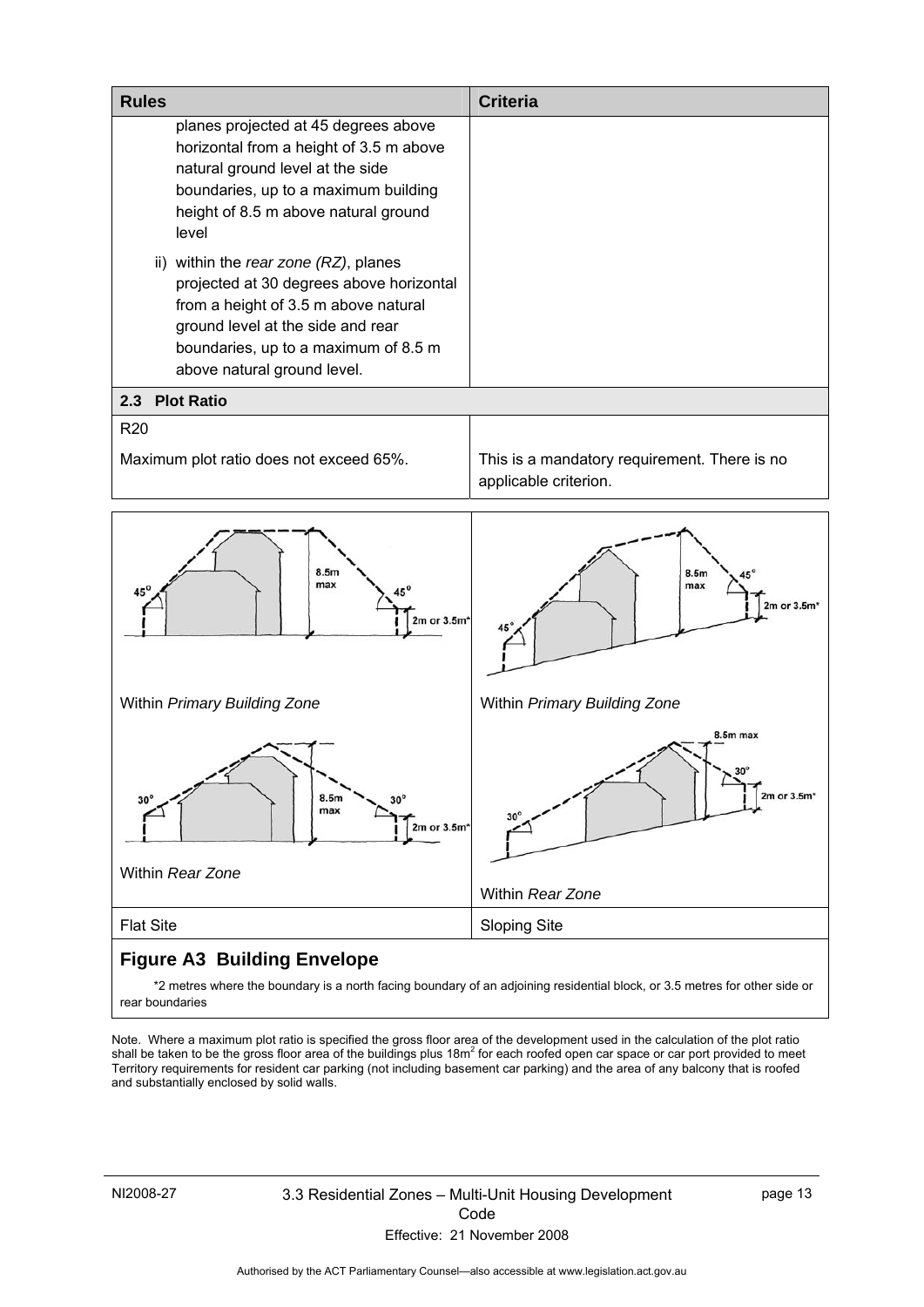| Rules | Criteria |
| --- | --- |
| planes projected at 45 degrees above horizontal from a height of 3.5 m above natural ground level at the side boundaries, up to a maximum building height of 8.5 m above natural ground level<br><br>ii) within the *rear zone (RZ)*, planes projected at 30 degrees above horizontal from a height of 3.5 m above natural ground level at the side and rear boundaries, up to a maximum of 8.5 m above natural ground level. | |
| **2.3 Plot Ratio** | |
| R20<br><br>Maximum plot ratio does not exceed 65%. | This is a mandatory requirement. There is no applicable criterion. |

Within *Primary Building Zone*

Within *Primary Building Zone*

Within *Rear Zone*

Within *Rear Zone*

| Flat Site | Sloping Site |
| --- | --- |

### Figure A3 Building Envelope

*2 metres where the boundary is a north facing boundary of an adjoining residential block, or 3.5 metres for other side or rear boundaries

Note. Where a maximum plot ratio is specified the gross floor area of the development used in the calculation of the plot ratio shall be taken to be the gross floor area of the buildings plus 18m$^2$ for each roofed open car space or car port provided to meet Territory requirements for resident car parking (not including basement car parking) and the area of any balcony that is roofed and substantially enclosed by solid walls.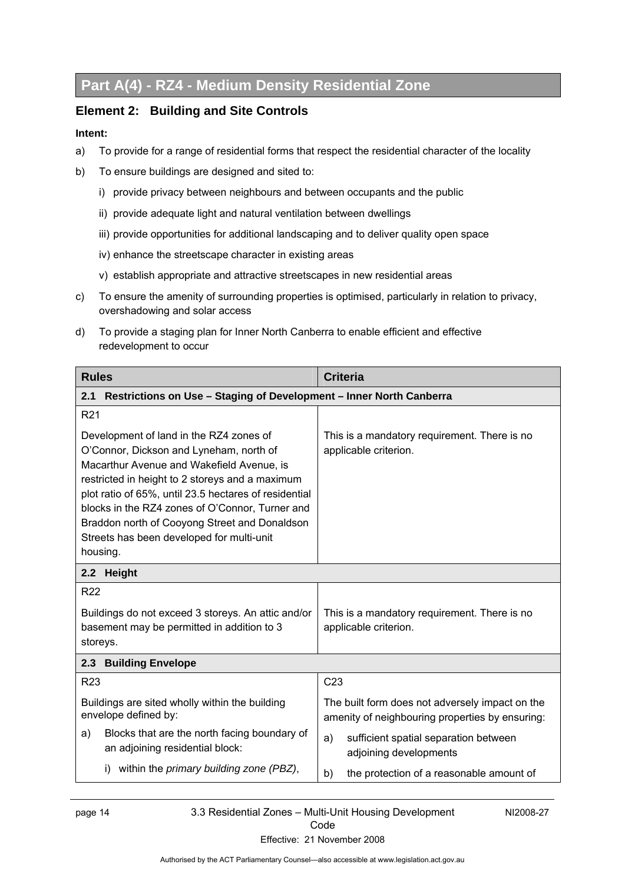## Part A(4) - RZ4 - Medium Density Residential Zone

### Element 2: Building and Site Controls

**Intent:**

a) To provide for a range of residential forms that respect the residential character of the locality

b) To ensure buildings are designed and sited to:

   i) provide privacy between neighbours and between occupants and the public

   ii) provide adequate light and natural ventilation between dwellings

   iii) provide opportunities for additional landscaping and to deliver quality open space

   iv) enhance the streetscape character in existing areas

   v) establish appropriate and attractive streetscapes in new residential areas

c) To ensure the amenity of surrounding properties is optimised, particularly in relation to privacy, overshadowing and solar access

d) To provide a staging plan for Inner North Canberra to enable efficient and effective redevelopment to occur

| Rules | Criteria |
|---|---|
| **2.1 Restrictions on Use – Staging of Development – Inner North Canberra** | |
| R21<br><br>Development of land in the RZ4 zones of O'Connor, Dickson and Lyneham, north of Macarthur Avenue and Wakefield Avenue, is restricted in height to 2 storeys and a maximum plot ratio of 65%, until 23.5 hectares of residential blocks in the RZ4 zones of O'Connor, Turner and Braddon north of Cooyong Street and Donaldson Streets has been developed for multi-unit housing. | This is a mandatory requirement. There is no applicable criterion. |
| **2.2 Height** | |
| R22<br><br>Buildings do not exceed 3 storeys. An attic and/or basement may be permitted in addition to 3 storeys. | This is a mandatory requirement. There is no applicable criterion. |
| **2.3 Building Envelope** | |
| R23<br><br>Buildings are sited wholly within the building envelope defined by:<br><br>a) Blocks that are the north facing boundary of an adjoining residential block:<br><br>i) within the *primary building zone (PBZ)*, | C23<br><br>The built form does not adversely impact on the amenity of neighbouring properties by ensuring:<br><br>a) sufficient spatial separation between adjoining developments<br><br>b) the protection of a reasonable amount of |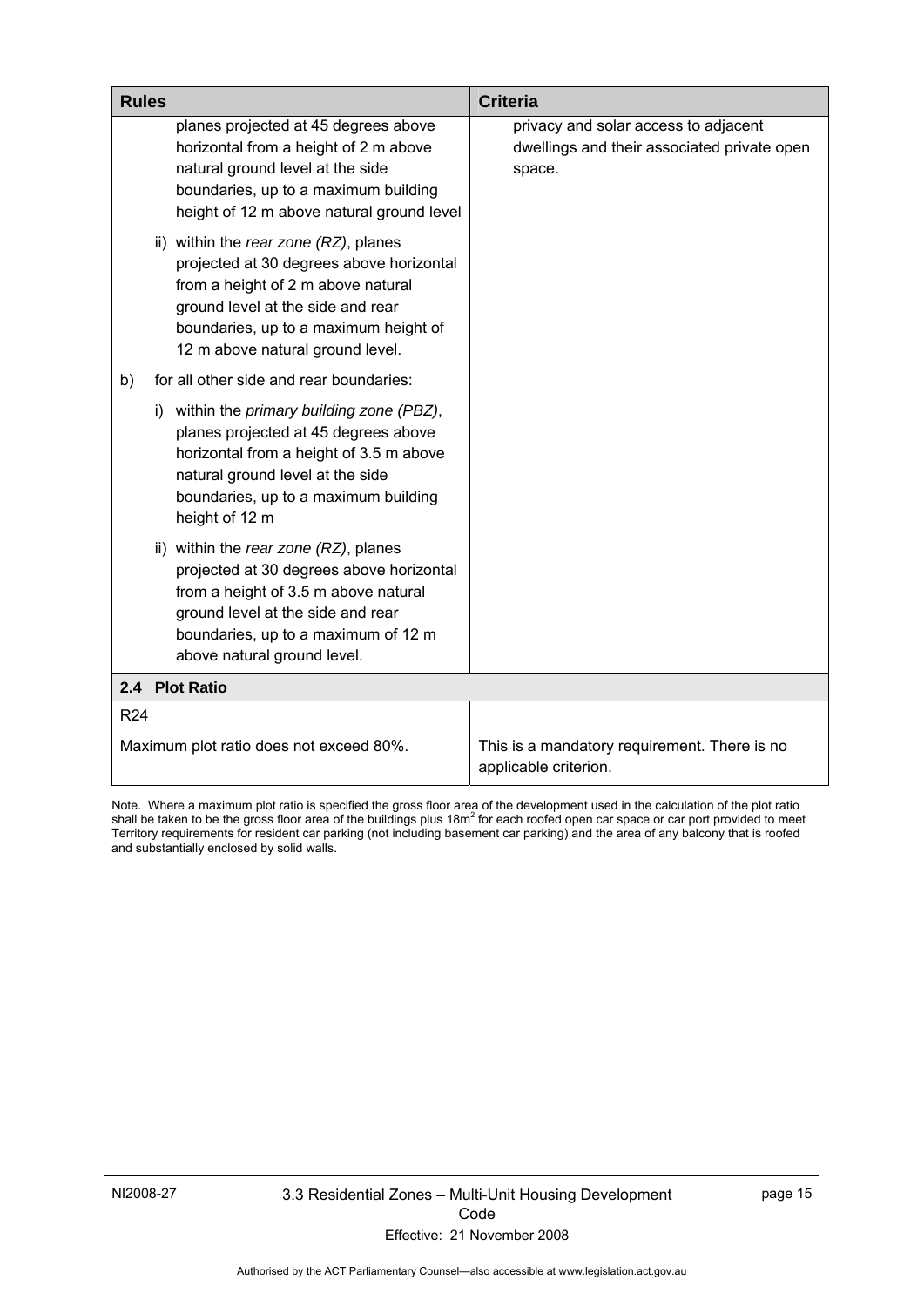| Rules | Criteria |
| --- | --- |
| planes projected at 45 degrees above horizontal from a height of 2 m above natural ground level at the side boundaries, up to a maximum building height of 12 m above natural ground level<br><br>ii) within the *rear zone (RZ)*, planes projected at 30 degrees above horizontal from a height of 2 m above natural ground level at the side and rear boundaries, up to a maximum height of 12 m above natural ground level.<br><br>b) for all other side and rear boundaries:<br><br>i) within the *primary building zone (PBZ)*, planes projected at 45 degrees above horizontal from a height of 3.5 m above natural ground level at the side boundaries, up to a maximum building height of 12 m<br><br>ii) within the *rear zone (RZ)*, planes projected at 30 degrees above horizontal from a height of 3.5 m above natural ground level at the side and rear boundaries, up to a maximum of 12 m above natural ground level. | privacy and solar access to adjacent dwellings and their associated private open space. |
| **2.4 Plot Ratio** | |
| R24<br><br>Maximum plot ratio does not exceed 80%. | This is a mandatory requirement. There is no applicable criterion. |

Note. Where a maximum plot ratio is specified the gross floor area of the development used in the calculation of the plot ratio shall be taken to be the gross floor area of the buildings plus $18m^2$ for each roofed open car space or car port provided to meet Territory requirements for resident car parking (not including basement car parking) and the area of any balcony that is roofed and substantially enclosed by solid walls.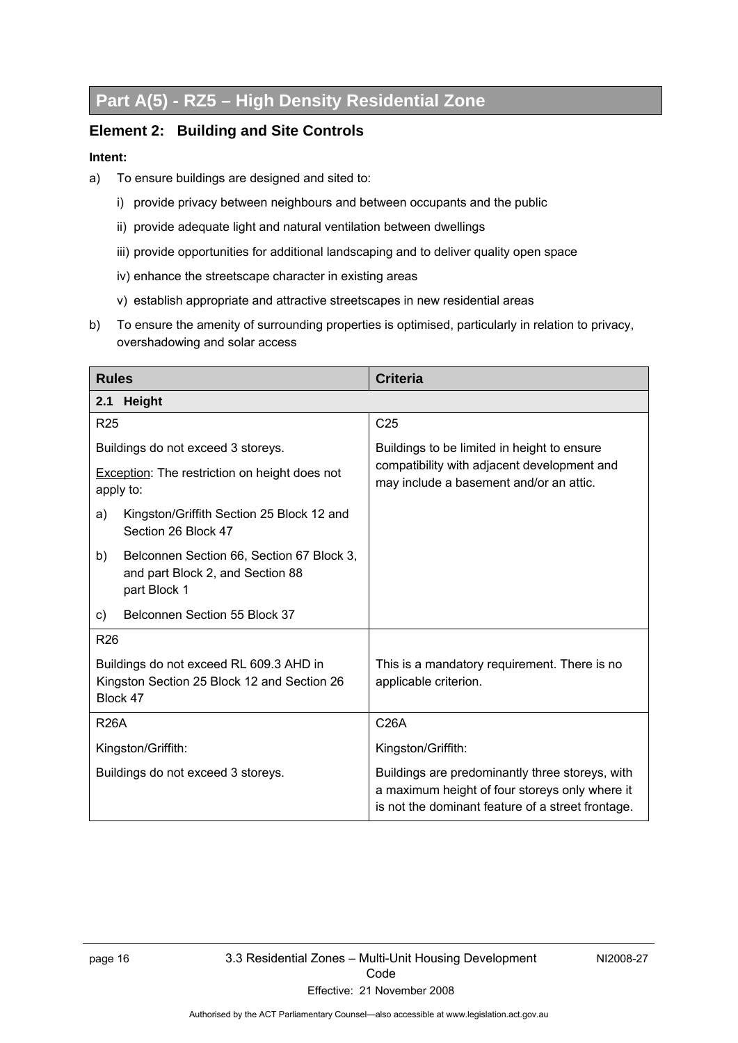# Part A(5) - RZ5 – High Density Residential Zone

## Element 2: Building and Site Controls

**Intent:**

a) To ensure buildings are designed and sited to:

   i) provide privacy between neighbours and between occupants and the public

   ii) provide adequate light and natural ventilation between dwellings

   iii) provide opportunities for additional landscaping and to deliver quality open space

   iv) enhance the streetscape character in existing areas

   v) establish appropriate and attractive streetscapes in new residential areas

b) To ensure the amenity of surrounding properties is optimised, particularly in relation to privacy, overshadowing and solar access

| Rules | Criteria |
|---|---|
| **2.1 Height** | |
| R25<br><br>Buildings do not exceed 3 storeys.<br><br>Exception: The restriction on height does not apply to:<br><br>a) Kingston/Griffith Section 25 Block 12 and Section 26 Block 47<br><br>b) Belconnen Section 66, Section 67 Block 3, and part Block 2, and Section 88 part Block 1<br><br>c) Belconnen Section 55 Block 37 | C25<br><br>Buildings to be limited in height to ensure compatibility with adjacent development and may include a basement and/or an attic. |
| R26<br><br>Buildings do not exceed RL 609.3 AHD in Kingston Section 25 Block 12 and Section 26 Block 47 | This is a mandatory requirement. There is no applicable criterion. |
| R26A<br><br>Kingston/Griffith:<br><br>Buildings do not exceed 3 storeys. | C26A<br><br>Kingston/Griffith:<br><br>Buildings are predominantly three storeys, with a maximum height of four storeys only where it is not the dominant feature of a street frontage. |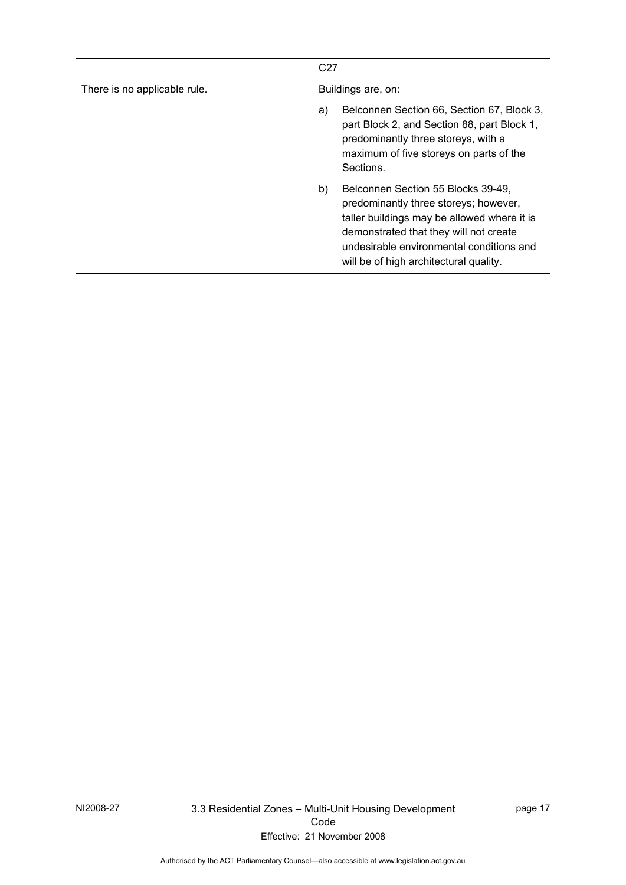| | |
|---|---|
| There is no applicable rule. | C27<br><br>Buildings are, on:<br><br>a) Belconnen Section 66, Section 67, Block 3, part Block 2, and Section 88, part Block 1, predominantly three storeys, with a maximum of five storeys on parts of the Sections.<br><br>b) Belconnen Section 55 Blocks 39-49, predominantly three storeys; however, taller buildings may be allowed where it is demonstrated that they will not create undesirable environmental conditions and will be of high architectural quality. |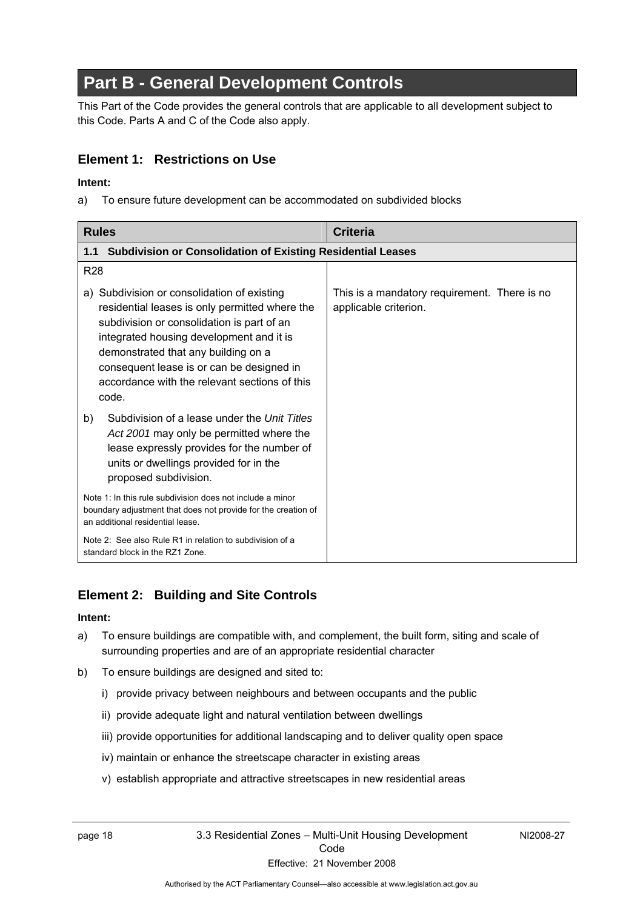# Part B - General Development Controls

This Part of the Code provides the general controls that are applicable to all development subject to this Code. Parts A and C of the Code also apply.

## Element 1: Restrictions on Use

**Intent:**

a) To ensure future development can be accommodated on subdivided blocks

| Rules | Criteria |
|---|---|
| **1.1 Subdivision or Consolidation of Existing Residential Leases** | |
| R28<br><br>a) Subdivision or consolidation of existing residential leases is only permitted where the subdivision or consolidation is part of an integrated housing development and it is demonstrated that any building on a consequent lease is or can be designed in accordance with the relevant sections of this code.<br><br>b) Subdivision of a lease under the *Unit Titles Act 2001* may only be permitted where the lease expressly provides for the number of units or dwellings provided for in the proposed subdivision.<br><br>Note 1: In this rule subdivision does not include a minor boundary adjustment that does not provide for the creation of an additional residential lease.<br><br>Note 2: See also Rule R1 in relation to subdivision of a standard block in the RZ1 Zone. | This is a mandatory requirement. There is no applicable criterion. |

## Element 2: Building and Site Controls

**Intent:**

a) To ensure buildings are compatible with, and complement, the built form, siting and scale of surrounding properties and are of an appropriate residential character

b) To ensure buildings are designed and sited to:

   i) provide privacy between neighbours and between occupants and the public

   ii) provide adequate light and natural ventilation between dwellings

   iii) provide opportunities for additional landscaping and to deliver quality open space

   iv) maintain or enhance the streetscape character in existing areas

   v) establish appropriate and attractive streetscapes in new residential areas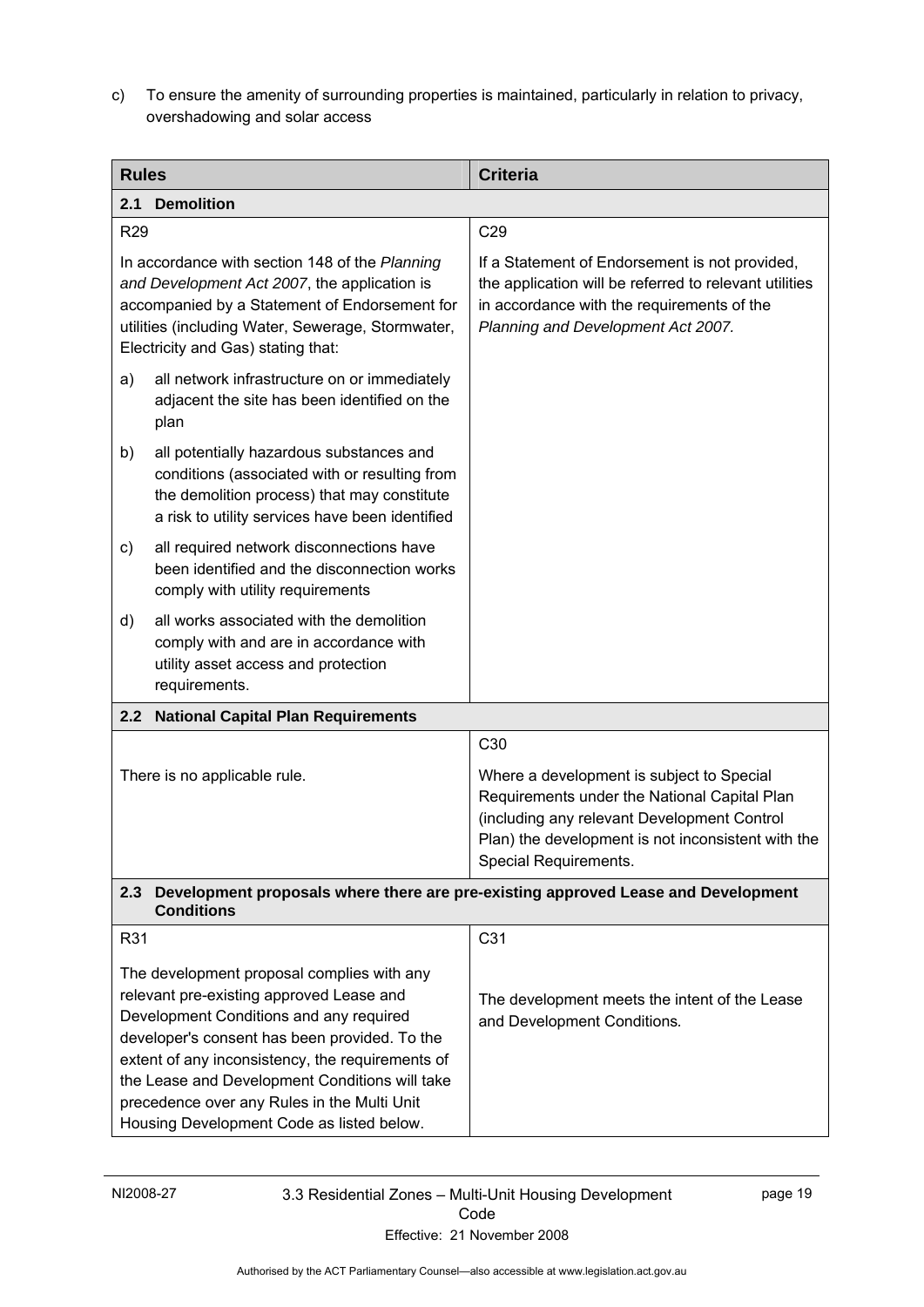c) To ensure the amenity of surrounding properties is maintained, particularly in relation to privacy, overshadowing and solar access

| Rules | Criteria |
|---|---|
| **2.1 Demolition** | |
| R29<br><br>In accordance with section 148 of the *Planning and Development Act 2007*, the application is accompanied by a Statement of Endorsement for utilities (including Water, Sewerage, Stormwater, Electricity and Gas) stating that:<br><br>a) all network infrastructure on or immediately adjacent the site has been identified on the plan<br><br>b) all potentially hazardous substances and conditions (associated with or resulting from the demolition process) that may constitute a risk to utility services have been identified<br><br>c) all required network disconnections have been identified and the disconnection works comply with utility requirements<br><br>d) all works associated with the demolition comply with and are in accordance with utility asset access and protection requirements. | C29<br><br>If a Statement of Endorsement is not provided, the application will be referred to relevant utilities in accordance with the requirements of the *Planning and Development Act 2007.* |
| **2.2 National Capital Plan Requirements** | |
| There is no applicable rule. | C30<br><br>Where a development is subject to Special Requirements under the National Capital Plan (including any relevant Development Control Plan) the development is not inconsistent with the Special Requirements. |
| **2.3 Development proposals where there are pre-existing approved Lease and Development Conditions** | |
| R31<br><br>The development proposal complies with any relevant pre-existing approved Lease and Development Conditions and any required developer's consent has been provided. To the extent of any inconsistency, the requirements of the Lease and Development Conditions will take precedence over any Rules in the Multi Unit Housing Development Code as listed below. | C31<br><br>The development meets the intent of the Lease and Development Conditions. |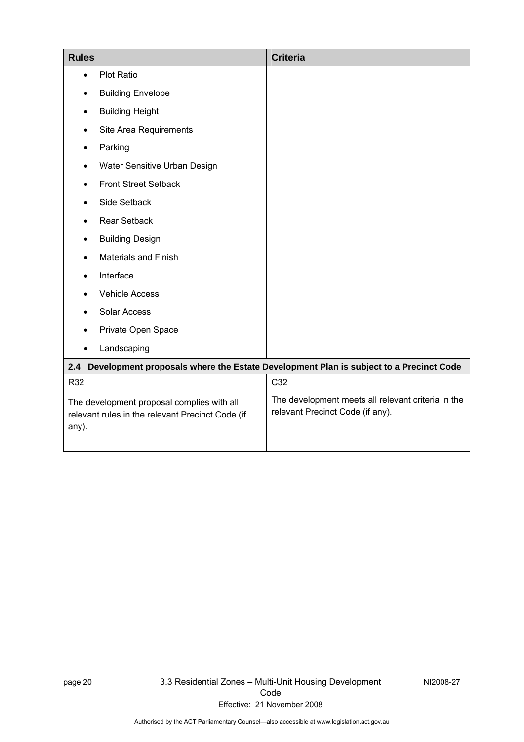| Rules | Criteria |
|---|---|
| • Plot Ratio<br>• Building Envelope<br>• Building Height<br>• Site Area Requirements<br>• Parking<br>• Water Sensitive Urban Design<br>• Front Street Setback<br>• Side Setback<br>• Rear Setback<br>• Building Design<br>• Materials and Finish<br>• Interface<br>• Vehicle Access<br>• Solar Access<br>• Private Open Space<br>• Landscaping | |
| **2.4 Development proposals where the Estate Development Plan is subject to a Precinct Code** | |
| R32<br><br>The development proposal complies with all relevant rules in the relevant Precinct Code (if any). | C32<br><br>The development meets all relevant criteria in the relevant Precinct Code (if any). |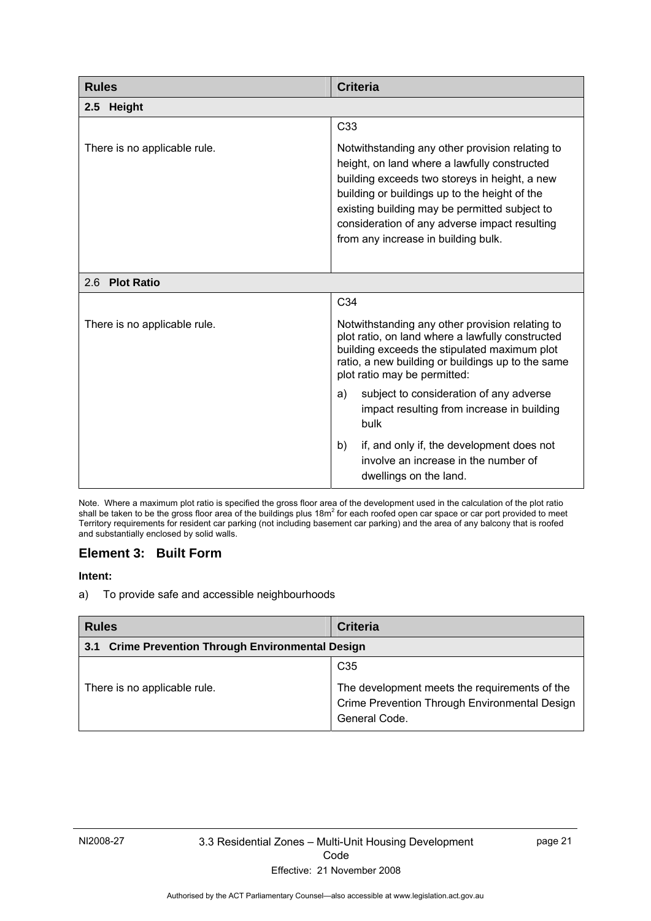| Rules | Criteria |
|---|---|
| **2.5 Height** | |
| There is no applicable rule. | C33<br><br>Notwithstanding any other provision relating to height, on land where a lawfully constructed building exceeds two storeys in height, a new building or buildings up to the height of the existing building may be permitted subject to consideration of any adverse impact resulting from any increase in building bulk. |
| 2.6 **Plot Ratio** | |
| There is no applicable rule. | C34<br><br>Notwithstanding any other provision relating to plot ratio, on land where a lawfully constructed building exceeds the stipulated maximum plot ratio, a new building or buildings up to the same plot ratio may be permitted:<br><br>a) subject to consideration of any adverse impact resulting from increase in building bulk<br><br>b) if, and only if, the development does not involve an increase in the number of dwellings on the land. |

Note. Where a maximum plot ratio is specified the gross floor area of the development used in the calculation of the plot ratio shall be taken to be the gross floor area of the buildings plus $18m^2$ for each roofed open car space or car port provided to meet Territory requirements for resident car parking (not including basement car parking) and the area of any balcony that is roofed and substantially enclosed by solid walls.

## Element 3: Built Form

**Intent:**

a) To provide safe and accessible neighbourhoods

| Rules | Criteria |
|---|---|
| **3.1 Crime Prevention Through Environmental Design** | |
| There is no applicable rule. | C35<br><br>The development meets the requirements of the Crime Prevention Through Environmental Design General Code. |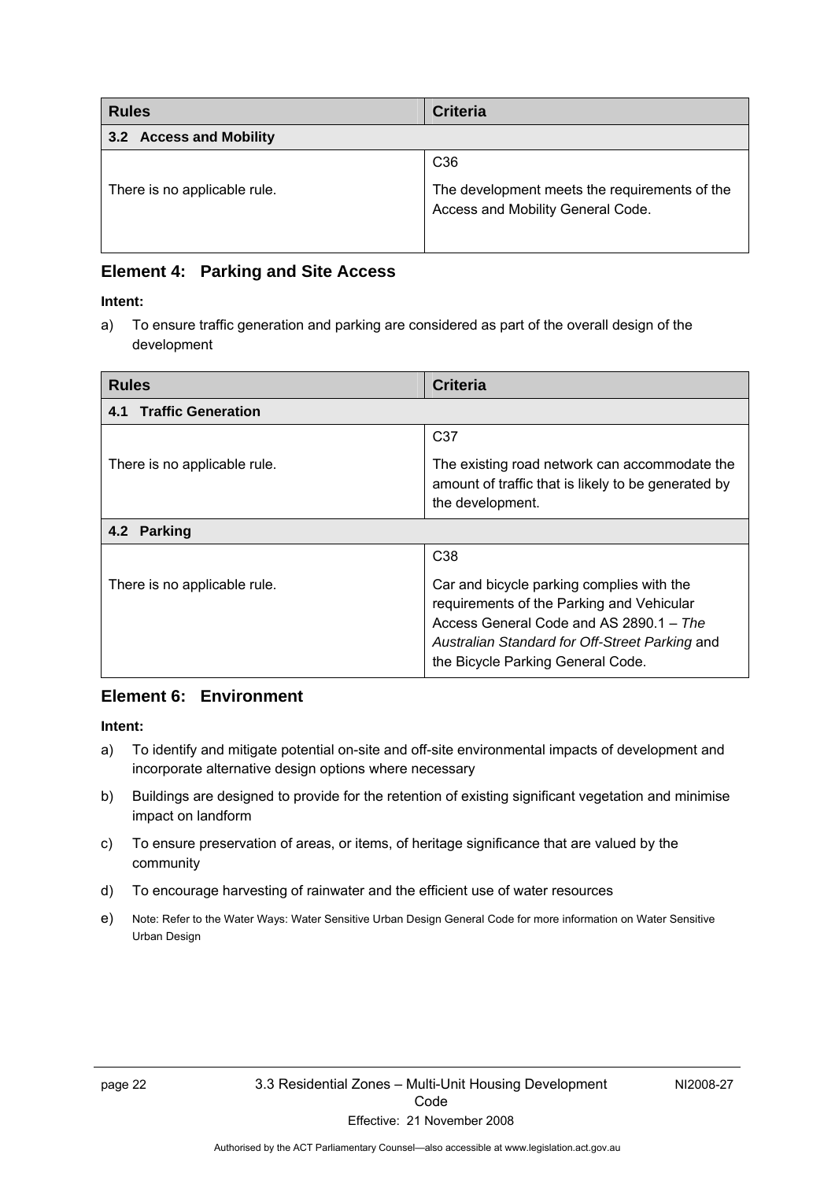| Rules | Criteria |
| --- | --- |
| **3.2 Access and Mobility** | |
| There is no applicable rule. | C36<br><br>The development meets the requirements of the Access and Mobility General Code. |

## Element 4: Parking and Site Access

**Intent:**

a) To ensure traffic generation and parking are considered as part of the overall design of the development

| Rules | Criteria |
| --- | --- |
| **4.1 Traffic Generation** | |
| There is no applicable rule. | C37<br><br>The existing road network can accommodate the amount of traffic that is likely to be generated by the development. |
| **4.2 Parking** | |
| There is no applicable rule. | C38<br><br>Car and bicycle parking complies with the requirements of the Parking and Vehicular Access General Code and AS 2890.1 – *The Australian Standard for Off-Street Parking* and the Bicycle Parking General Code. |

## Element 6: Environment

**Intent:**

a) To identify and mitigate potential on-site and off-site environmental impacts of development and incorporate alternative design options where necessary

b) Buildings are designed to provide for the retention of existing significant vegetation and minimise impact on landform

c) To ensure preservation of areas, or items, of heritage significance that are valued by the community

d) To encourage harvesting of rainwater and the efficient use of water resources

e) Note: Refer to the Water Ways: Water Sensitive Urban Design General Code for more information on Water Sensitive Urban Design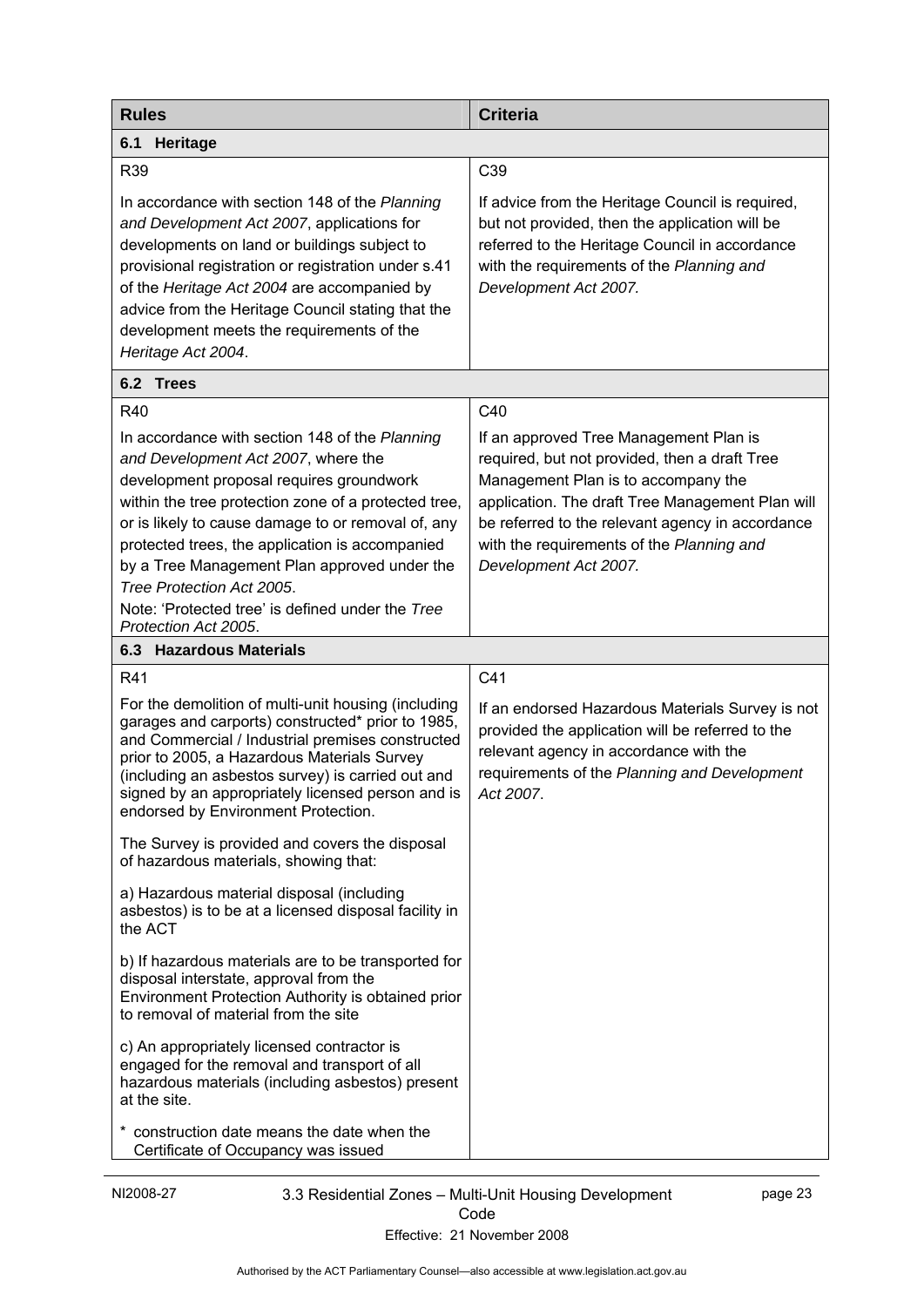| Rules | Criteria |
|---|---|
| **6.1 Heritage** | |
| R39<br><br>In accordance with section 148 of the *Planning and Development Act 2007*, applications for developments on land or buildings subject to provisional registration or registration under s.41 of the *Heritage Act 2004* are accompanied by advice from the Heritage Council stating that the development meets the requirements of the *Heritage Act 2004*. | C39<br><br>If advice from the Heritage Council is required, but not provided, then the application will be referred to the Heritage Council in accordance with the requirements of the *Planning and Development Act 2007.* |
| **6.2 Trees** | |
| R40<br><br>In accordance with section 148 of the *Planning and Development Act 2007*, where the development proposal requires groundwork within the tree protection zone of a protected tree, or is likely to cause damage to or removal of, any protected trees, the application is accompanied by a Tree Management Plan approved under the *Tree Protection Act 2005*.<br>Note: 'Protected tree' is defined under the *Tree Protection Act 2005*. | C40<br><br>If an approved Tree Management Plan is required, but not provided, then a draft Tree Management Plan is to accompany the application. The draft Tree Management Plan will be referred to the relevant agency in accordance with the requirements of the *Planning and Development Act 2007.* |
| **6.3 Hazardous Materials** | |
| R41<br><br>For the demolition of multi-unit housing (including garages and carports) constructed* prior to 1985, and Commercial / Industrial premises constructed prior to 2005, a Hazardous Materials Survey (including an asbestos survey) is carried out and signed by an appropriately licensed person and is endorsed by Environment Protection.<br><br>The Survey is provided and covers the disposal of hazardous materials, showing that:<br><br>a) Hazardous material disposal (including asbestos) is to be at a licensed disposal facility in the ACT<br><br>b) If hazardous materials are to be transported for disposal interstate, approval from the Environment Protection Authority is obtained prior to removal of material from the site<br><br>c) An appropriately licensed contractor is engaged for the removal and transport of all hazardous materials (including asbestos) present at the site.<br><br>* construction date means the date when the Certificate of Occupancy was issued | C41<br><br>If an endorsed Hazardous Materials Survey is not provided the application will be referred to the relevant agency in accordance with the requirements of the *Planning and Development Act 2007*. |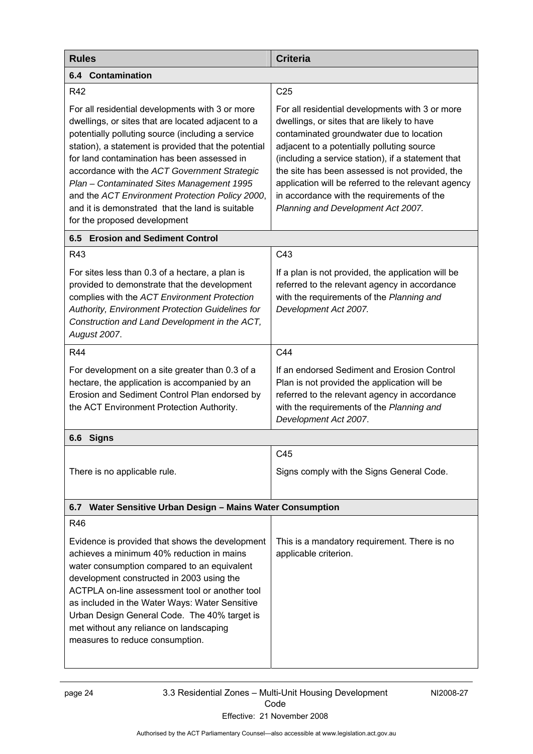| Rules | Criteria |
|---|---|
| **6.4 Contamination** | |
| R42<br><br>For all residential developments with 3 or more dwellings, or sites that are located adjacent to a potentially polluting source (including a service station), a statement is provided that the potential for land contamination has been assessed in accordance with the *ACT Government Strategic Plan – Contaminated Sites Management 1995* and the *ACT Environment Protection Policy 2000*, and it is demonstrated that the land is suitable for the proposed development | C25<br><br>For all residential developments with 3 or more dwellings, or sites that are likely to have contaminated groundwater due to location adjacent to a potentially polluting source (including a service station), if a statement that the site has been assessed is not provided, the application will be referred to the relevant agency in accordance with the requirements of the *Planning and Development Act 2007.* |
| **6.5 Erosion and Sediment Control** | |
| R43<br><br>For sites less than 0.3 of a hectare, a plan is provided to demonstrate that the development complies with the *ACT Environment Protection Authority, Environment Protection Guidelines for Construction and Land Development in the ACT, August 2007*. | C43<br><br>If a plan is not provided, the application will be referred to the relevant agency in accordance with the requirements of the *Planning and Development Act 2007.* |
| R44<br><br>For development on a site greater than 0.3 of a hectare, the application is accompanied by an Erosion and Sediment Control Plan endorsed by the ACT Environment Protection Authority. | C44<br><br>If an endorsed Sediment and Erosion Control Plan is not provided the application will be referred to the relevant agency in accordance with the requirements of the *Planning and Development Act 2007*. |
| **6.6 Signs** | |
| There is no applicable rule. | C45<br><br>Signs comply with the Signs General Code. |
| **6.7 Water Sensitive Urban Design – Mains Water Consumption** | |
| R46<br><br>Evidence is provided that shows the development achieves a minimum 40% reduction in mains water consumption compared to an equivalent development constructed in 2003 using the ACTPLA on-line assessment tool or another tool as included in the Water Ways: Water Sensitive Urban Design General Code. The 40% target is met without any reliance on landscaping measures to reduce consumption. | This is a mandatory requirement. There is no applicable criterion. |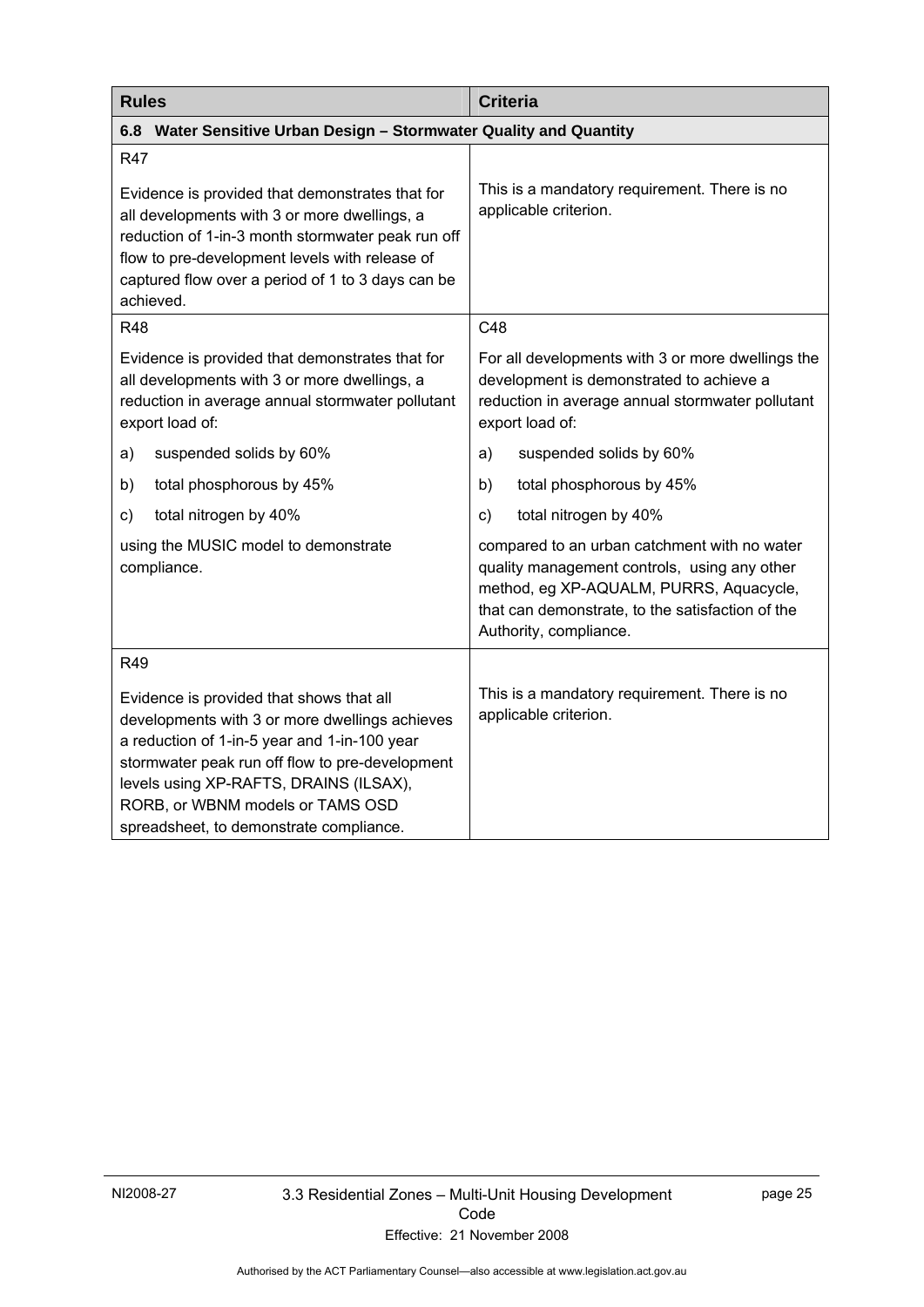| Rules | Criteria |
|---|---|
| **6.8 Water Sensitive Urban Design – Stormwater Quality and Quantity** | |
| R47<br><br>Evidence is provided that demonstrates that for all developments with 3 or more dwellings, a reduction of 1-in-3 month stormwater peak run off flow to pre-development levels with release of captured flow over a period of 1 to 3 days can be achieved. | This is a mandatory requirement. There is no applicable criterion. |
| R48<br><br>Evidence is provided that demonstrates that for all developments with 3 or more dwellings, a reduction in average annual stormwater pollutant export load of:<br><br>a) suspended solids by 60%<br>b) total phosphorous by 45%<br>c) total nitrogen by 40%<br><br>using the MUSIC model to demonstrate compliance. | C48<br><br>For all developments with 3 or more dwellings the development is demonstrated to achieve a reduction in average annual stormwater pollutant export load of:<br><br>a) suspended solids by 60%<br>b) total phosphorous by 45%<br>c) total nitrogen by 40%<br><br>compared to an urban catchment with no water quality management controls, using any other method, eg XP-AQUALM, PURRS, Aquacycle, that can demonstrate, to the satisfaction of the Authority, compliance. |
| R49<br><br>Evidence is provided that shows that all developments with 3 or more dwellings achieves a reduction of 1-in-5 year and 1-in-100 year stormwater peak run off flow to pre-development levels using XP-RAFTS, DRAINS (ILSAX), RORB, or WBNM models or TAMS OSD spreadsheet, to demonstrate compliance. | This is a mandatory requirement. There is no applicable criterion. |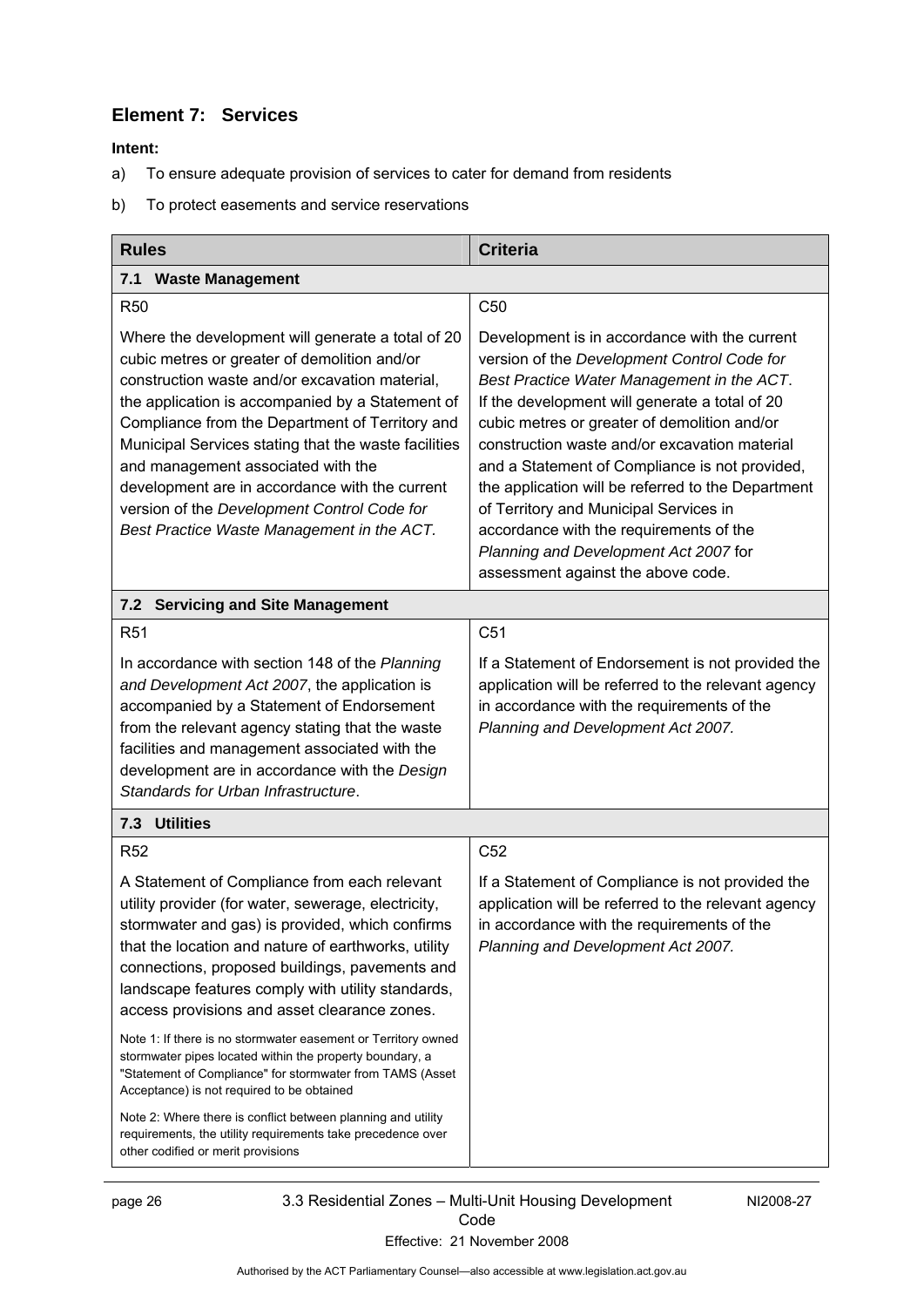## Element 7: Services

**Intent:**

a) To ensure adequate provision of services to cater for demand from residents

b) To protect easements and service reservations

| Rules | Criteria |
|---|---|
| **7.1 Waste Management** | |
| R50<br><br>Where the development will generate a total of 20 cubic metres or greater of demolition and/or construction waste and/or excavation material, the application is accompanied by a Statement of Compliance from the Department of Territory and Municipal Services stating that the waste facilities and management associated with the development are in accordance with the current version of the *Development Control Code for Best Practice Waste Management in the ACT*. | C50<br><br>Development is in accordance with the current version of the *Development Control Code for Best Practice Water Management in the ACT*. If the development will generate a total of 20 cubic metres or greater of demolition and/or construction waste and/or excavation material and a Statement of Compliance is not provided, the application will be referred to the Department of Territory and Municipal Services in accordance with the requirements of the *Planning and Development Act 2007* for assessment against the above code. |
| **7.2 Servicing and Site Management** | |
| R51<br><br>In accordance with section 148 of the *Planning and Development Act 2007*, the application is accompanied by a Statement of Endorsement from the relevant agency stating that the waste facilities and management associated with the development are in accordance with the *Design Standards for Urban Infrastructure*. | C51<br><br>If a Statement of Endorsement is not provided the application will be referred to the relevant agency in accordance with the requirements of the *Planning and Development Act 2007.* |
| **7.3 Utilities** | |
| R52<br><br>A Statement of Compliance from each relevant utility provider (for water, sewerage, electricity, stormwater and gas) is provided, which confirms that the location and nature of earthworks, utility connections, proposed buildings, pavements and landscape features comply with utility standards, access provisions and asset clearance zones.<br><br>Note 1: If there is no stormwater easement or Territory owned stormwater pipes located within the property boundary, a "Statement of Compliance" for stormwater from TAMS (Asset Acceptance) is not required to be obtained<br><br>Note 2: Where there is conflict between planning and utility requirements, the utility requirements take precedence over other codified or merit provisions | C52<br><br>If a Statement of Compliance is not provided the application will be referred to the relevant agency in accordance with the requirements of the *Planning and Development Act 2007.* |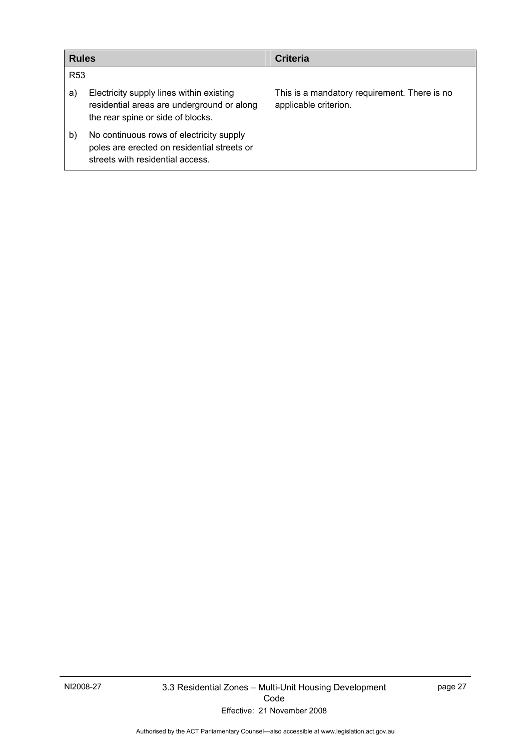| Rules | Criteria |
|---|---|
| R53<br><br>a) Electricity supply lines within existing residential areas are underground or along the rear spine or side of blocks.<br><br>b) No continuous rows of electricity supply poles are erected on residential streets or streets with residential access. | This is a mandatory requirement. There is no applicable criterion. |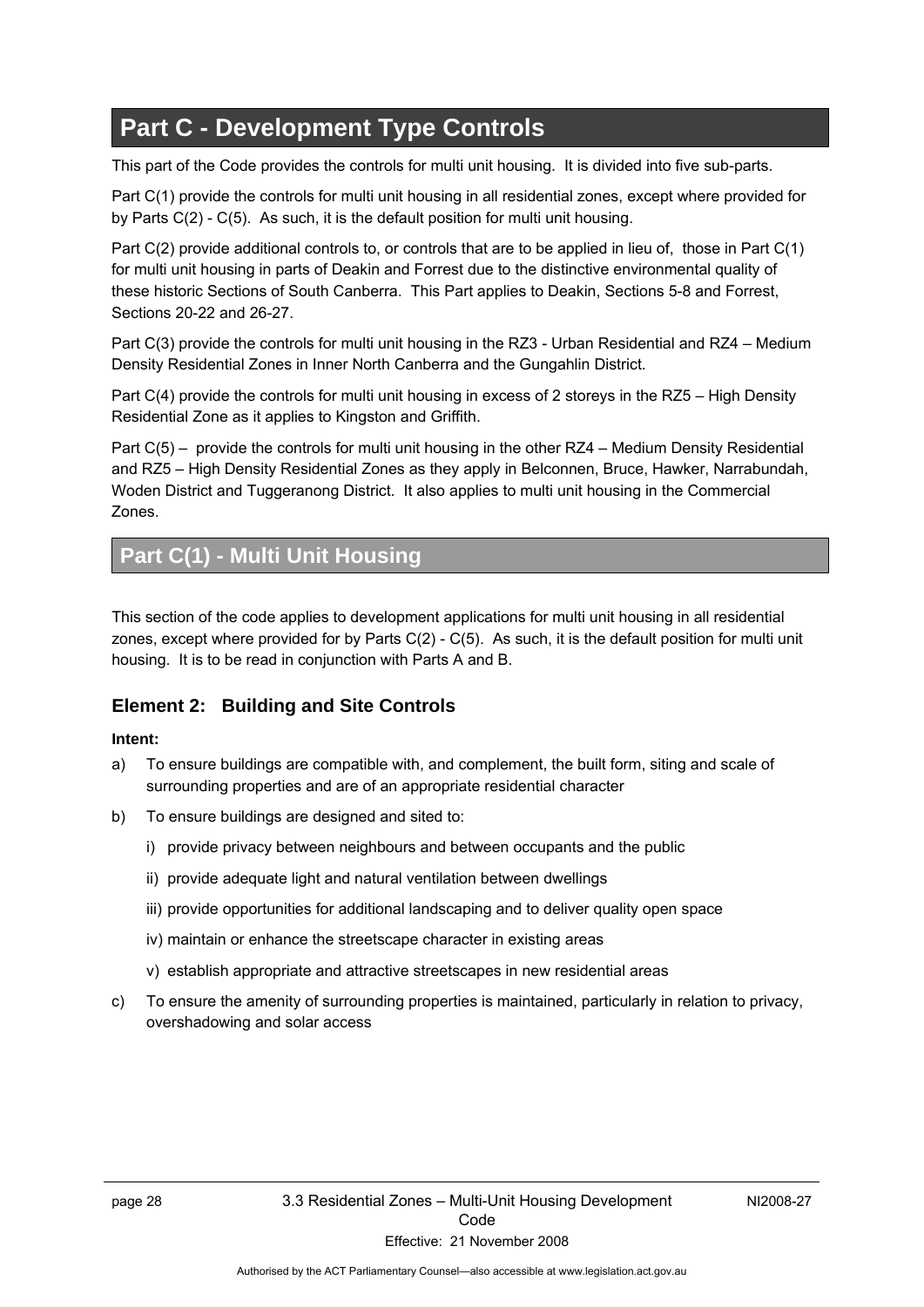# Part C - Development Type Controls

This part of the Code provides the controls for multi unit housing. It is divided into five sub-parts.

Part C(1) provide the controls for multi unit housing in all residential zones, except where provided for by Parts C(2) - C(5). As such, it is the default position for multi unit housing.

Part C(2) provide additional controls to, or controls that are to be applied in lieu of, those in Part C(1) for multi unit housing in parts of Deakin and Forrest due to the distinctive environmental quality of these historic Sections of South Canberra. This Part applies to Deakin, Sections 5-8 and Forrest, Sections 20-22 and 26-27.

Part C(3) provide the controls for multi unit housing in the RZ3 - Urban Residential and RZ4 – Medium Density Residential Zones in Inner North Canberra and the Gungahlin District.

Part C(4) provide the controls for multi unit housing in excess of 2 storeys in the RZ5 – High Density Residential Zone as it applies to Kingston and Griffith.

Part C(5) – provide the controls for multi unit housing in the other RZ4 – Medium Density Residential and RZ5 – High Density Residential Zones as they apply in Belconnen, Bruce, Hawker, Narrabundah, Woden District and Tuggeranong District. It also applies to multi unit housing in the Commercial Zones.

## Part C(1) - Multi Unit Housing

This section of the code applies to development applications for multi unit housing in all residential zones, except where provided for by Parts C(2) - C(5). As such, it is the default position for multi unit housing. It is to be read in conjunction with Parts A and B.

### Element 2: Building and Site Controls

**Intent:**

a) To ensure buildings are compatible with, and complement, the built form, siting and scale of surrounding properties and are of an appropriate residential character

b) To ensure buildings are designed and sited to:

   i) provide privacy between neighbours and between occupants and the public

   ii) provide adequate light and natural ventilation between dwellings

   iii) provide opportunities for additional landscaping and to deliver quality open space

   iv) maintain or enhance the streetscape character in existing areas

   v) establish appropriate and attractive streetscapes in new residential areas

c) To ensure the amenity of surrounding properties is maintained, particularly in relation to privacy, overshadowing and solar access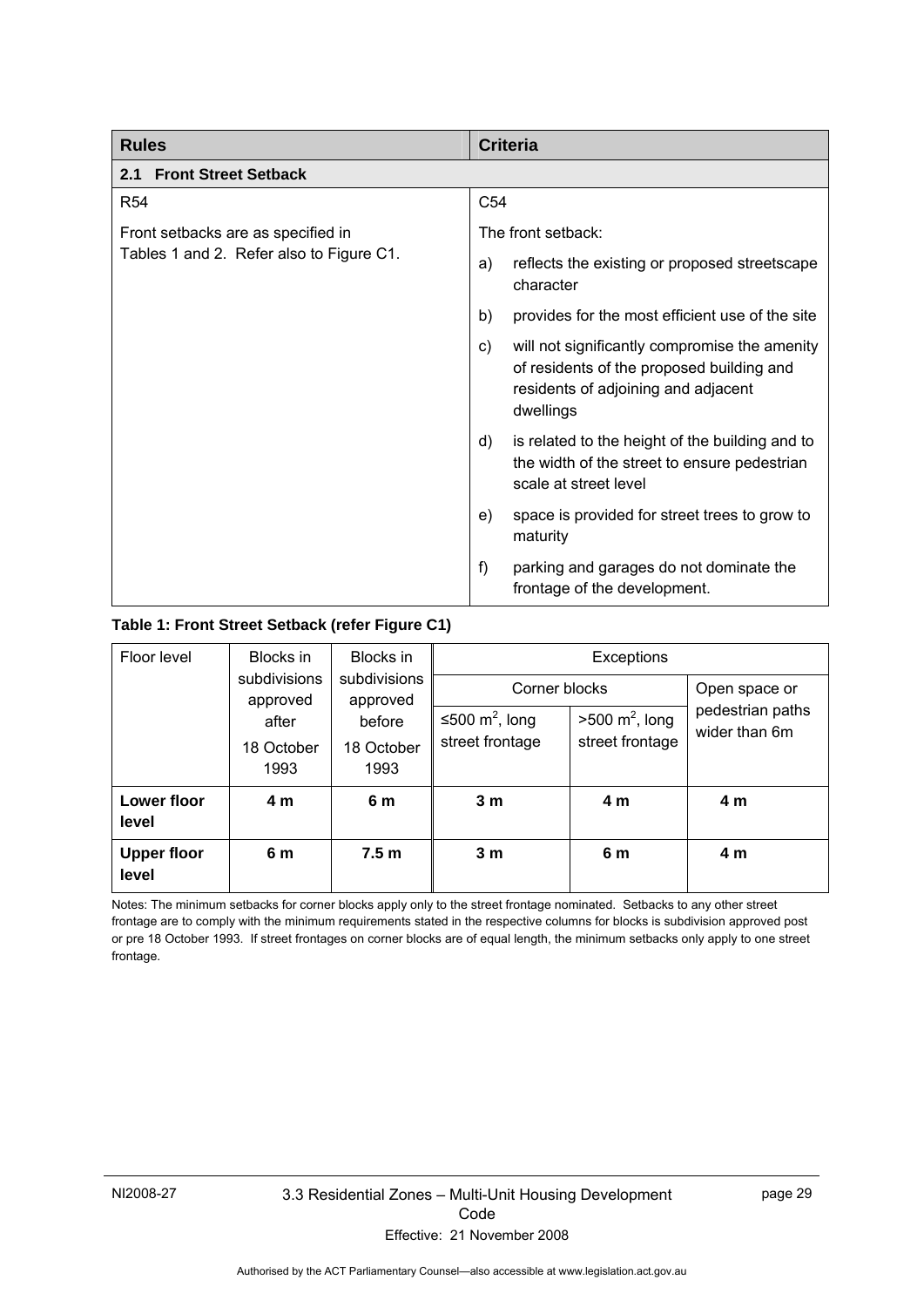| Rules | Criteria |
|---|---|
| **2.1 Front Street Setback** | |
| R54<br><br>Front setbacks are as specified in Tables 1 and 2. Refer also to Figure C1. | C54<br><br>The front setback:<br><br>a) reflects the existing or proposed streetscape character<br><br>b) provides for the most efficient use of the site<br><br>c) will not significantly compromise the amenity of residents of the proposed building and residents of adjoining and adjacent dwellings<br><br>d) is related to the height of the building and to the width of the street to ensure pedestrian scale at street level<br><br>e) space is provided for street trees to grow to maturity<br><br>f) parking and garages do not dominate the frontage of the development. |

**Table 1: Front Street Setback (refer Figure C1)**

| Floor level | Blocks in subdivisions approved after 18 October 1993 | Blocks in subdivisions approved before 18 October 1993 | Exceptions | | |
|---|---|---|---|---|---|
| | | | Corner blocks | | Open space or pedestrian paths wider than 6m |
| | | | ≤500 $m^2$, long street frontage | >500 $m^2$, long street frontage | |
| **Lower floor level** | **4 m** | **6 m** | **3 m** | **4 m** | **4 m** |
| **Upper floor level** | **6 m** | **7.5 m** | **3 m** | **6 m** | **4 m** |

Notes: The minimum setbacks for corner blocks apply only to the street frontage nominated. Setbacks to any other street frontage are to comply with the minimum requirements stated in the respective columns for blocks is subdivision approved post or pre 18 October 1993. If street frontages on corner blocks are of equal length, the minimum setbacks only apply to one street frontage.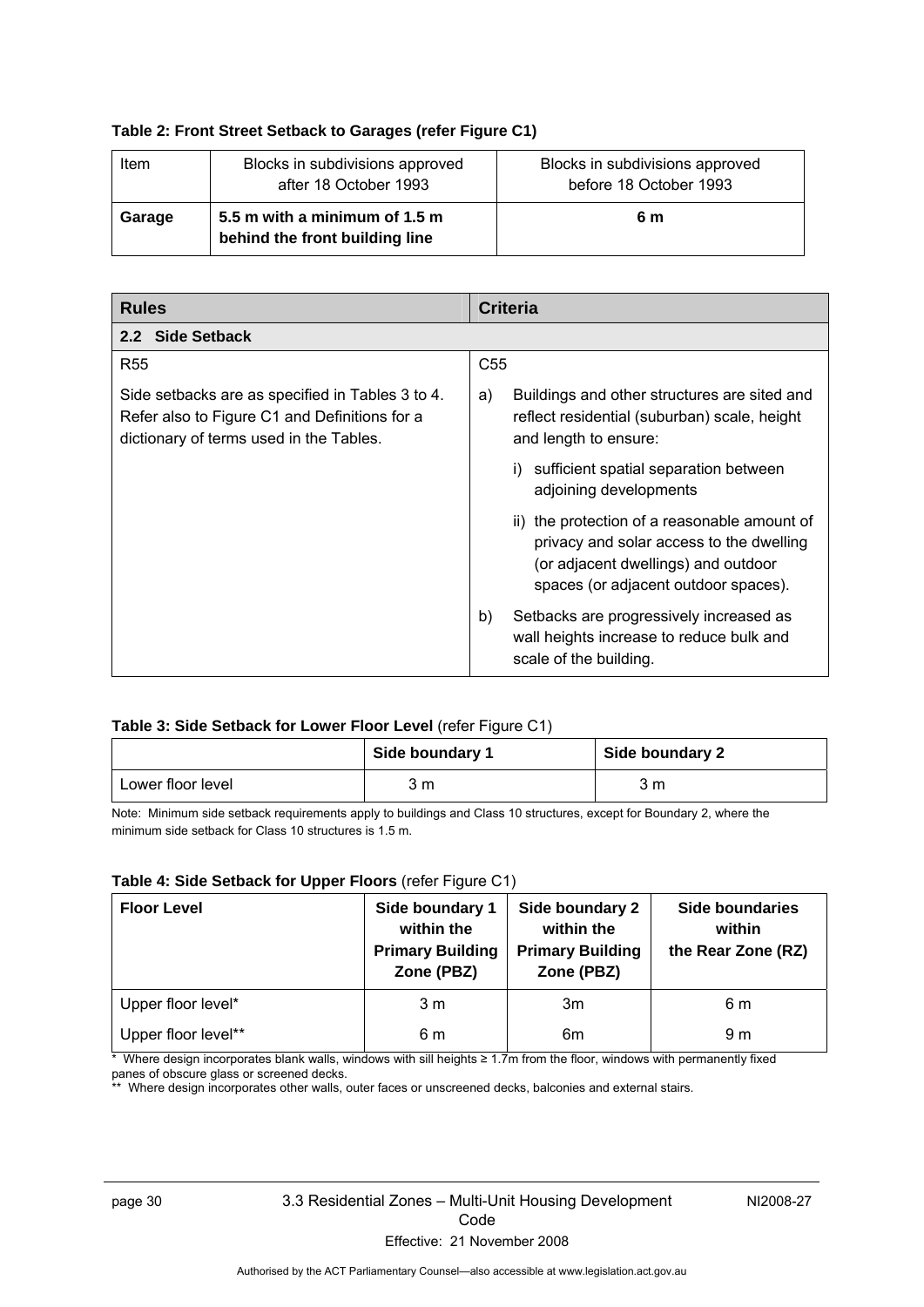**Table 2: Front Street Setback to Garages (refer Figure C1)**

| Item | Blocks in subdivisions approved after 18 October 1993 | Blocks in subdivisions approved before 18 October 1993 |
|---|---|---|
| **Garage** | **5.5 m with a minimum of 1.5 m behind the front building line** | **6 m** |

| Rules | Criteria |
|---|---|
| **2.2 Side Setback** | |
| R55<br><br>Side setbacks are as specified in Tables 3 to 4. Refer also to Figure C1 and Definitions for a dictionary of terms used in the Tables. | C55<br><br>a) Buildings and other structures are sited and reflect residential (suburban) scale, height and length to ensure:<br>i) sufficient spatial separation between adjoining developments<br>ii) the protection of a reasonable amount of privacy and solar access to the dwelling (or adjacent dwellings) and outdoor spaces (or adjacent outdoor spaces).<br><br>b) Setbacks are progressively increased as wall heights increase to reduce bulk and scale of the building. |

**Table 3: Side Setback for Lower Floor Level** (refer Figure C1)

| | Side boundary 1 | Side boundary 2 |
|---|---|---|
| Lower floor level | 3 m | 3 m |

Note: Minimum side setback requirements apply to buildings and Class 10 structures, except for Boundary 2, where the minimum side setback for Class 10 structures is 1.5 m.

**Table 4: Side Setback for Upper Floors** (refer Figure C1)

| Floor Level | Side boundary 1 within the Primary Building Zone (PBZ) | Side boundary 2 within the Primary Building Zone (PBZ) | Side boundaries within the Rear Zone (RZ) |
|---|---|---|---|
| Upper floor level* | 3 m | 3m | 6 m |
| Upper floor level** | 6 m | 6m | 9 m |

\* Where design incorporates blank walls, windows with sill heights ≥ 1.7m from the floor, windows with permanently fixed panes of obscure glass or screened decks.

\** Where design incorporates other walls, outer faces or unscreened decks, balconies and external stairs.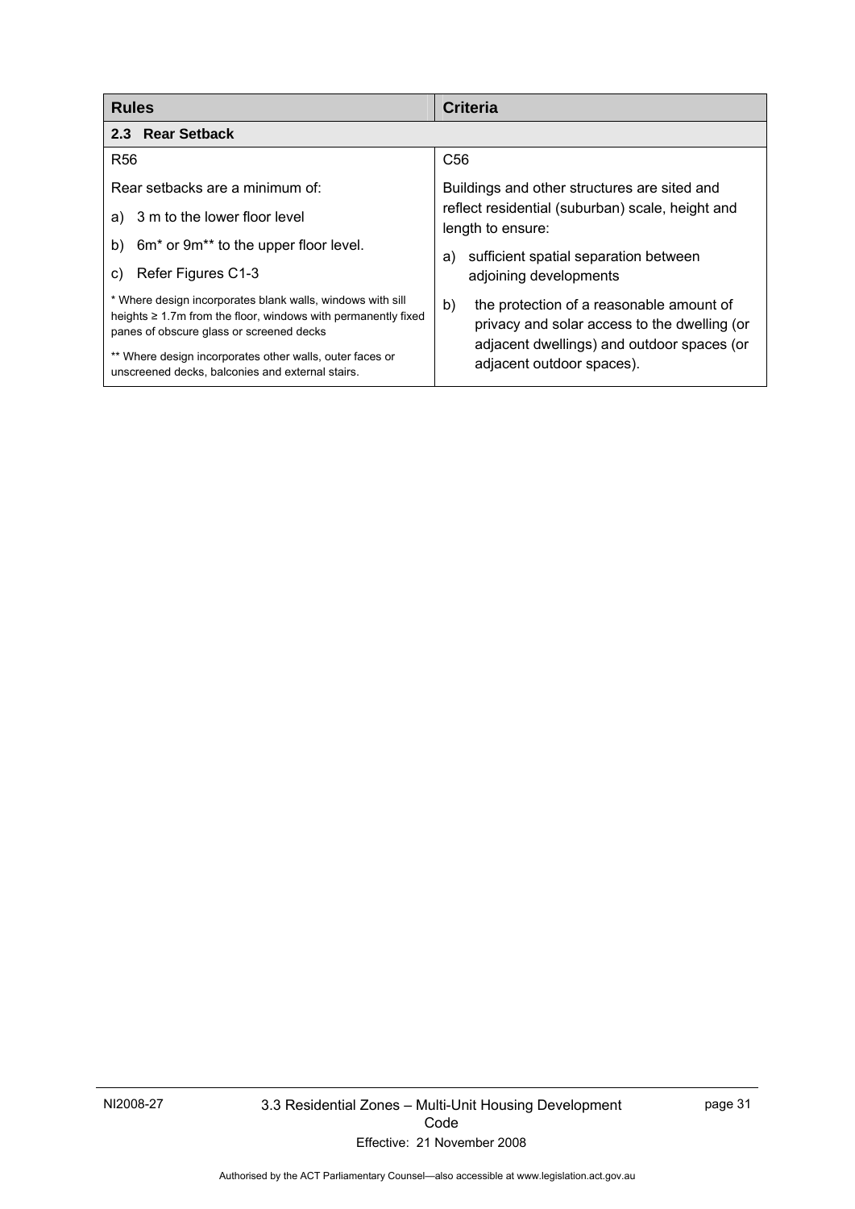| Rules | Criteria |
| --- | --- |
| **2.3 Rear Setback** | |
| R56<br><br>Rear setbacks are a minimum of:<br><br>a) 3 m to the lower floor level<br><br>b) 6m* or 9m** to the upper floor level.<br><br>c) Refer Figures C1-3<br><br>* Where design incorporates blank walls, windows with sill heights ≥ 1.7m from the floor, windows with permanently fixed panes of obscure glass or screened decks<br><br>** Where design incorporates other walls, outer faces or unscreened decks, balconies and external stairs. | C56<br><br>Buildings and other structures are sited and reflect residential (suburban) scale, height and length to ensure:<br><br>a) sufficient spatial separation between adjoining developments<br><br>b) the protection of a reasonable amount of privacy and solar access to the dwelling (or adjacent dwellings) and outdoor spaces (or adjacent outdoor spaces). |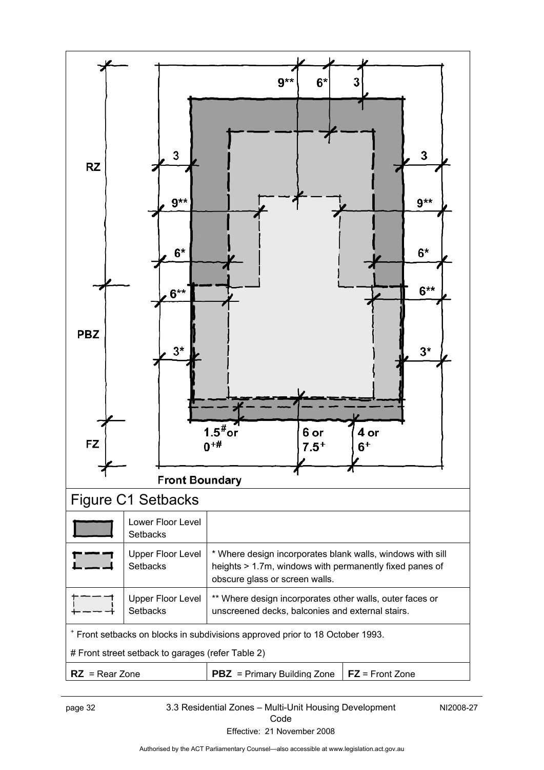RZ

3

9**

6*

6**

PBZ

3*

FZ

9**

6*

3

3

9**

6*

6**

3*

$1.5^{\#}$ or $0^{+\#}$

6 or $7.5^{+}$

4 or $6^{+}$

Front Boundary

## Figure C1 Setbacks

| | | |
|---|---|---|
| (dark grey shading) | Lower Floor Level Setbacks | |
| (dashed outline) | Upper Floor Level Setbacks | * Where design incorporates blank walls, windows with sill heights > 1.7m, windows with permanently fixed panes of obscure glass or screen walls. |
| (light dashed outline) | Upper Floor Level Setbacks | ** Where design incorporates other walls, outer faces or unscreened decks, balconies and external stairs. |

+ Front setbacks on blocks in subdivisions approved prior to 18 October 1993.

# Front street setback to garages (refer Table 2)

**RZ** = Rear Zone | **PBZ** = Primary Building Zone | **FZ** = Front Zone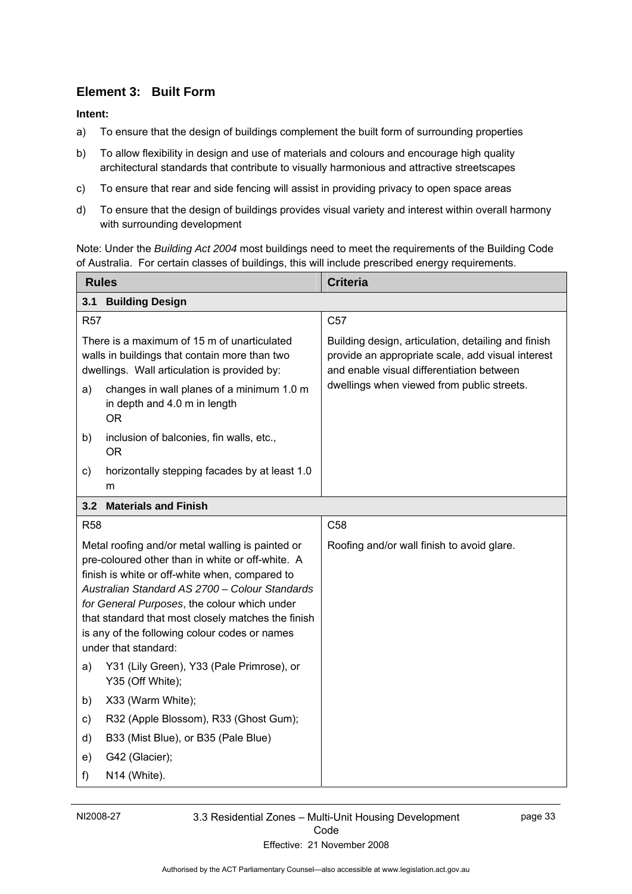## Element 3: Built Form

**Intent:**

a) To ensure that the design of buildings complement the built form of surrounding properties

b) To allow flexibility in design and use of materials and colours and encourage high quality architectural standards that contribute to visually harmonious and attractive streetscapes

c) To ensure that rear and side fencing will assist in providing privacy to open space areas

d) To ensure that the design of buildings provides visual variety and interest within overall harmony with surrounding development

Note: Under the *Building Act 2004* most buildings need to meet the requirements of the Building Code of Australia. For certain classes of buildings, this will include prescribed energy requirements.

| Rules | Criteria |
|---|---|
| **3.1 Building Design** | |
| R57<br><br>There is a maximum of 15 m of unarticulated walls in buildings that contain more than two dwellings. Wall articulation is provided by:<br>a) changes in wall planes of a minimum 1.0 m in depth and 4.0 m in length<br>OR<br>b) inclusion of balconies, fin walls, etc.,<br>OR<br>c) horizontally stepping facades by at least 1.0 m | C57<br><br>Building design, articulation, detailing and finish provide an appropriate scale, add visual interest and enable visual differentiation between dwellings when viewed from public streets. |
| **3.2 Materials and Finish** | |
| R58<br><br>Metal roofing and/or metal walling is painted or pre-coloured other than in white or off-white. A finish is white or off-white when, compared to *Australian Standard AS 2700 – Colour Standards for General Purposes*, the colour which under that standard that most closely matches the finish is any of the following colour codes or names under that standard:<br>a) Y31 (Lily Green), Y33 (Pale Primrose), or Y35 (Off White);<br>b) X33 (Warm White);<br>c) R32 (Apple Blossom), R33 (Ghost Gum);<br>d) B33 (Mist Blue), or B35 (Pale Blue)<br>e) G42 (Glacier);<br>f) N14 (White). | C58<br><br>Roofing and/or wall finish to avoid glare. |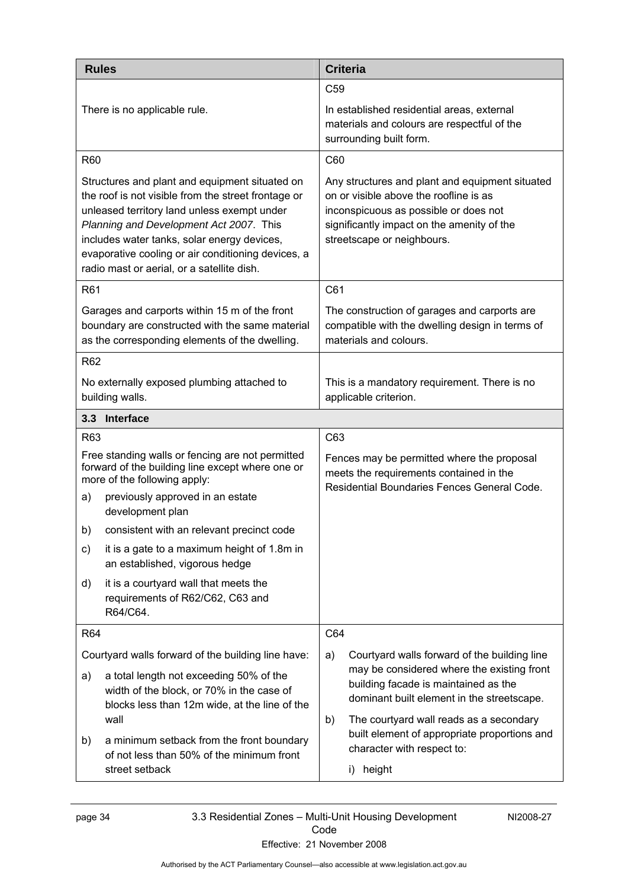| Rules | Criteria |
|---|---|
| There is no applicable rule. | C59<br><br>In established residential areas, external materials and colours are respectful of the surrounding built form. |
| R60<br><br>Structures and plant and equipment situated on the roof is not visible from the street frontage or unleased territory land unless exempt under *Planning and Development Act 2007*. This includes water tanks, solar energy devices, evaporative cooling or air conditioning devices, a radio mast or aerial, or a satellite dish. | C60<br><br>Any structures and plant and equipment situated on or visible above the roofline is as inconspicuous as possible or does not significantly impact on the amenity of the streetscape or neighbours. |
| R61<br><br>Garages and carports within 15 m of the front boundary are constructed with the same material as the corresponding elements of the dwelling. | C61<br><br>The construction of garages and carports are compatible with the dwelling design in terms of materials and colours. |
| R62<br><br>No externally exposed plumbing attached to building walls. | This is a mandatory requirement. There is no applicable criterion. |
| **3.3 Interface** | |
| R63<br><br>Free standing walls or fencing are not permitted forward of the building line except where one or more of the following apply:<br><br>a) previously approved in an estate development plan<br><br>b) consistent with an relevant precinct code<br><br>c) it is a gate to a maximum height of 1.8m in an established, vigorous hedge<br><br>d) it is a courtyard wall that meets the requirements of R62/C62, C63 and R64/C64. | C63<br><br>Fences may be permitted where the proposal meets the requirements contained in the Residential Boundaries Fences General Code. |
| R64<br><br>Courtyard walls forward of the building line have:<br><br>a) a total length not exceeding 50% of the width of the block, or 70% in the case of blocks less than 12m wide, at the line of the wall<br><br>b) a minimum setback from the front boundary of not less than 50% of the minimum front street setback | C64<br><br>a) Courtyard walls forward of the building line may be considered where the existing front building facade is maintained as the dominant built element in the streetscape.<br><br>b) The courtyard wall reads as a secondary built element of appropriate proportions and character with respect to:<br><br>i) height |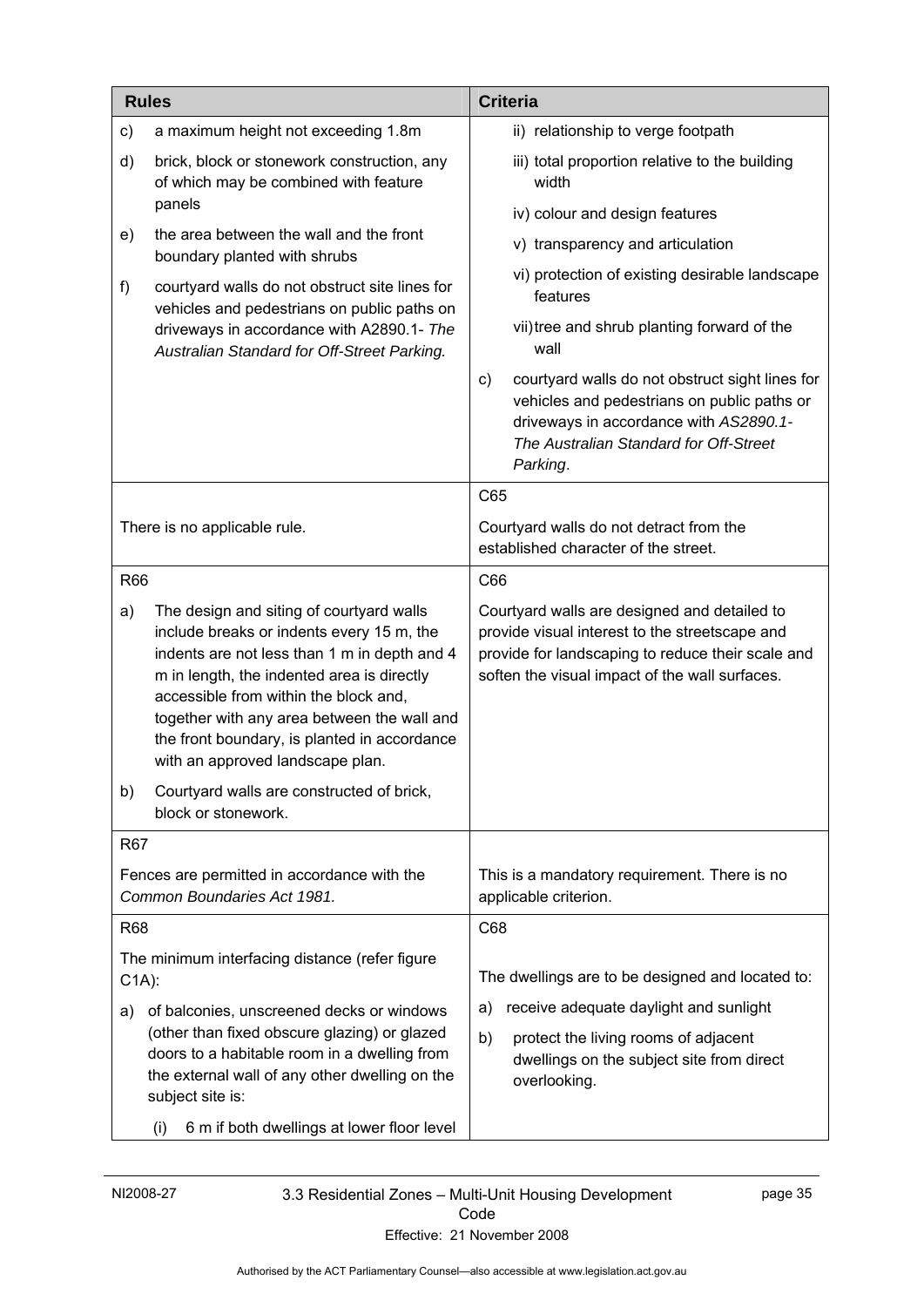| Rules | Criteria |
|---|---|
| c) a maximum height not exceeding 1.8m<br>d) brick, block or stonework construction, any of which may be combined with feature panels<br>e) the area between the wall and the front boundary planted with shrubs<br>f) courtyard walls do not obstruct site lines for vehicles and pedestrians on public paths on driveways in accordance with A2890.1- *The Australian Standard for Off-Street Parking.* | ii) relationship to verge footpath<br>iii) total proportion relative to the building width<br>iv) colour and design features<br>v) transparency and articulation<br>vi) protection of existing desirable landscape features<br>vii) tree and shrub planting forward of the wall<br>c) courtyard walls do not obstruct sight lines for vehicles and pedestrians on public paths or driveways in accordance with *AS2890.1- The Australian Standard for Off-Street Parking*. |
| There is no applicable rule. | C65<br>Courtyard walls do not detract from the established character of the street. |
| R66<br>a) The design and siting of courtyard walls include breaks or indents every 15 m, the indents are not less than 1 m in depth and 4 m in length, the indented area is directly accessible from within the block and, together with any area between the wall and the front boundary, is planted in accordance with an approved landscape plan.<br>b) Courtyard walls are constructed of brick, block or stonework. | C66<br>Courtyard walls are designed and detailed to provide visual interest to the streetscape and provide for landscaping to reduce their scale and soften the visual impact of the wall surfaces. |
| R67<br>Fences are permitted in accordance with the *Common Boundaries Act 1981.* | This is a mandatory requirement. There is no applicable criterion. |
| R68<br>The minimum interfacing distance (refer figure C1A):<br>a) of balconies, unscreened decks or windows (other than fixed obscure glazing) or glazed doors to a habitable room in a dwelling from the external wall of any other dwelling on the subject site is:<br>(i) 6 m if both dwellings at lower floor level | C68<br>The dwellings are to be designed and located to:<br>a) receive adequate daylight and sunlight<br>b) protect the living rooms of adjacent dwellings on the subject site from direct overlooking. |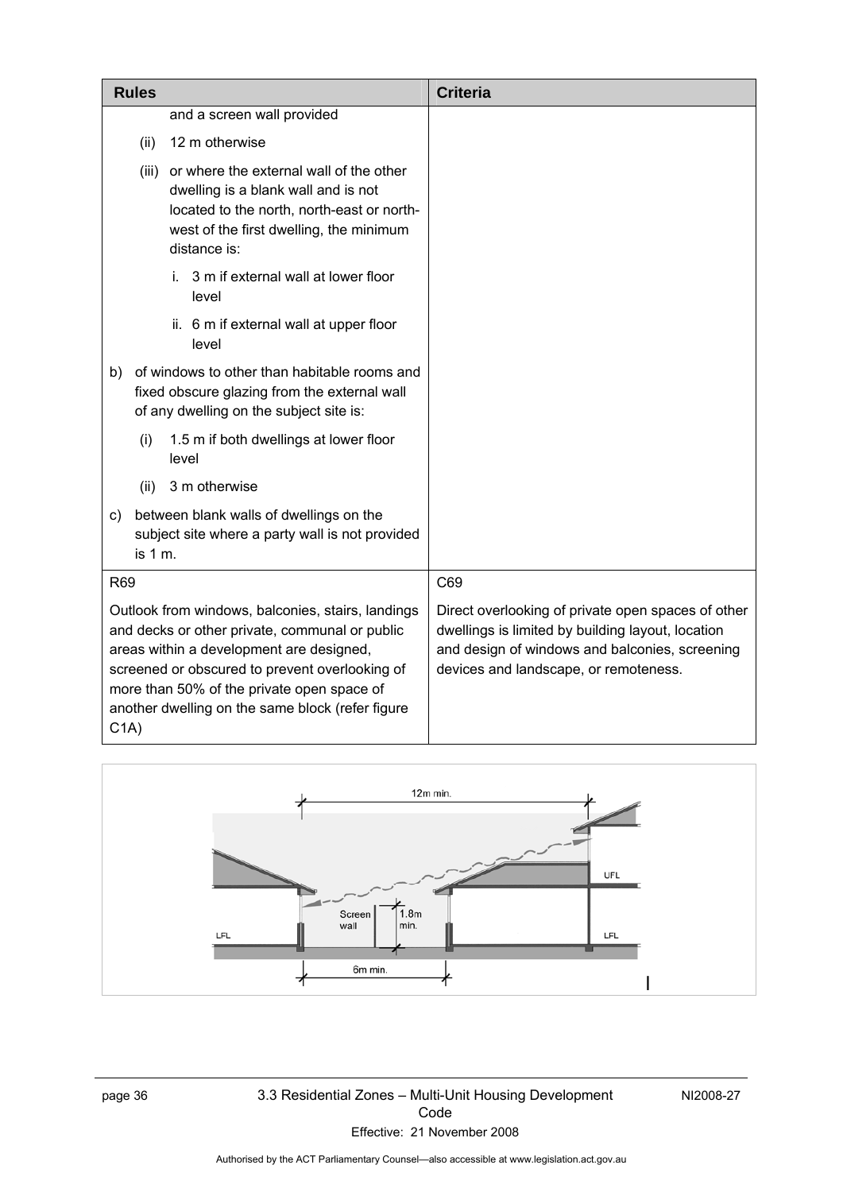| Rules | Criteria |
|---|---|
| and a screen wall provided<br><br>(ii) 12 m otherwise<br><br>(iii) or where the external wall of the other dwelling is a blank wall and is not located to the north, north-east or north-west of the first dwelling, the minimum distance is:<br><br>i. 3 m if external wall at lower floor level<br><br>ii. 6 m if external wall at upper floor level<br><br>b) of windows to other than habitable rooms and fixed obscure glazing from the external wall of any dwelling on the subject site is:<br><br>(i) 1.5 m if both dwellings at lower floor level<br><br>(ii) 3 m otherwise<br><br>c) between blank walls of dwellings on the subject site where a party wall is not provided is 1 m. | |
| R69<br><br>Outlook from windows, balconies, stairs, landings and decks or other private, communal or public areas within a development are designed, screened or obscured to prevent overlooking of more than 50% of the private open space of another dwelling on the same block (refer figure C1A) | C69<br><br>Direct overlooking of private open spaces of other dwellings is limited by building layout, location and design of windows and balconies, screening devices and landscape, or remoteness. |

12m min.
UFL
Screen wall
1.8m min.
LFL
LFL
6m min.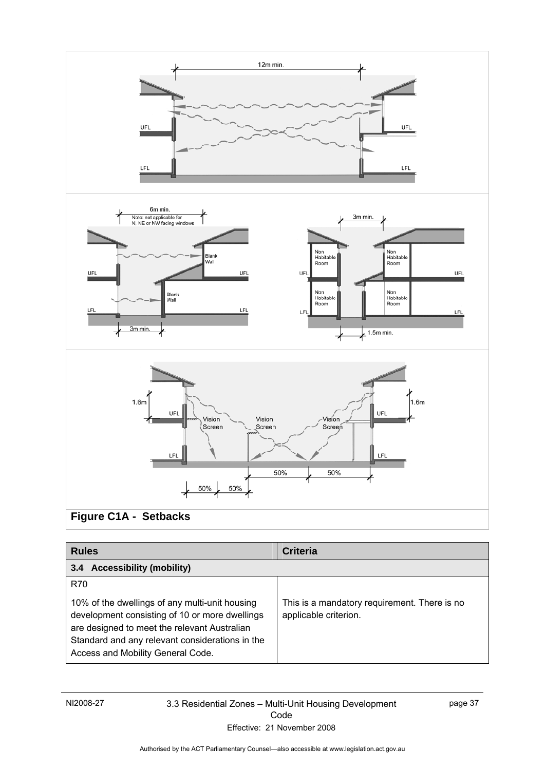12m min.

UFL

UFL

LFL

LFL

6m min.
Note: not applicable for N, NE or NW facing windows

Blank Wall

UFL

UFL

Blank Wall

LFL

LFL

3m min.

3m min.

Non Habitable Room

Non Habitable Room

UFL

UFL

Non Habitable Room

Non Habitable Room

LFL

LFL

1.5m min.

1.6m

1.6m

UFL

Vision Screen

Vision Screen

Vision Screen

UFL

LFL

LFL

50%

50%

50%

50%

**Figure C1A - Setbacks**

| Rules | Criteria |
|---|---|
| **3.4 Accessibility (mobility)** | |
| R70<br><br>10% of the dwellings of any multi-unit housing development consisting of 10 or more dwellings are designed to meet the relevant Australian Standard and any relevant considerations in the Access and Mobility General Code. | This is a mandatory requirement. There is no applicable criterion. |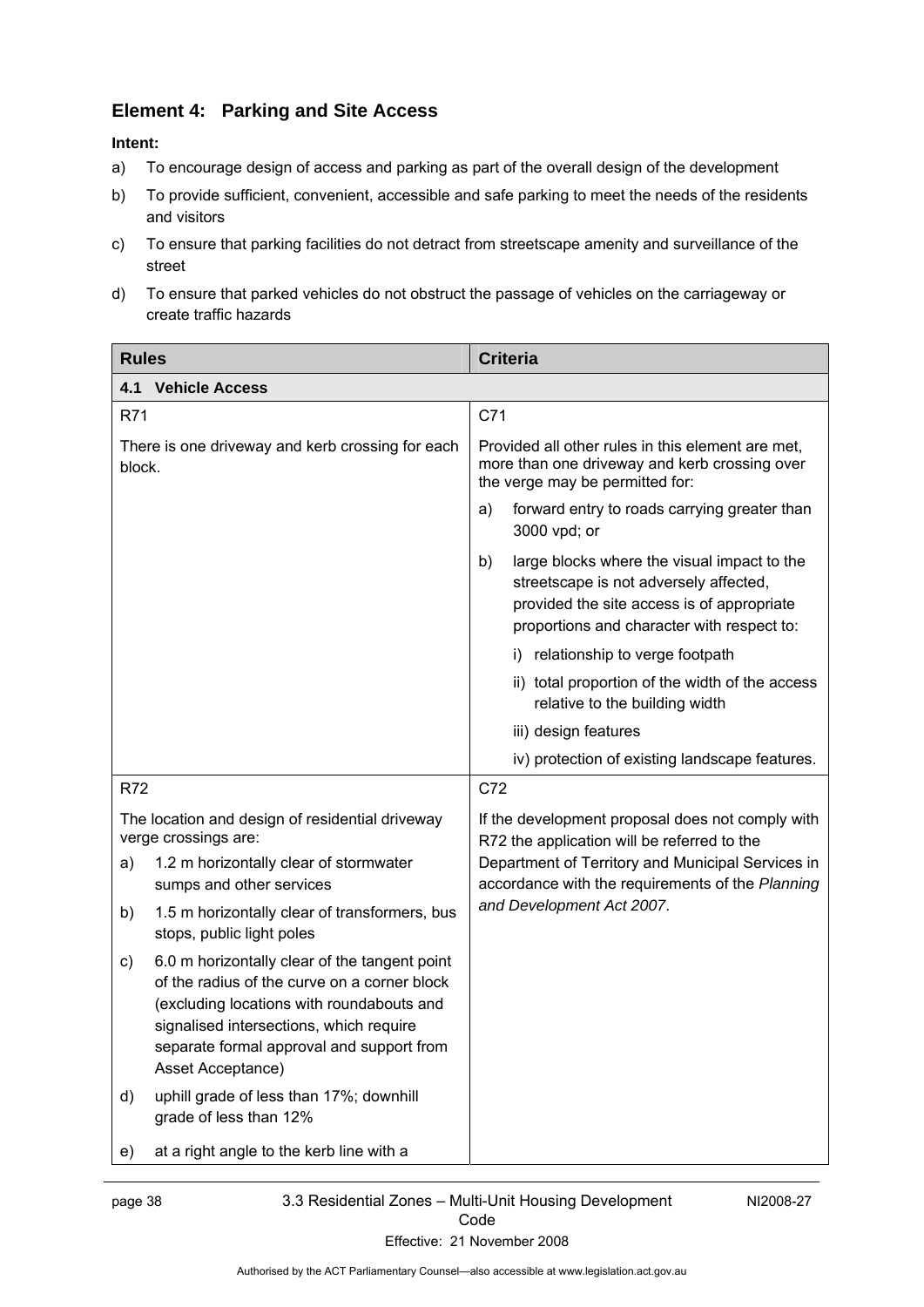## Element 4: Parking and Site Access

**Intent:**

a) To encourage design of access and parking as part of the overall design of the development

b) To provide sufficient, convenient, accessible and safe parking to meet the needs of the residents and visitors

c) To ensure that parking facilities do not detract from streetscape amenity and surveillance of the street

d) To ensure that parked vehicles do not obstruct the passage of vehicles on the carriageway or create traffic hazards

| Rules | Criteria |
|---|---|
| **4.1 Vehicle Access** | |
| R71<br><br>There is one driveway and kerb crossing for each block. | C71<br><br>Provided all other rules in this element are met, more than one driveway and kerb crossing over the verge may be permitted for:<br>a) forward entry to roads carrying greater than 3000 vpd; or<br>b) large blocks where the visual impact to the streetscape is not adversely affected, provided the site access is of appropriate proportions and character with respect to:<br>i) relationship to verge footpath<br>ii) total proportion of the width of the access relative to the building width<br>iii) design features<br>iv) protection of existing landscape features. |
| R72<br><br>The location and design of residential driveway verge crossings are:<br>a) 1.2 m horizontally clear of stormwater sumps and other services<br>b) 1.5 m horizontally clear of transformers, bus stops, public light poles<br>c) 6.0 m horizontally clear of the tangent point of the radius of the curve on a corner block (excluding locations with roundabouts and signalised intersections, which require separate formal approval and support from Asset Acceptance)<br>d) uphill grade of less than 17%; downhill grade of less than 12%<br>e) at a right angle to the kerb line with a | C72<br><br>If the development proposal does not comply with R72 the application will be referred to the Department of Territory and Municipal Services in accordance with the requirements of the *Planning and Development Act 2007*. |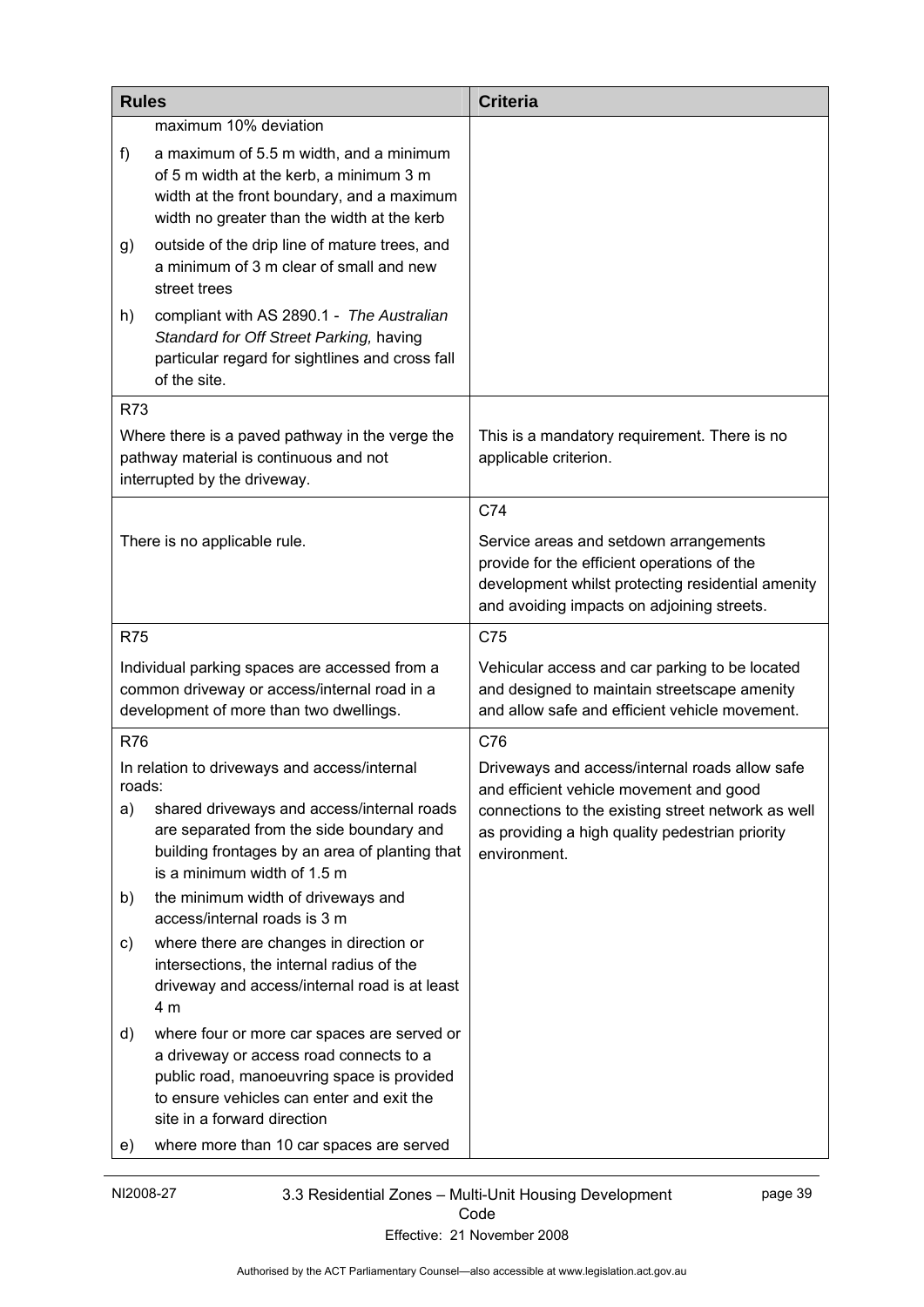| Rules | Criteria |
|---|---|
| maximum 10% deviation<br>f) a maximum of 5.5 m width, and a minimum of 5 m width at the kerb, a minimum 3 m width at the front boundary, and a maximum width no greater than the width at the kerb<br>g) outside of the drip line of mature trees, and a minimum of 3 m clear of small and new street trees<br>h) compliant with AS 2890.1 - *The Australian Standard for Off Street Parking,* having particular regard for sightlines and cross fall of the site. | |
| R73<br>Where there is a paved pathway in the verge the pathway material is continuous and not interrupted by the driveway. | This is a mandatory requirement. There is no applicable criterion. |
| There is no applicable rule. | C74<br>Service areas and setdown arrangements provide for the efficient operations of the development whilst protecting residential amenity and avoiding impacts on adjoining streets. |
| R75<br>Individual parking spaces are accessed from a common driveway or access/internal road in a development of more than two dwellings. | C75<br>Vehicular access and car parking to be located and designed to maintain streetscape amenity and allow safe and efficient vehicle movement. |
| R76<br>In relation to driveways and access/internal roads:<br>a) shared driveways and access/internal roads are separated from the side boundary and building frontages by an area of planting that is a minimum width of 1.5 m<br>b) the minimum width of driveways and access/internal roads is 3 m<br>c) where there are changes in direction or intersections, the internal radius of the driveway and access/internal road is at least 4 m<br>d) where four or more car spaces are served or a driveway or access road connects to a public road, manoeuvring space is provided to ensure vehicles can enter and exit the site in a forward direction<br>e) where more than 10 car spaces are served | C76<br>Driveways and access/internal roads allow safe and efficient vehicle movement and good connections to the existing street network as well as providing a high quality pedestrian priority environment. |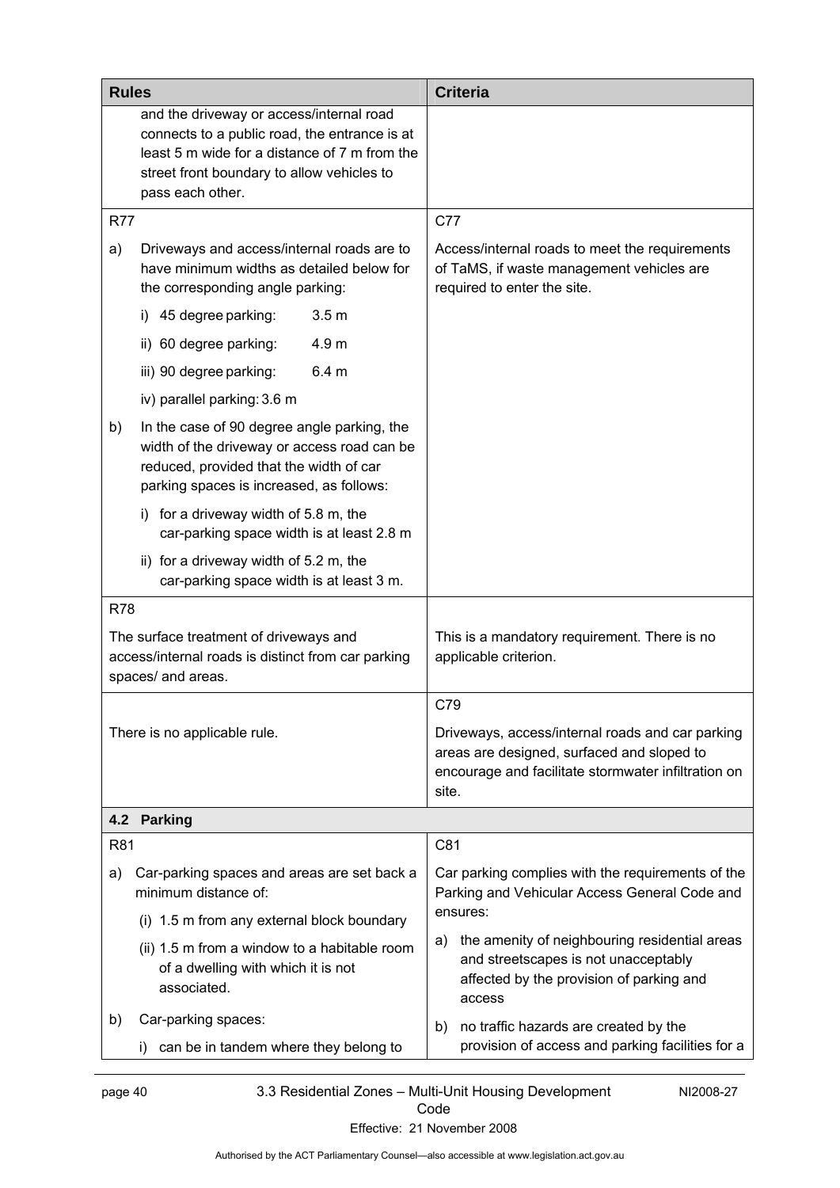| Rules | Criteria |
|---|---|
| and the driveway or access/internal road connects to a public road, the entrance is at least 5 m wide for a distance of 7 m from the street front boundary to allow vehicles to pass each other. | |
| R77<br><br>a) Driveways and access/internal roads are to have minimum widths as detailed below for the corresponding angle parking:<br>i) 45 degree parking: 3.5 m<br>ii) 60 degree parking: 4.9 m<br>iii) 90 degree parking: 6.4 m<br>iv) parallel parking: 3.6 m<br><br>b) In the case of 90 degree angle parking, the width of the driveway or access road can be reduced, provided that the width of car parking spaces is increased, as follows:<br>i) for a driveway width of 5.8 m, the car-parking space width is at least 2.8 m<br>ii) for a driveway width of 5.2 m, the car-parking space width is at least 3 m. | C77<br><br>Access/internal roads to meet the requirements of TaMS, if waste management vehicles are required to enter the site. |
| R78<br><br>The surface treatment of driveways and access/internal roads is distinct from car parking spaces/ and areas. | This is a mandatory requirement. There is no applicable criterion. |
| There is no applicable rule. | C79<br><br>Driveways, access/internal roads and car parking areas are designed, surfaced and sloped to encourage and facilitate stormwater infiltration on site. |
| **4.2 Parking** | |
| R81<br><br>a) Car-parking spaces and areas are set back a minimum distance of:<br>(i) 1.5 m from any external block boundary<br>(ii) 1.5 m from a window to a habitable room of a dwelling with which it is not associated.<br><br>b) Car-parking spaces:<br>i) can be in tandem where they belong to | C81<br><br>Car parking complies with the requirements of the Parking and Vehicular Access General Code and ensures:<br><br>a) the amenity of neighbouring residential areas and streetscapes is not unacceptably affected by the provision of parking and access<br><br>b) no traffic hazards are created by the provision of access and parking facilities for a |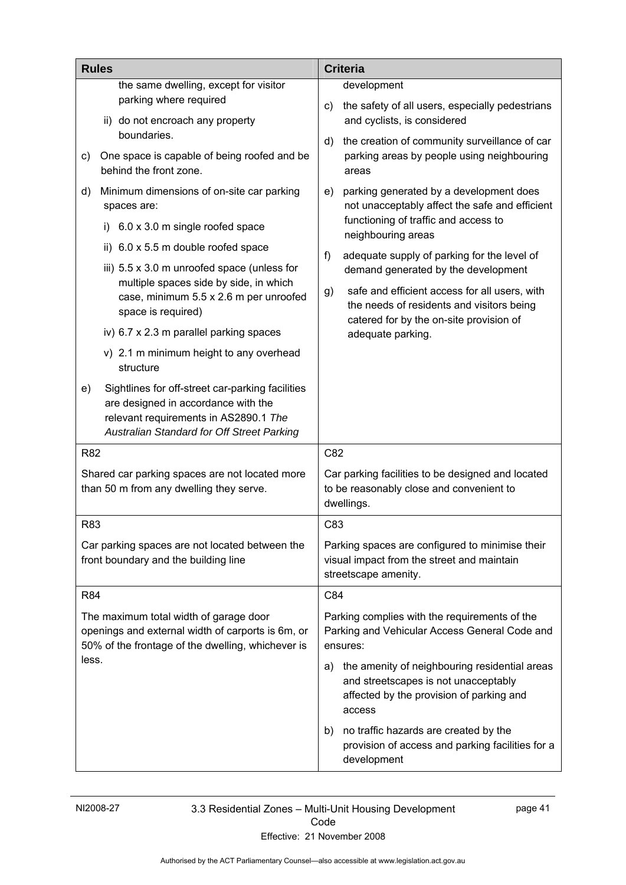| Rules | Criteria |
|---|---|
| the same dwelling, except for visitor parking where required<br>ii) do not encroach any property boundaries.<br>c) One space is capable of being roofed and be behind the front zone.<br>d) Minimum dimensions of on-site car parking spaces are:<br>i) 6.0 x 3.0 m single roofed space<br>ii) 6.0 x 5.5 m double roofed space<br>iii) 5.5 x 3.0 m unroofed space (unless for multiple spaces side by side, in which case, minimum 5.5 x 2.6 m per unroofed space is required)<br>iv) 6.7 x 2.3 m parallel parking spaces<br>v) 2.1 m minimum height to any overhead structure<br>e) Sightlines for off-street car-parking facilities are designed in accordance with the relevant requirements in AS2890.1 *The Australian Standard for Off Street Parking* | development<br>c) the safety of all users, especially pedestrians and cyclists, is considered<br>d) the creation of community surveillance of car parking areas by people using neighbouring areas<br>e) parking generated by a development does not unacceptably affect the safe and efficient functioning of traffic and access to neighbouring areas<br>f) adequate supply of parking for the level of demand generated by the development<br>g) safe and efficient access for all users, with the needs of residents and visitors being catered for by the on-site provision of adequate parking. |
| R82<br><br>Shared car parking spaces are not located more than 50 m from any dwelling they serve. | C82<br><br>Car parking facilities to be designed and located to be reasonably close and convenient to dwellings. |
| R83<br><br>Car parking spaces are not located between the front boundary and the building line | C83<br><br>Parking spaces are configured to minimise their visual impact from the street and maintain streetscape amenity. |
| R84<br><br>The maximum total width of garage door openings and external width of carports is 6m, or 50% of the frontage of the dwelling, whichever is less. | C84<br><br>Parking complies with the requirements of the Parking and Vehicular Access General Code and ensures:<br>a) the amenity of neighbouring residential areas and streetscapes is not unacceptably affected by the provision of parking and access<br>b) no traffic hazards are created by the provision of access and parking facilities for a development |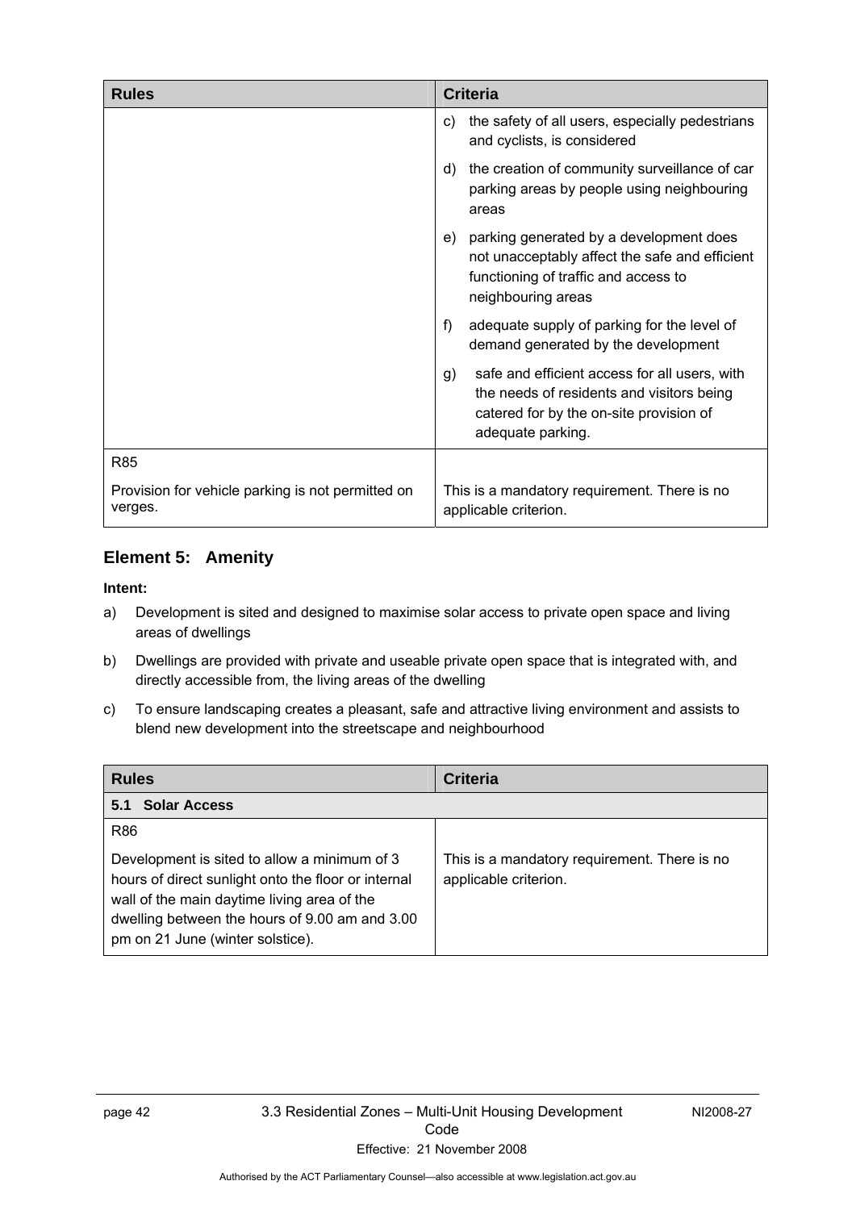| Rules | Criteria |
|---|---|
| | c) the safety of all users, especially pedestrians and cyclists, is considered<br>d) the creation of community surveillance of car parking areas by people using neighbouring areas<br>e) parking generated by a development does not unacceptably affect the safe and efficient functioning of traffic and access to neighbouring areas<br>f) adequate supply of parking for the level of demand generated by the development<br>g) safe and efficient access for all users, with the needs of residents and visitors being catered for by the on-site provision of adequate parking. |
| R85<br><br>Provision for vehicle parking is not permitted on verges. | This is a mandatory requirement. There is no applicable criterion. |

## Element 5: Amenity

**Intent:**

a) Development is sited and designed to maximise solar access to private open space and living areas of dwellings

b) Dwellings are provided with private and useable private open space that is integrated with, and directly accessible from, the living areas of the dwelling

c) To ensure landscaping creates a pleasant, safe and attractive living environment and assists to blend new development into the streetscape and neighbourhood

| Rules | Criteria |
|---|---|
| **5.1 Solar Access** | |
| R86<br><br>Development is sited to allow a minimum of 3 hours of direct sunlight onto the floor or internal wall of the main daytime living area of the dwelling between the hours of 9.00 am and 3.00 pm on 21 June (winter solstice). | This is a mandatory requirement. There is no applicable criterion. |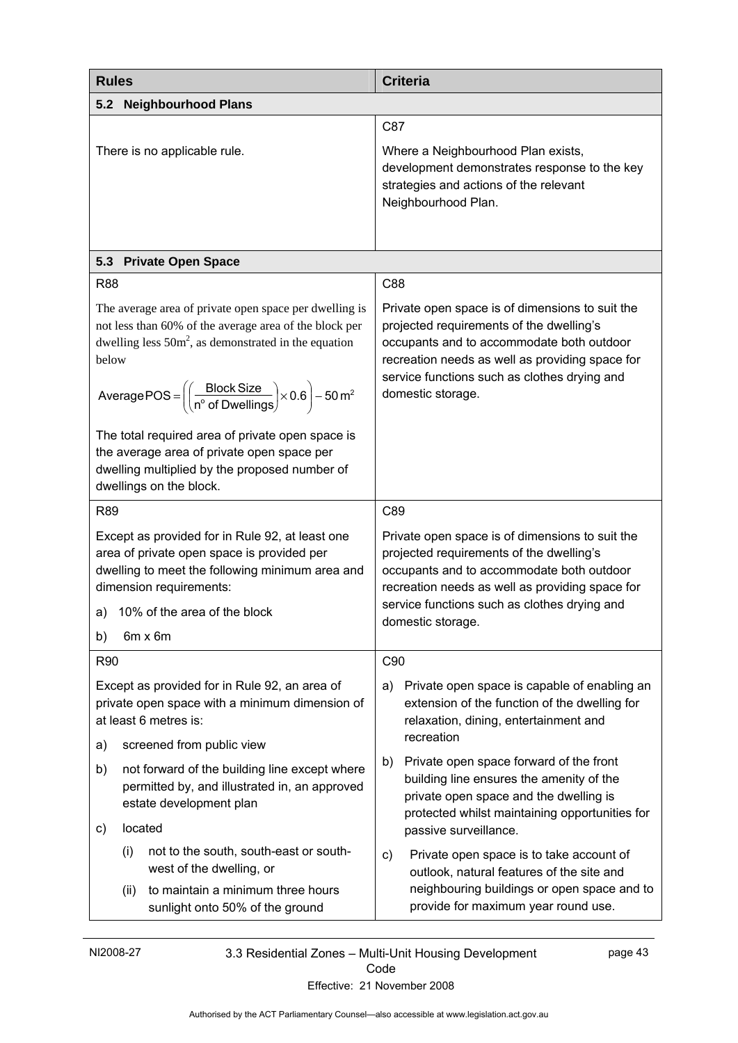| Rules | Criteria |
|---|---|
| **5.2 Neighbourhood Plans** | |
| There is no applicable rule. | C87<br><br>Where a Neighbourhood Plan exists, development demonstrates response to the key strategies and actions of the relevant Neighbourhood Plan. |
| **5.3 Private Open Space** | |
| R88<br><br>The average area of private open space per dwelling is not less than 60% of the average area of the block per dwelling less $50m^2$, as demonstrated in the equation below<br><br>$\text{Average POS} = \left(\left(\frac{\text{Block Size}}{\text{n}^\text{o} \text{ of Dwellings}}\right) \times 0.6\right) - 50\,\text{m}^2$<br><br>The total required area of private open space is the average area of private open space per dwelling multiplied by the proposed number of dwellings on the block. | C88<br><br>Private open space is of dimensions to suit the projected requirements of the dwelling's occupants and to accommodate both outdoor recreation needs as well as providing space for service functions such as clothes drying and domestic storage. |
| R89<br><br>Except as provided for in Rule 92, at least one area of private open space is provided per dwelling to meet the following minimum area and dimension requirements:<br><br>a) 10% of the area of the block<br><br>b) 6m x 6m | C89<br><br>Private open space is of dimensions to suit the projected requirements of the dwelling's occupants and to accommodate both outdoor recreation needs as well as providing space for service functions such as clothes drying and domestic storage. |
| R90<br><br>Except as provided for in Rule 92, an area of private open space with a minimum dimension of at least 6 metres is:<br><br>a) screened from public view<br><br>b) not forward of the building line except where permitted by, and illustrated in, an approved estate development plan<br><br>c) located<br><br>(i) not to the south, south-east or south-west of the dwelling, or<br><br>(ii) to maintain a minimum three hours sunlight onto 50% of the ground | C90<br><br>a) Private open space is capable of enabling an extension of the function of the dwelling for relaxation, dining, entertainment and recreation<br><br>b) Private open space forward of the front building line ensures the amenity of the private open space and the dwelling is protected whilst maintaining opportunities for passive surveillance.<br><br>c) Private open space is to take account of outlook, natural features of the site and neighbouring buildings or open space and to provide for maximum year round use. |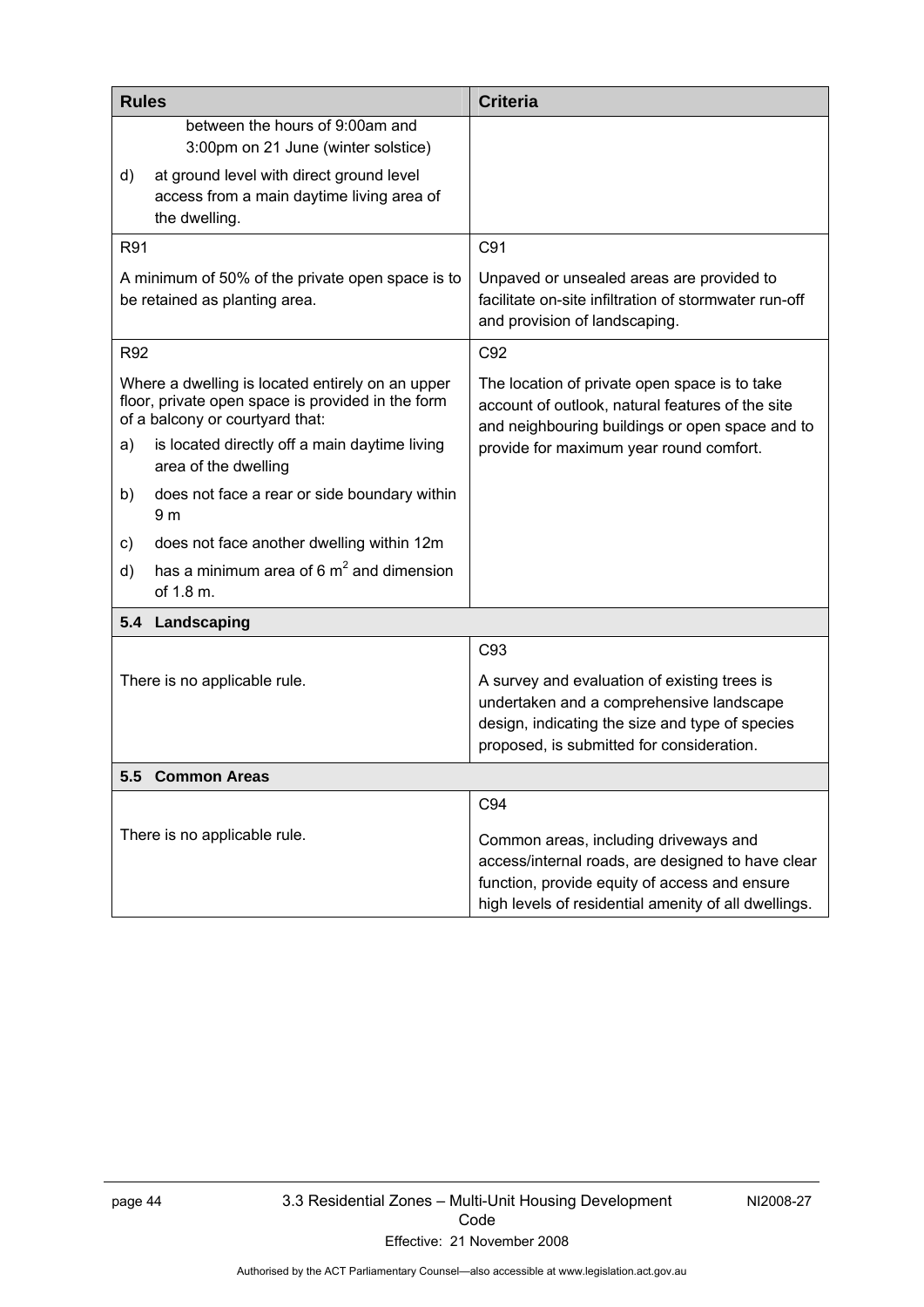| Rules | Criteria |
|---|---|
| between the hours of 9:00am and 3:00pm on 21 June (winter solstice)<br>d) at ground level with direct ground level access from a main daytime living area of the dwelling. | |
| R91<br><br>A minimum of 50% of the private open space is to be retained as planting area. | C91<br><br>Unpaved or unsealed areas are provided to facilitate on-site infiltration of stormwater run-off and provision of landscaping. |
| R92<br><br>Where a dwelling is located entirely on an upper floor, private open space is provided in the form of a balcony or courtyard that:<br>a) is located directly off a main daytime living area of the dwelling<br>b) does not face a rear or side boundary within 9 m<br>c) does not face another dwelling within 12m<br>d) has a minimum area of 6 $m^2$ and dimension of 1.8 m. | C92<br><br>The location of private open space is to take account of outlook, natural features of the site and neighbouring buildings or open space and to provide for maximum year round comfort. |
| **5.4 Landscaping** | |
| There is no applicable rule. | C93<br><br>A survey and evaluation of existing trees is undertaken and a comprehensive landscape design, indicating the size and type of species proposed, is submitted for consideration. |
| **5.5 Common Areas** | |
| There is no applicable rule. | C94<br><br>Common areas, including driveways and access/internal roads, are designed to have clear function, provide equity of access and ensure high levels of residential amenity of all dwellings. |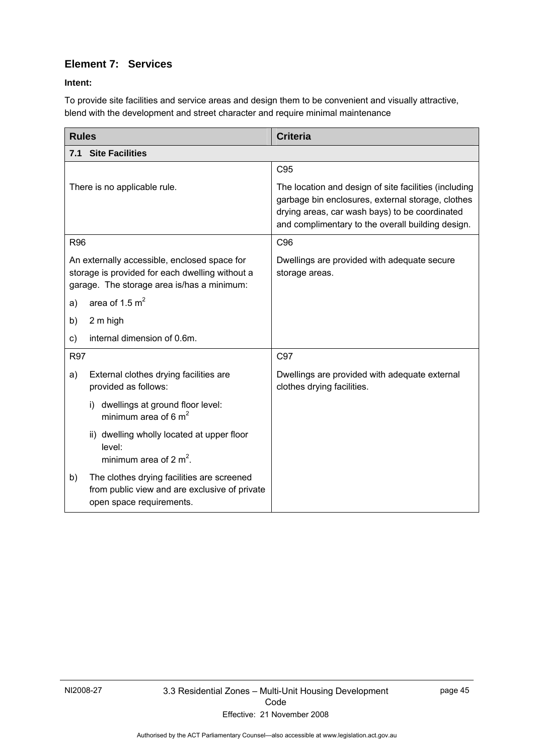## Element 7: Services

**Intent:**

To provide site facilities and service areas and design them to be convenient and visually attractive, blend with the development and street character and require minimal maintenance

| Rules | Criteria |
|---|---|
| **7.1 Site Facilities** | |
| There is no applicable rule. | C95<br><br>The location and design of site facilities (including garbage bin enclosures, external storage, clothes drying areas, car wash bays) to be coordinated and complimentary to the overall building design. |
| R96<br><br>An externally accessible, enclosed space for storage is provided for each dwelling without a garage. The storage area is/has a minimum:<br><br>a) area of 1.5 $m^2$<br><br>b) 2 m high<br><br>c) internal dimension of 0.6m. | C96<br><br>Dwellings are provided with adequate secure storage areas. |
| R97<br><br>a) External clothes drying facilities are provided as follows:<br><br>i) dwellings at ground floor level: minimum area of 6 $m^2$<br><br>ii) dwelling wholly located at upper floor level: minimum area of 2 $m^2$.<br><br>b) The clothes drying facilities are screened from public view and are exclusive of private open space requirements. | C97<br><br>Dwellings are provided with adequate external clothes drying facilities. |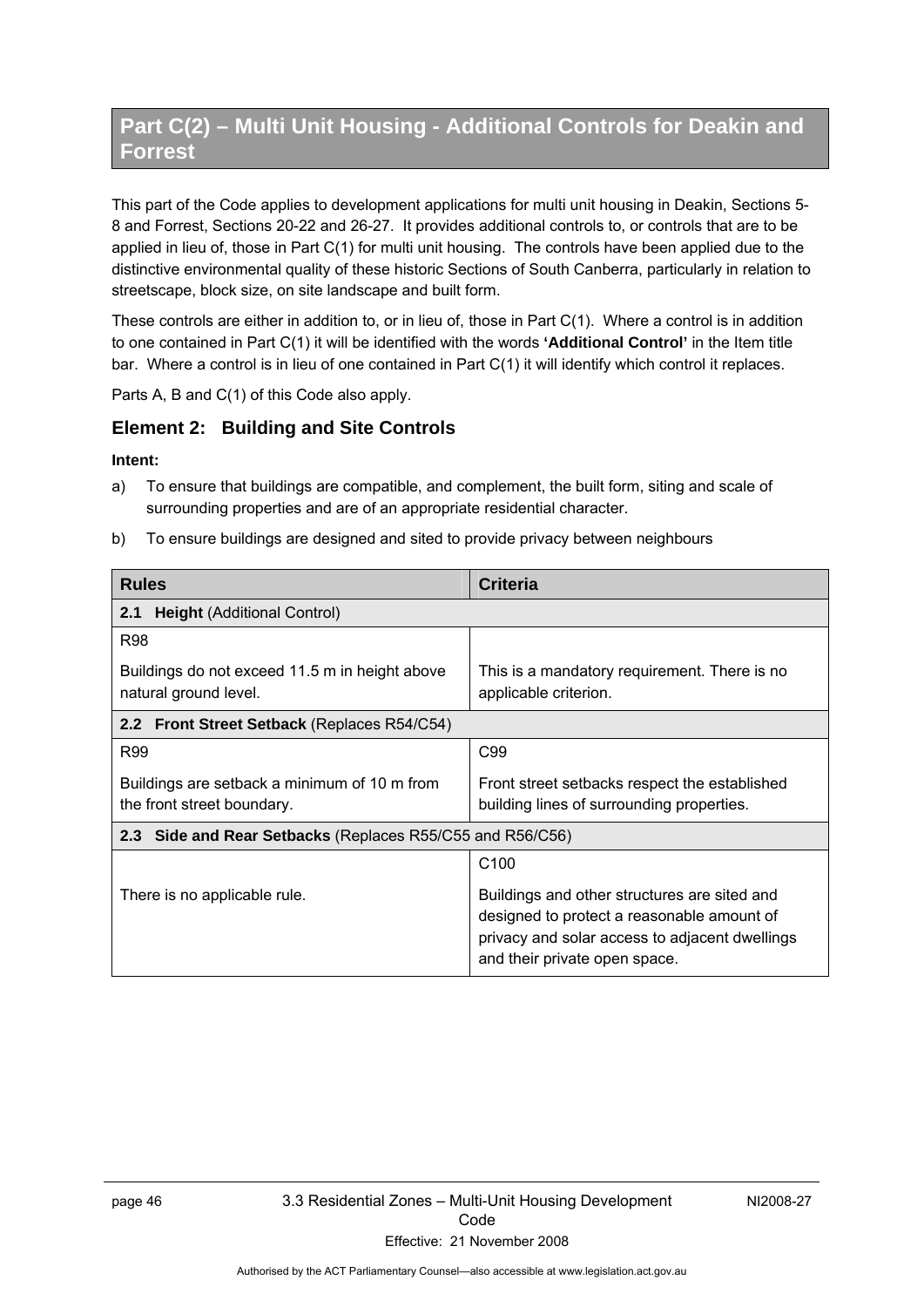# Part C(2) – Multi Unit Housing - Additional Controls for Deakin and Forrest

This part of the Code applies to development applications for multi unit housing in Deakin, Sections 5-8 and Forrest, Sections 20-22 and 26-27. It provides additional controls to, or controls that are to be applied in lieu of, those in Part C(1) for multi unit housing. The controls have been applied due to the distinctive environmental quality of these historic Sections of South Canberra, particularly in relation to streetscape, block size, on site landscape and built form.

These controls are either in addition to, or in lieu of, those in Part C(1). Where a control is in addition to one contained in Part C(1) it will be identified with the words **'Additional Control'** in the Item title bar. Where a control is in lieu of one contained in Part C(1) it will identify which control it replaces.

Parts A, B and C(1) of this Code also apply.

## Element 2: Building and Site Controls

**Intent:**

a) To ensure that buildings are compatible, and complement, the built form, siting and scale of surrounding properties and are of an appropriate residential character.

b) To ensure buildings are designed and sited to provide privacy between neighbours

| Rules | Criteria |
|---|---|
| **2.1 Height** (Additional Control) | |
| R98<br><br>Buildings do not exceed 11.5 m in height above natural ground level. | This is a mandatory requirement. There is no applicable criterion. |
| **2.2 Front Street Setback** (Replaces R54/C54) | |
| R99<br><br>Buildings are setback a minimum of 10 m from the front street boundary. | C99<br><br>Front street setbacks respect the established building lines of surrounding properties. |
| **2.3 Side and Rear Setbacks** (Replaces R55/C55 and R56/C56) | |
| There is no applicable rule. | C100<br><br>Buildings and other structures are sited and designed to protect a reasonable amount of privacy and solar access to adjacent dwellings and their private open space. |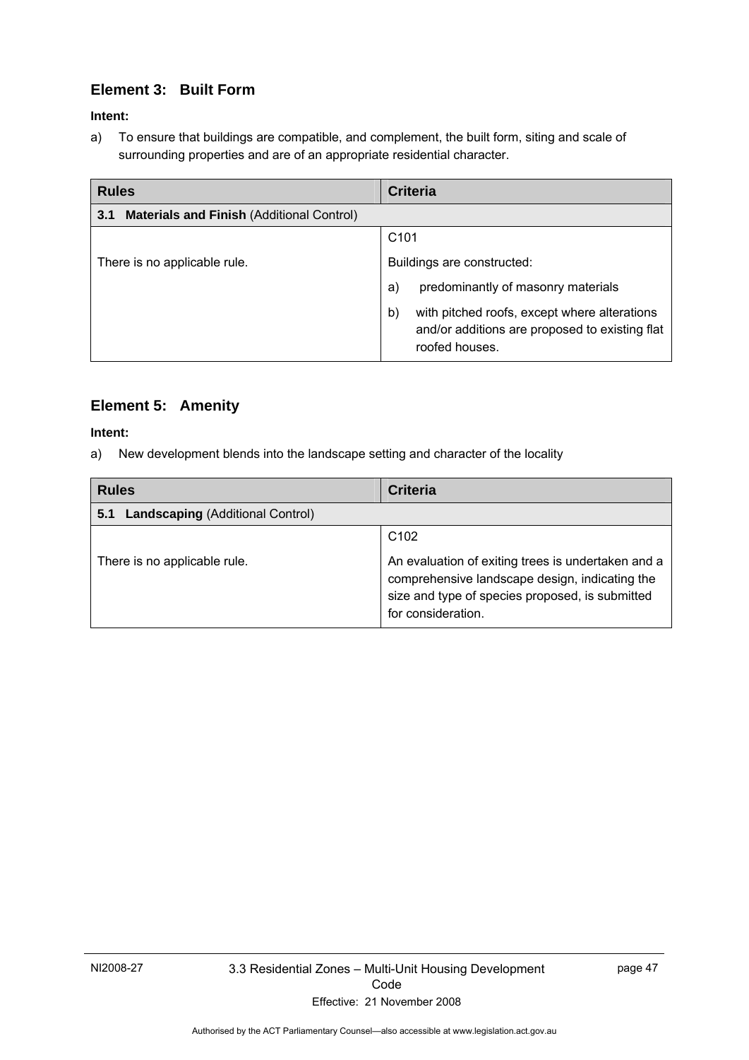## Element 3: Built Form

**Intent:**

a) To ensure that buildings are compatible, and complement, the built form, siting and scale of surrounding properties and are of an appropriate residential character.

| Rules | Criteria |
|---|---|
| **3.1 Materials and Finish** (Additional Control) | |
| There is no applicable rule. | C101<br><br>Buildings are constructed:<br><br>a) predominantly of masonry materials<br><br>b) with pitched roofs, except where alterations and/or additions are proposed to existing flat roofed houses. |

## Element 5: Amenity

**Intent:**

a) New development blends into the landscape setting and character of the locality

| Rules | Criteria |
|---|---|
| **5.1 Landscaping** (Additional Control) | |
| There is no applicable rule. | C102<br><br>An evaluation of exiting trees is undertaken and a comprehensive landscape design, indicating the size and type of species proposed, is submitted for consideration. |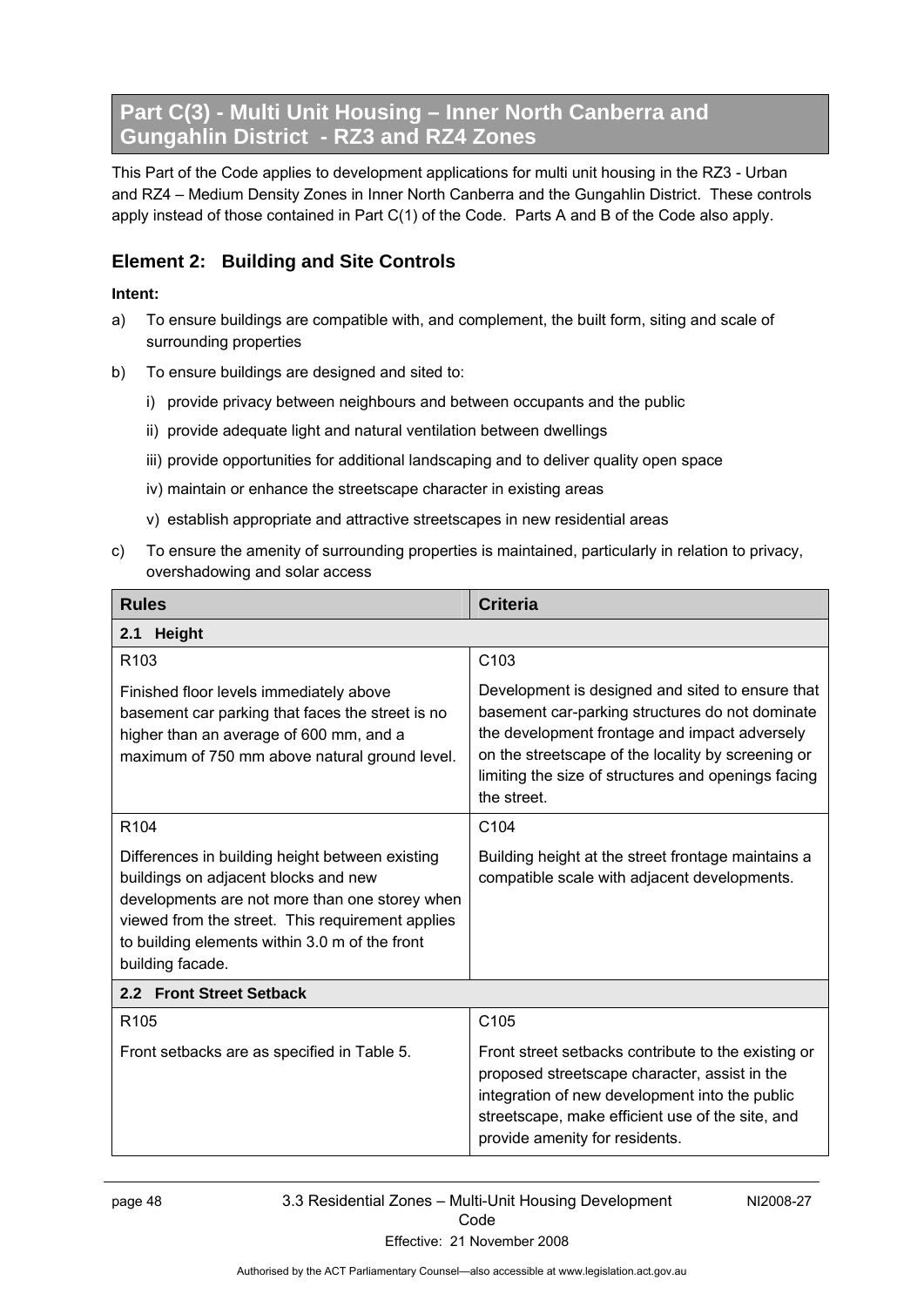## Part C(3) - Multi Unit Housing – Inner North Canberra and Gungahlin District - RZ3 and RZ4 Zones

This Part of the Code applies to development applications for multi unit housing in the RZ3 - Urban and RZ4 – Medium Density Zones in Inner North Canberra and the Gungahlin District. These controls apply instead of those contained in Part C(1) of the Code. Parts A and B of the Code also apply.

### Element 2: Building and Site Controls

**Intent:**

a) To ensure buildings are compatible with, and complement, the built form, siting and scale of surrounding properties

b) To ensure buildings are designed and sited to:

   i) provide privacy between neighbours and between occupants and the public

   ii) provide adequate light and natural ventilation between dwellings

   iii) provide opportunities for additional landscaping and to deliver quality open space

   iv) maintain or enhance the streetscape character in existing areas

   v) establish appropriate and attractive streetscapes in new residential areas

c) To ensure the amenity of surrounding properties is maintained, particularly in relation to privacy, overshadowing and solar access

| Rules | Criteria |
|---|---|
| **2.1 Height** | |
| R103<br><br>Finished floor levels immediately above basement car parking that faces the street is no higher than an average of 600 mm, and a maximum of 750 mm above natural ground level. | C103<br><br>Development is designed and sited to ensure that basement car-parking structures do not dominate the development frontage and impact adversely on the streetscape of the locality by screening or limiting the size of structures and openings facing the street. |
| R104<br><br>Differences in building height between existing buildings on adjacent blocks and new developments are not more than one storey when viewed from the street. This requirement applies to building elements within 3.0 m of the front building facade. | C104<br><br>Building height at the street frontage maintains a compatible scale with adjacent developments. |
| **2.2 Front Street Setback** | |
| R105<br><br>Front setbacks are as specified in Table 5. | C105<br><br>Front street setbacks contribute to the existing or proposed streetscape character, assist in the integration of new development into the public streetscape, make efficient use of the site, and provide amenity for residents. |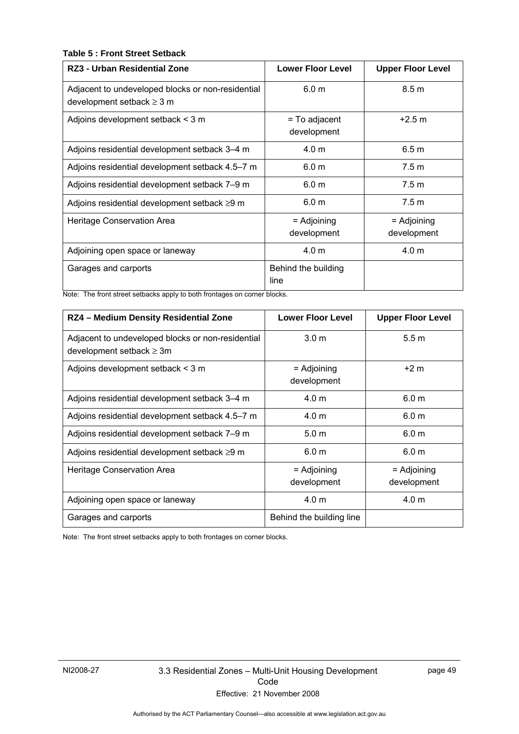**Table 5 : Front Street Setback**

| RZ3 - Urban Residential Zone | Lower Floor Level | Upper Floor Level |
|---|---|---|
| Adjacent to undeveloped blocks or non-residential development setback ≥ 3 m | 6.0 m | 8.5 m |
| Adjoins development setback < 3 m | = To adjacent development | +2.5 m |
| Adjoins residential development setback 3–4 m | 4.0 m | 6.5 m |
| Adjoins residential development setback 4.5–7 m | 6.0 m | 7.5 m |
| Adjoins residential development setback 7–9 m | 6.0 m | 7.5 m |
| Adjoins residential development setback ≥9 m | 6.0 m | 7.5 m |
| Heritage Conservation Area | = Adjoining development | = Adjoining development |
| Adjoining open space or laneway | 4.0 m | 4.0 m |
| Garages and carports | Behind the building line | |

Note: The front street setbacks apply to both frontages on corner blocks.

| RZ4 – Medium Density Residential Zone | Lower Floor Level | Upper Floor Level |
|---|---|---|
| Adjacent to undeveloped blocks or non-residential development setback ≥ 3m | 3.0 m | 5.5 m |
| Adjoins development setback < 3 m | = Adjoining development | +2 m |
| Adjoins residential development setback 3–4 m | 4.0 m | 6.0 m |
| Adjoins residential development setback 4.5–7 m | 4.0 m | 6.0 m |
| Adjoins residential development setback 7–9 m | 5.0 m | 6.0 m |
| Adjoins residential development setback ≥9 m | 6.0 m | 6.0 m |
| Heritage Conservation Area | = Adjoining development | = Adjoining development |
| Adjoining open space or laneway | 4.0 m | 4.0 m |
| Garages and carports | Behind the building line | |

Note: The front street setbacks apply to both frontages on corner blocks.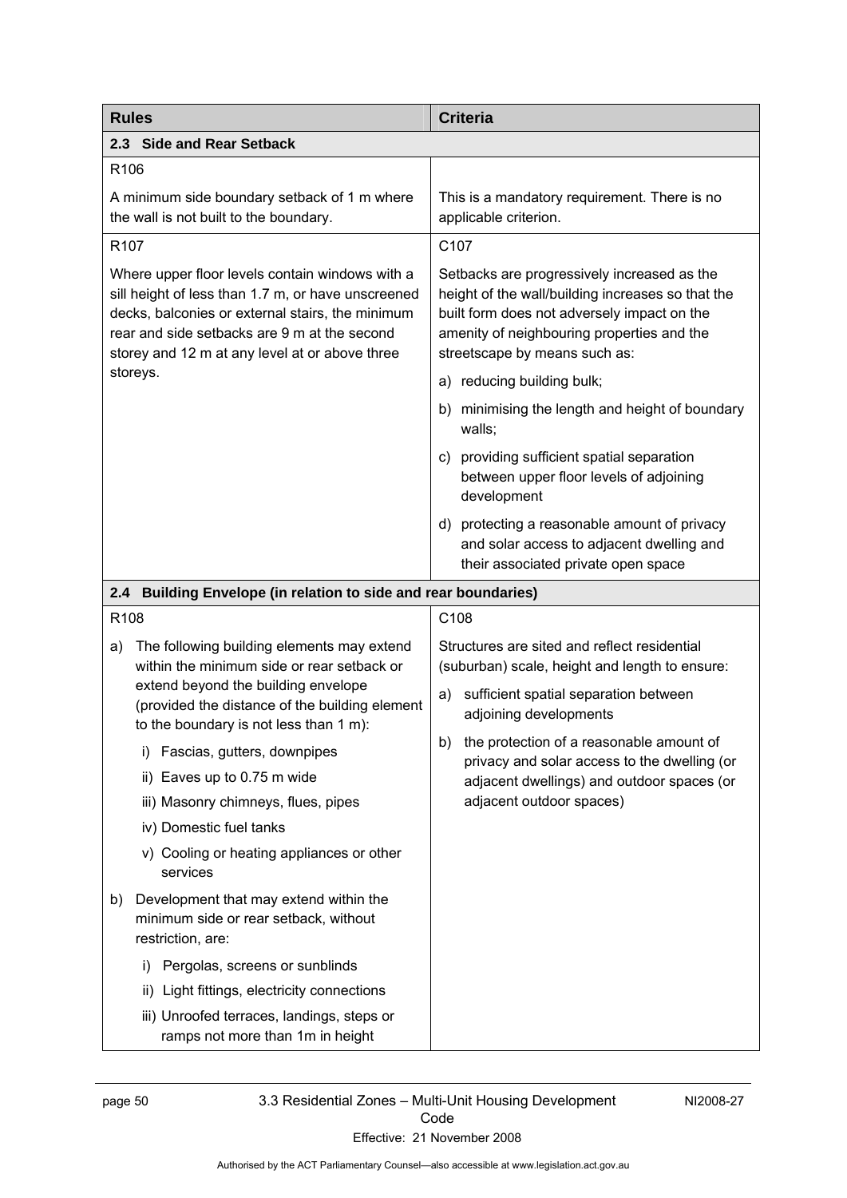| Rules | Criteria |
| --- | --- |
| **2.3 Side and Rear Setback** | |
| R106<br><br>A minimum side boundary setback of 1 m where the wall is not built to the boundary. | This is a mandatory requirement. There is no applicable criterion. |
| R107<br><br>Where upper floor levels contain windows with a sill height of less than 1.7 m, or have unscreened decks, balconies or external stairs, the minimum rear and side setbacks are 9 m at the second storey and 12 m at any level at or above three storeys. | C107<br><br>Setbacks are progressively increased as the height of the wall/building increases so that the built form does not adversely impact on the amenity of neighbouring properties and the streetscape by means such as:<br><br>a) reducing building bulk;<br><br>b) minimising the length and height of boundary walls;<br><br>c) providing sufficient spatial separation between upper floor levels of adjoining development<br><br>d) protecting a reasonable amount of privacy and solar access to adjacent dwelling and their associated private open space |
| **2.4 Building Envelope (in relation to side and rear boundaries)** | |
| R108<br><br>a) The following building elements may extend within the minimum side or rear setback or extend beyond the building envelope (provided the distance of the building element to the boundary is not less than 1 m):<br><br>i) Fascias, gutters, downpipes<br><br>ii) Eaves up to 0.75 m wide<br><br>iii) Masonry chimneys, flues, pipes<br><br>iv) Domestic fuel tanks<br><br>v) Cooling or heating appliances or other services<br><br>b) Development that may extend within the minimum side or rear setback, without restriction, are:<br><br>i) Pergolas, screens or sunblinds<br><br>ii) Light fittings, electricity connections<br><br>iii) Unroofed terraces, landings, steps or ramps not more than 1m in height | C108<br><br>Structures are sited and reflect residential (suburban) scale, height and length to ensure:<br><br>a) sufficient spatial separation between adjoining developments<br><br>b) the protection of a reasonable amount of privacy and solar access to the dwelling (or adjacent dwellings) and outdoor spaces (or adjacent outdoor spaces) |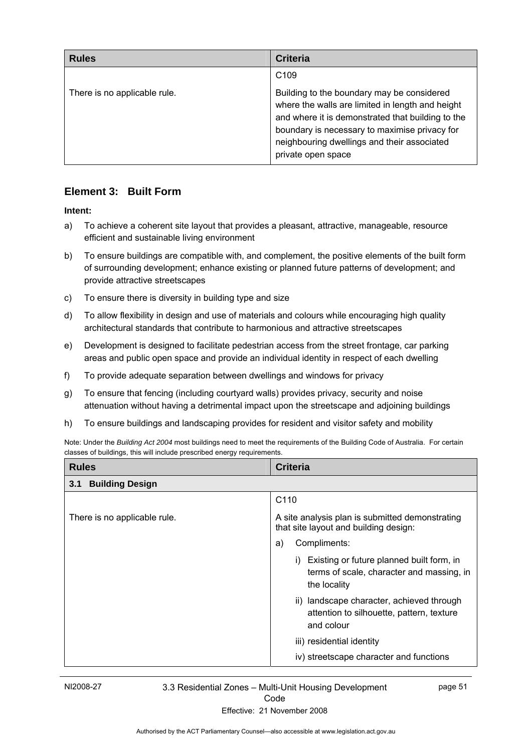| Rules | Criteria |
| --- | --- |
| There is no applicable rule. | C109<br><br>Building to the boundary may be considered where the walls are limited in length and height and where it is demonstrated that building to the boundary is necessary to maximise privacy for neighbouring dwellings and their associated private open space |

## Element 3: Built Form

**Intent:**

a) To achieve a coherent site layout that provides a pleasant, attractive, manageable, resource efficient and sustainable living environment

b) To ensure buildings are compatible with, and complement, the positive elements of the built form of surrounding development; enhance existing or planned future patterns of development; and provide attractive streetscapes

c) To ensure there is diversity in building type and size

d) To allow flexibility in design and use of materials and colours while encouraging high quality architectural standards that contribute to harmonious and attractive streetscapes

e) Development is designed to facilitate pedestrian access from the street frontage, car parking areas and public open space and provide an individual identity in respect of each dwelling

f) To provide adequate separation between dwellings and windows for privacy

g) To ensure that fencing (including courtyard walls) provides privacy, security and noise attenuation without having a detrimental impact upon the streetscape and adjoining buildings

h) To ensure buildings and landscaping provides for resident and visitor safety and mobility

Note: Under the *Building Act 2004* most buildings need to meet the requirements of the Building Code of Australia. For certain classes of buildings, this will include prescribed energy requirements.

| Rules | Criteria |
| --- | --- |
| **3.1 Building Design** | |
| There is no applicable rule. | C110<br><br>A site analysis plan is submitted demonstrating that site layout and building design:<br><br>a) Compliments:<br><br>i) Existing or future planned built form, in terms of scale, character and massing, in the locality<br><br>ii) landscape character, achieved through attention to silhouette, pattern, texture and colour<br><br>iii) residential identity<br><br>iv) streetscape character and functions |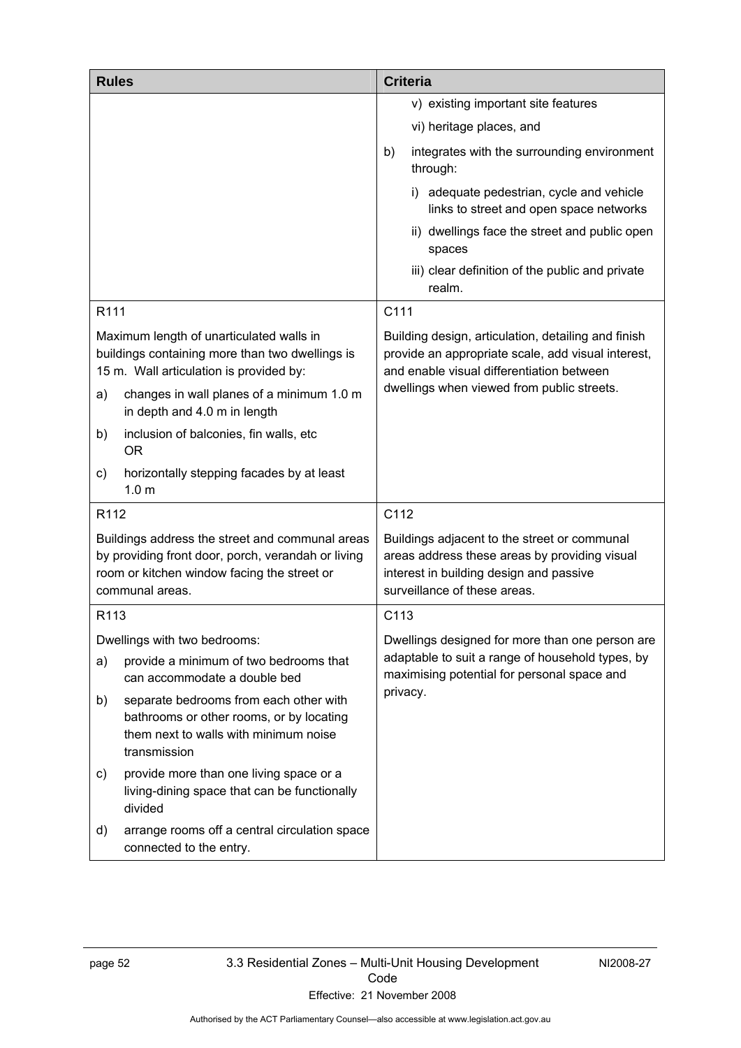| Rules | Criteria |
|---|---|
| | v) existing important site features<br>vi) heritage places, and<br>b) integrates with the surrounding environment through:<br>i) adequate pedestrian, cycle and vehicle links to street and open space networks<br>ii) dwellings face the street and public open spaces<br>iii) clear definition of the public and private realm. |
| R111 | C111 |
| Maximum length of unarticulated walls in buildings containing more than two dwellings is 15 m. Wall articulation is provided by:<br>a) changes in wall planes of a minimum 1.0 m in depth and 4.0 m in length<br>b) inclusion of balconies, fin walls, etc OR<br>c) horizontally stepping facades by at least 1.0 m | Building design, articulation, detailing and finish provide an appropriate scale, add visual interest, and enable visual differentiation between dwellings when viewed from public streets. |
| R112 | C112 |
| Buildings address the street and communal areas by providing front door, porch, verandah or living room or kitchen window facing the street or communal areas. | Buildings adjacent to the street or communal areas address these areas by providing visual interest in building design and passive surveillance of these areas. |
| R113 | C113 |
| Dwellings with two bedrooms:<br>a) provide a minimum of two bedrooms that can accommodate a double bed<br>b) separate bedrooms from each other with bathrooms or other rooms, or by locating them next to walls with minimum noise transmission<br>c) provide more than one living space or a living-dining space that can be functionally divided<br>d) arrange rooms off a central circulation space connected to the entry. | Dwellings designed for more than one person are adaptable to suit a range of household types, by maximising potential for personal space and privacy. |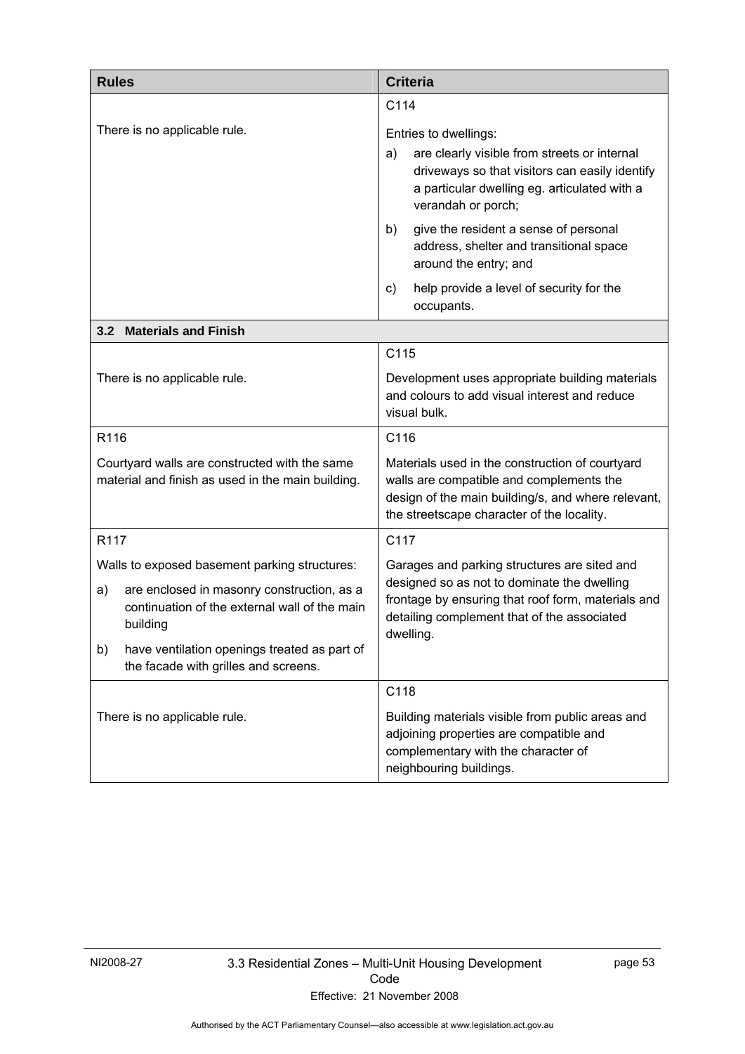| Rules | Criteria |
|---|---|
| There is no applicable rule. | C114<br><br>Entries to dwellings:<br>a) are clearly visible from streets or internal driveways so that visitors can easily identify a particular dwelling eg. articulated with a verandah or porch;<br>b) give the resident a sense of personal address, shelter and transitional space around the entry; and<br>c) help provide a level of security for the occupants. |
| **3.2 Materials and Finish** | |
| There is no applicable rule. | C115<br><br>Development uses appropriate building materials and colours to add visual interest and reduce visual bulk. |
| R116<br><br>Courtyard walls are constructed with the same material and finish as used in the main building. | C116<br><br>Materials used in the construction of courtyard walls are compatible and complements the design of the main building/s, and where relevant, the streetscape character of the locality. |
| R117<br><br>Walls to exposed basement parking structures:<br>a) are enclosed in masonry construction, as a continuation of the external wall of the main building<br>b) have ventilation openings treated as part of the facade with grilles and screens. | C117<br><br>Garages and parking structures are sited and designed so as not to dominate the dwelling frontage by ensuring that roof form, materials and detailing complement that of the associated dwelling. |
| There is no applicable rule. | C118<br><br>Building materials visible from public areas and adjoining properties are compatible and complementary with the character of neighbouring buildings. |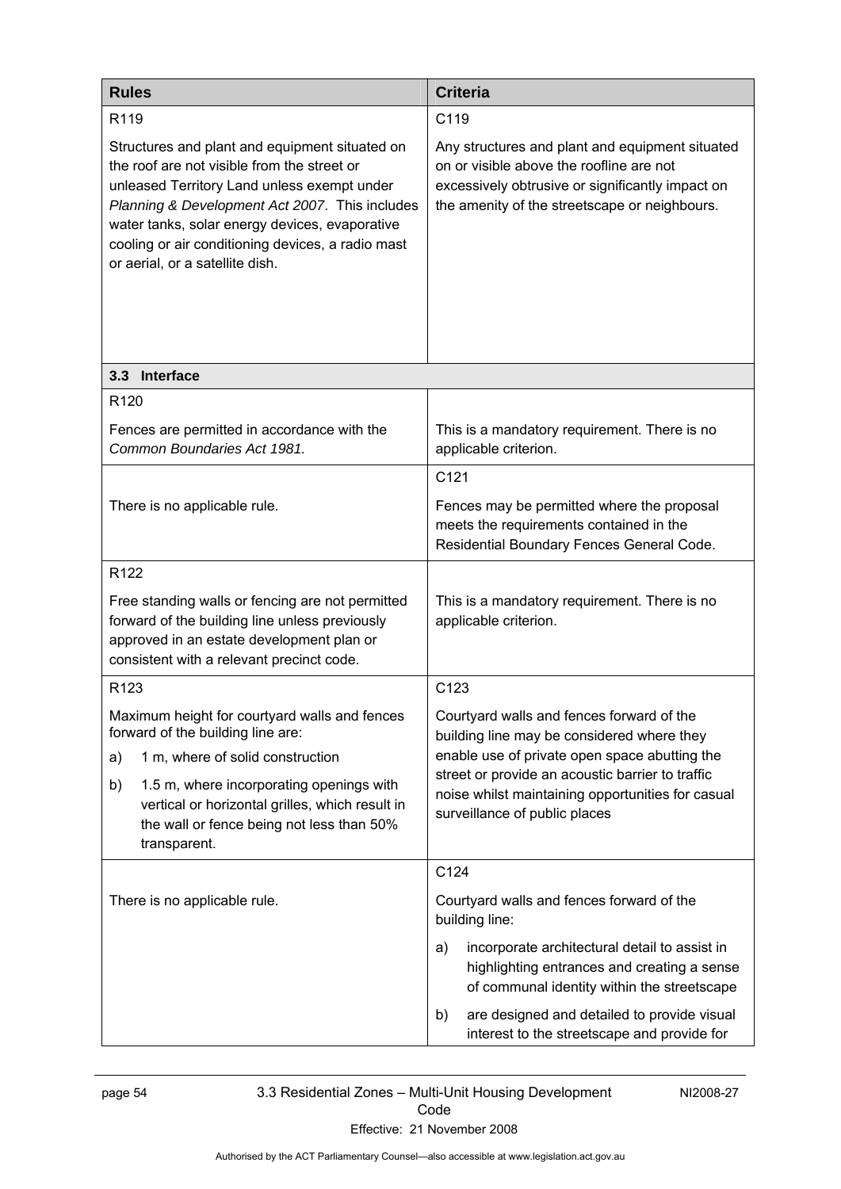| Rules | Criteria |
|---|---|
| R119<br><br>Structures and plant and equipment situated on the roof are not visible from the street or unleased Territory Land unless exempt under *Planning & Development Act 2007*. This includes water tanks, solar energy devices, evaporative cooling or air conditioning devices, a radio mast or aerial, or a satellite dish. | C119<br><br>Any structures and plant and equipment situated on or visible above the roofline are not excessively obtrusive or significantly impact on the amenity of the streetscape or neighbours. |
| **3.3 Interface** | |
| R120<br><br>Fences are permitted in accordance with the *Common Boundaries Act 1981.* | This is a mandatory requirement. There is no applicable criterion. |
| There is no applicable rule. | C121<br><br>Fences may be permitted where the proposal meets the requirements contained in the Residential Boundary Fences General Code. |
| R122<br><br>Free standing walls or fencing are not permitted forward of the building line unless previously approved in an estate development plan or consistent with a relevant precinct code. | This is a mandatory requirement. There is no applicable criterion. |
| R123<br><br>Maximum height for courtyard walls and fences forward of the building line are:<br>a) 1 m, where of solid construction<br>b) 1.5 m, where incorporating openings with vertical or horizontal grilles, which result in the wall or fence being not less than 50% transparent. | C123<br><br>Courtyard walls and fences forward of the building line may be considered where they enable use of private open space abutting the street or provide an acoustic barrier to traffic noise whilst maintaining opportunities for casual surveillance of public places |
| There is no applicable rule. | C124<br><br>Courtyard walls and fences forward of the building line:<br>a) incorporate architectural detail to assist in highlighting entrances and creating a sense of communal identity within the streetscape<br>b) are designed and detailed to provide visual interest to the streetscape and provide for |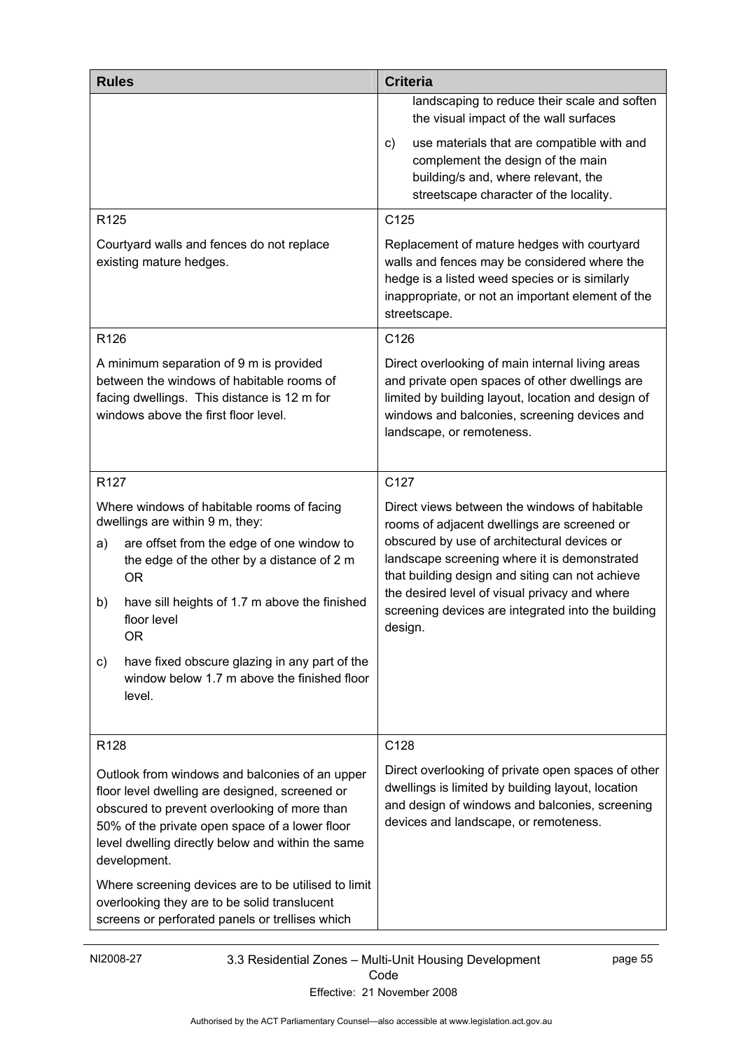| Rules | Criteria |
|---|---|
| | landscaping to reduce their scale and soften the visual impact of the wall surfaces<br><br>c) use materials that are compatible with and complement the design of the main building/s and, where relevant, the streetscape character of the locality. |
| R125<br><br>Courtyard walls and fences do not replace existing mature hedges. | C125<br><br>Replacement of mature hedges with courtyard walls and fences may be considered where the hedge is a listed weed species or is similarly inappropriate, or not an important element of the streetscape. |
| R126<br><br>A minimum separation of 9 m is provided between the windows of habitable rooms of facing dwellings. This distance is 12 m for windows above the first floor level. | C126<br><br>Direct overlooking of main internal living areas and private open spaces of other dwellings are limited by building layout, location and design of windows and balconies, screening devices and landscape, or remoteness. |
| R127<br><br>Where windows of habitable rooms of facing dwellings are within 9 m, they:<br><br>a) are offset from the edge of one window to the edge of the other by a distance of 2 m OR<br><br>b) have sill heights of 1.7 m above the finished floor level OR<br><br>c) have fixed obscure glazing in any part of the window below 1.7 m above the finished floor level. | C127<br><br>Direct views between the windows of habitable rooms of adjacent dwellings are screened or obscured by use of architectural devices or landscape screening where it is demonstrated that building design and siting can not achieve the desired level of visual privacy and where screening devices are integrated into the building design. |
| R128<br><br>Outlook from windows and balconies of an upper floor level dwelling are designed, screened or obscured to prevent overlooking of more than 50% of the private open space of a lower floor level dwelling directly below and within the same development.<br><br>Where screening devices are to be utilised to limit overlooking they are to be solid translucent screens or perforated panels or trellises which | C128<br><br>Direct overlooking of private open spaces of other dwellings is limited by building layout, location and design of windows and balconies, screening devices and landscape, or remoteness. |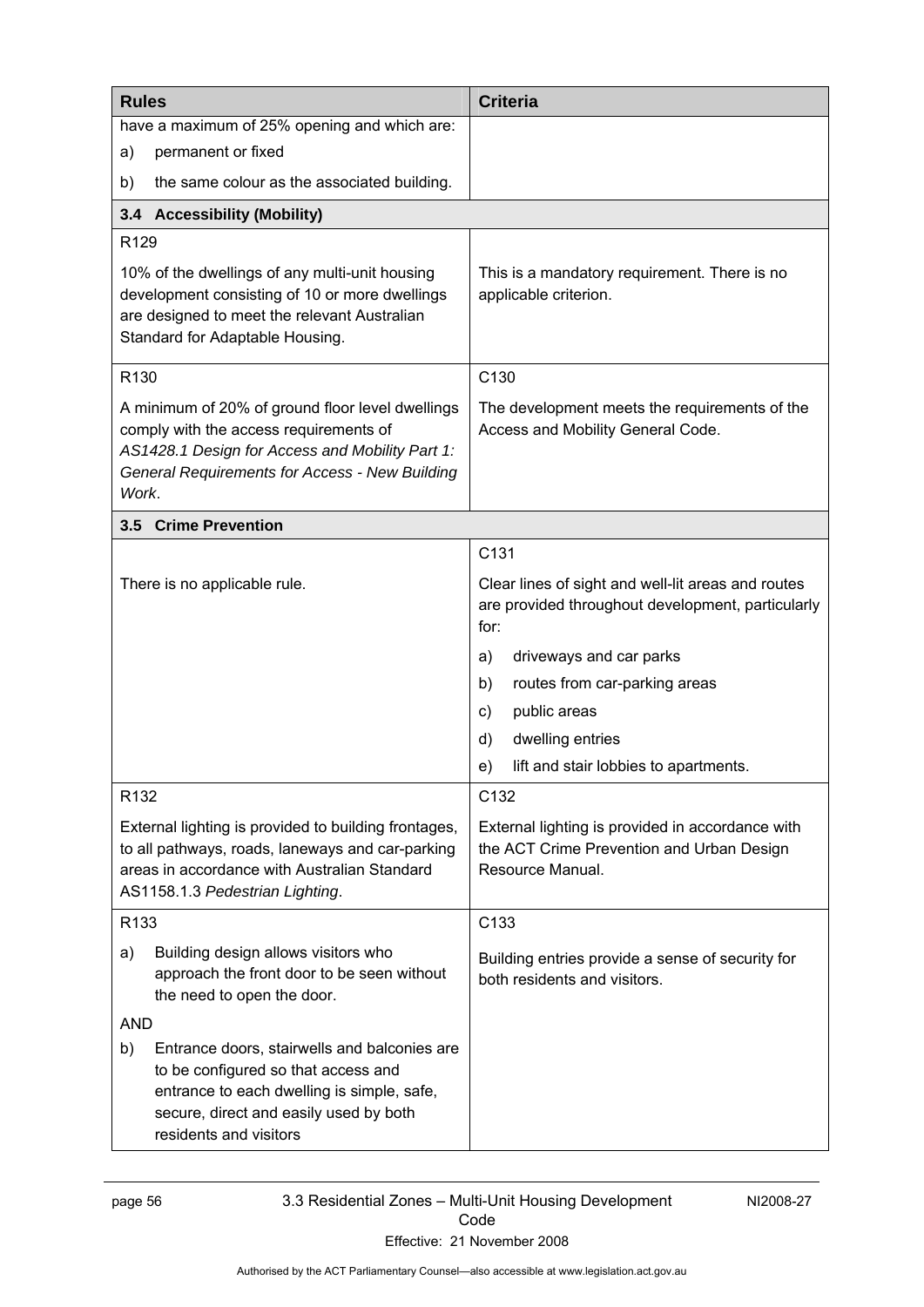| Rules | Criteria |
|---|---|
| have a maximum of 25% opening and which are:<br>a) permanent or fixed<br>b) the same colour as the associated building. | |
| **3.4 Accessibility (Mobility)** | |
| R129<br><br>10% of the dwellings of any multi-unit housing development consisting of 10 or more dwellings are designed to meet the relevant Australian Standard for Adaptable Housing. | This is a mandatory requirement. There is no applicable criterion. |
| R130<br><br>A minimum of 20% of ground floor level dwellings comply with the access requirements of *AS1428.1 Design for Access and Mobility Part 1: General Requirements for Access - New Building Work*. | C130<br><br>The development meets the requirements of the Access and Mobility General Code. |
| **3.5 Crime Prevention** | |
| There is no applicable rule. | C131<br><br>Clear lines of sight and well-lit areas and routes are provided throughout development, particularly for:<br>a) driveways and car parks<br>b) routes from car-parking areas<br>c) public areas<br>d) dwelling entries<br>e) lift and stair lobbies to apartments. |
| R132<br><br>External lighting is provided to building frontages, to all pathways, roads, laneways and car-parking areas in accordance with Australian Standard AS1158.1.3 *Pedestrian Lighting*. | C132<br><br>External lighting is provided in accordance with the ACT Crime Prevention and Urban Design Resource Manual. |
| R133<br><br>a) Building design allows visitors who approach the front door to be seen without the need to open the door.<br><br>AND<br><br>b) Entrance doors, stairwells and balconies are to be configured so that access and entrance to each dwelling is simple, safe, secure, direct and easily used by both residents and visitors | C133<br><br>Building entries provide a sense of security for both residents and visitors. |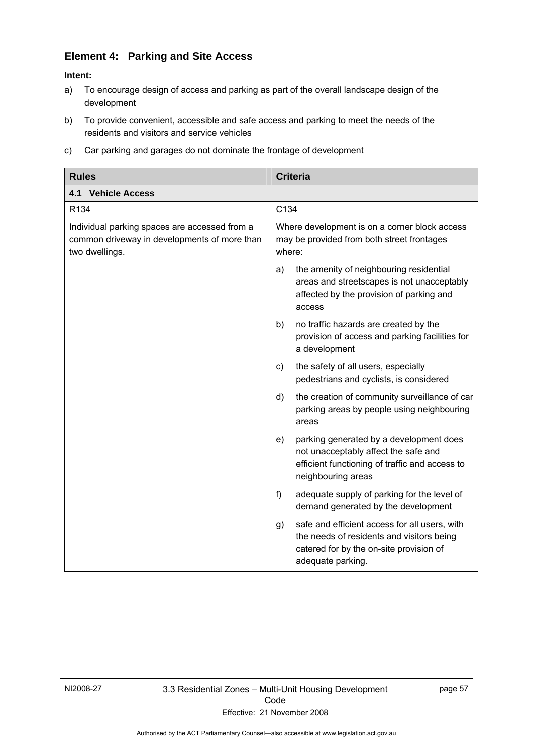## Element 4: Parking and Site Access

**Intent:**

a) To encourage design of access and parking as part of the overall landscape design of the development

b) To provide convenient, accessible and safe access and parking to meet the needs of the residents and visitors and service vehicles

c) Car parking and garages do not dominate the frontage of development

| Rules | Criteria |
|---|---|
| **4.1 Vehicle Access** | |
| R134<br><br>Individual parking spaces are accessed from a common driveway in developments of more than two dwellings. | C134<br><br>Where development is on a corner block access may be provided from both street frontages where:<br><br>a) the amenity of neighbouring residential areas and streetscapes is not unacceptably affected by the provision of parking and access<br><br>b) no traffic hazards are created by the provision of access and parking facilities for a development<br><br>c) the safety of all users, especially pedestrians and cyclists, is considered<br><br>d) the creation of community surveillance of car parking areas by people using neighbouring areas<br><br>e) parking generated by a development does not unacceptably affect the safe and efficient functioning of traffic and access to neighbouring areas<br><br>f) adequate supply of parking for the level of demand generated by the development<br><br>g) safe and efficient access for all users, with the needs of residents and visitors being catered for by the on-site provision of adequate parking. |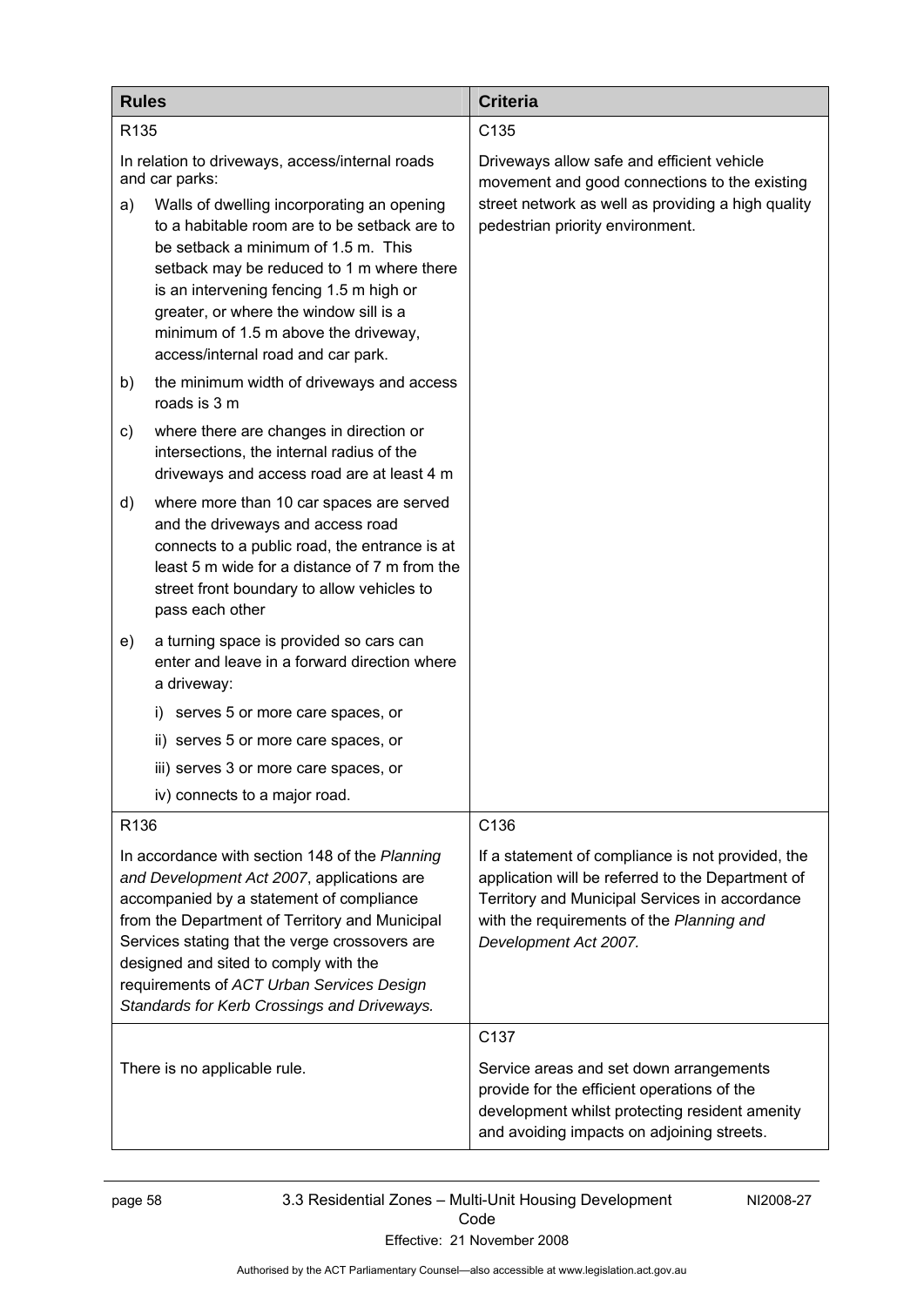| Rules | Criteria |
|---|---|
| R135<br><br>In relation to driveways, access/internal roads and car parks:<br><br>a) Walls of dwelling incorporating an opening to a habitable room are to be setback are to be setback a minimum of 1.5 m. This setback may be reduced to 1 m where there is an intervening fencing 1.5 m high or greater, or where the window sill is a minimum of 1.5 m above the driveway, access/internal road and car park.<br><br>b) the minimum width of driveways and access roads is 3 m<br><br>c) where there are changes in direction or intersections, the internal radius of the driveways and access road are at least 4 m<br><br>d) where more than 10 car spaces are served and the driveways and access road connects to a public road, the entrance is at least 5 m wide for a distance of 7 m from the street front boundary to allow vehicles to pass each other<br><br>e) a turning space is provided so cars can enter and leave in a forward direction where a driveway:<br><br>i) serves 5 or more care spaces, or<br><br>ii) serves 5 or more care spaces, or<br><br>iii) serves 3 or more care spaces, or<br><br>iv) connects to a major road. | C135<br><br>Driveways allow safe and efficient vehicle movement and good connections to the existing street network as well as providing a high quality pedestrian priority environment. |
| R136<br><br>In accordance with section 148 of the *Planning and Development Act 2007*, applications are accompanied by a statement of compliance from the Department of Territory and Municipal Services stating that the verge crossovers are designed and sited to comply with the requirements of *ACT Urban Services Design Standards for Kerb Crossings and Driveways.* | C136<br><br>If a statement of compliance is not provided, the application will be referred to the Department of Territory and Municipal Services in accordance with the requirements of the *Planning and Development Act 2007.* |
| There is no applicable rule. | C137<br><br>Service areas and set down arrangements provide for the efficient operations of the development whilst protecting resident amenity and avoiding impacts on adjoining streets. |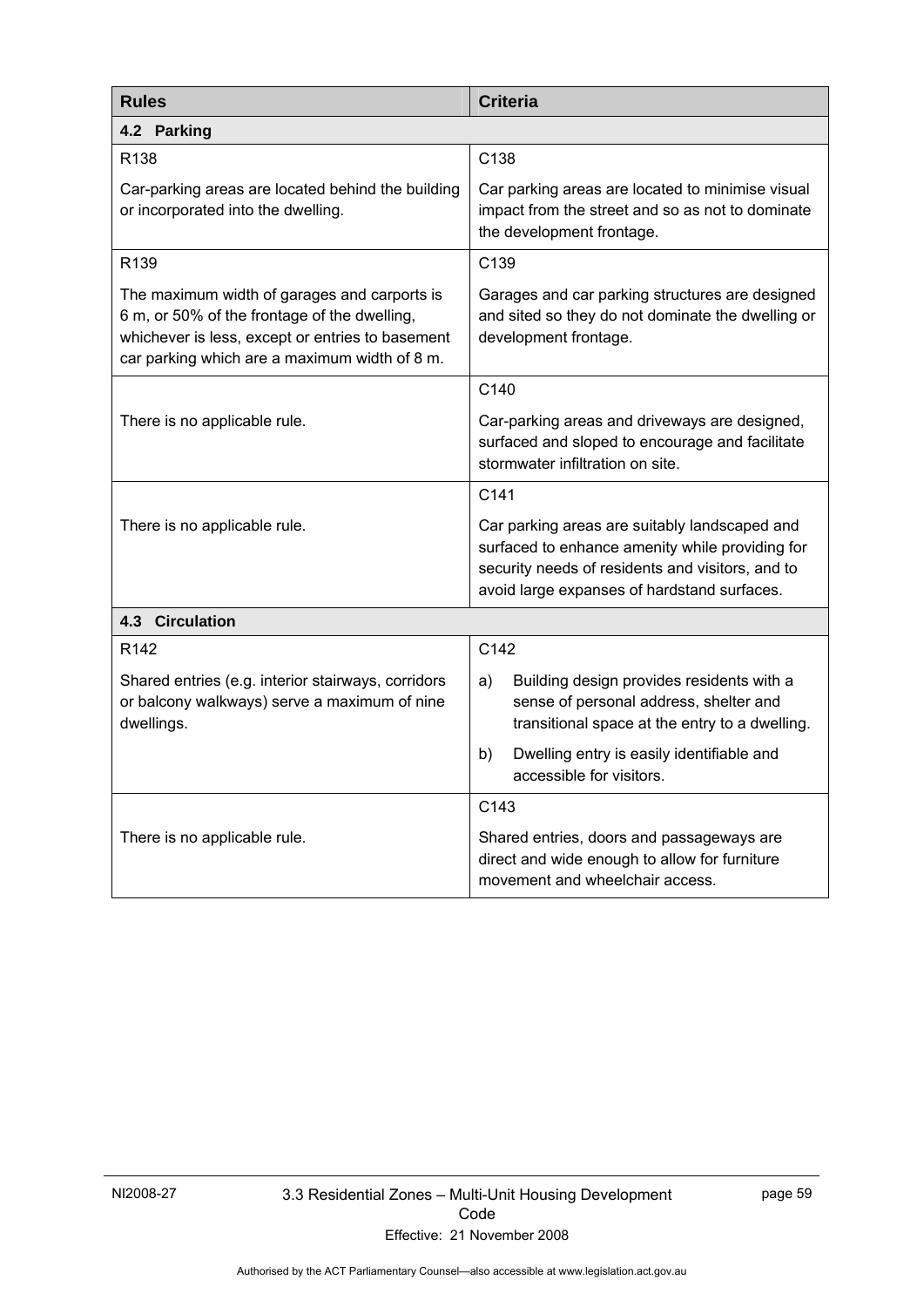| Rules | Criteria |
|---|---|
| **4.2 Parking** | |
| R138<br><br>Car-parking areas are located behind the building or incorporated into the dwelling. | C138<br><br>Car parking areas are located to minimise visual impact from the street and so as not to dominate the development frontage. |
| R139<br><br>The maximum width of garages and carports is 6 m, or 50% of the frontage of the dwelling, whichever is less, except or entries to basement car parking which are a maximum width of 8 m. | C139<br><br>Garages and car parking structures are designed and sited so they do not dominate the dwelling or development frontage. |
| There is no applicable rule. | C140<br><br>Car-parking areas and driveways are designed, surfaced and sloped to encourage and facilitate stormwater infiltration on site. |
| There is no applicable rule. | C141<br><br>Car parking areas are suitably landscaped and surfaced to enhance amenity while providing for security needs of residents and visitors, and to avoid large expanses of hardstand surfaces. |
| **4.3 Circulation** | |
| R142<br><br>Shared entries (e.g. interior stairways, corridors or balcony walkways) serve a maximum of nine dwellings. | C142<br><br>a) Building design provides residents with a sense of personal address, shelter and transitional space at the entry to a dwelling.<br><br>b) Dwelling entry is easily identifiable and accessible for visitors. |
| There is no applicable rule. | C143<br><br>Shared entries, doors and passageways are direct and wide enough to allow for furniture movement and wheelchair access. |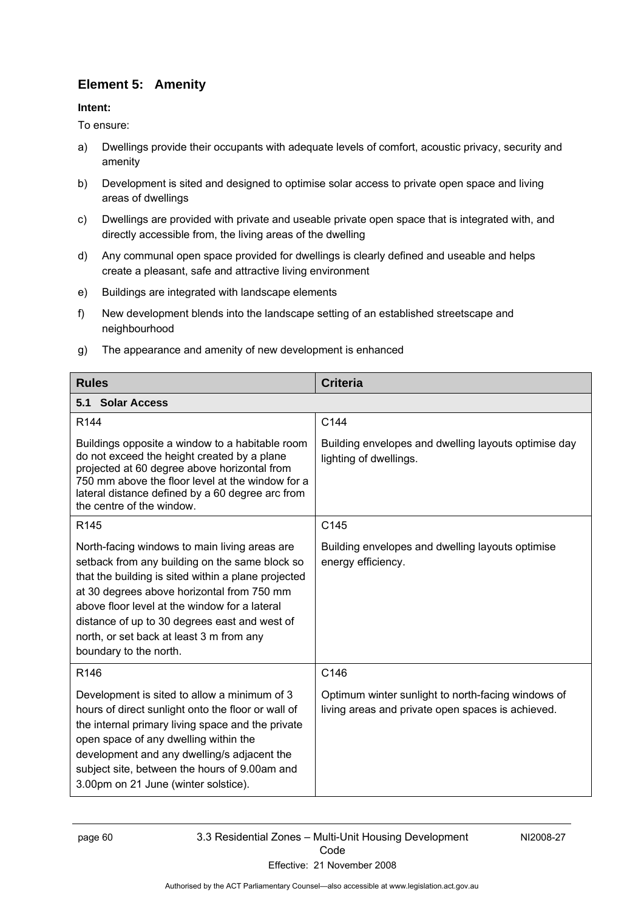## Element 5: Amenity

**Intent:**

To ensure:

a) Dwellings provide their occupants with adequate levels of comfort, acoustic privacy, security and amenity

b) Development is sited and designed to optimise solar access to private open space and living areas of dwellings

c) Dwellings are provided with private and useable private open space that is integrated with, and directly accessible from, the living areas of the dwelling

d) Any communal open space provided for dwellings is clearly defined and useable and helps create a pleasant, safe and attractive living environment

e) Buildings are integrated with landscape elements

f) New development blends into the landscape setting of an established streetscape and neighbourhood

g) The appearance and amenity of new development is enhanced

| Rules | Criteria |
|---|---|
| **5.1 Solar Access** | |
| R144<br><br>Buildings opposite a window to a habitable room do not exceed the height created by a plane projected at 60 degree above horizontal from 750 mm above the floor level at the window for a lateral distance defined by a 60 degree arc from the centre of the window. | C144<br><br>Building envelopes and dwelling layouts optimise day lighting of dwellings. |
| R145<br><br>North-facing windows to main living areas are setback from any building on the same block so that the building is sited within a plane projected at 30 degrees above horizontal from 750 mm above floor level at the window for a lateral distance of up to 30 degrees east and west of north, or set back at least 3 m from any boundary to the north. | C145<br><br>Building envelopes and dwelling layouts optimise energy efficiency. |
| R146<br><br>Development is sited to allow a minimum of 3 hours of direct sunlight onto the floor or wall of the internal primary living space and the private open space of any dwelling within the development and any dwelling/s adjacent the subject site, between the hours of 9.00am and 3.00pm on 21 June (winter solstice). | C146<br><br>Optimum winter sunlight to north-facing windows of living areas and private open spaces is achieved. |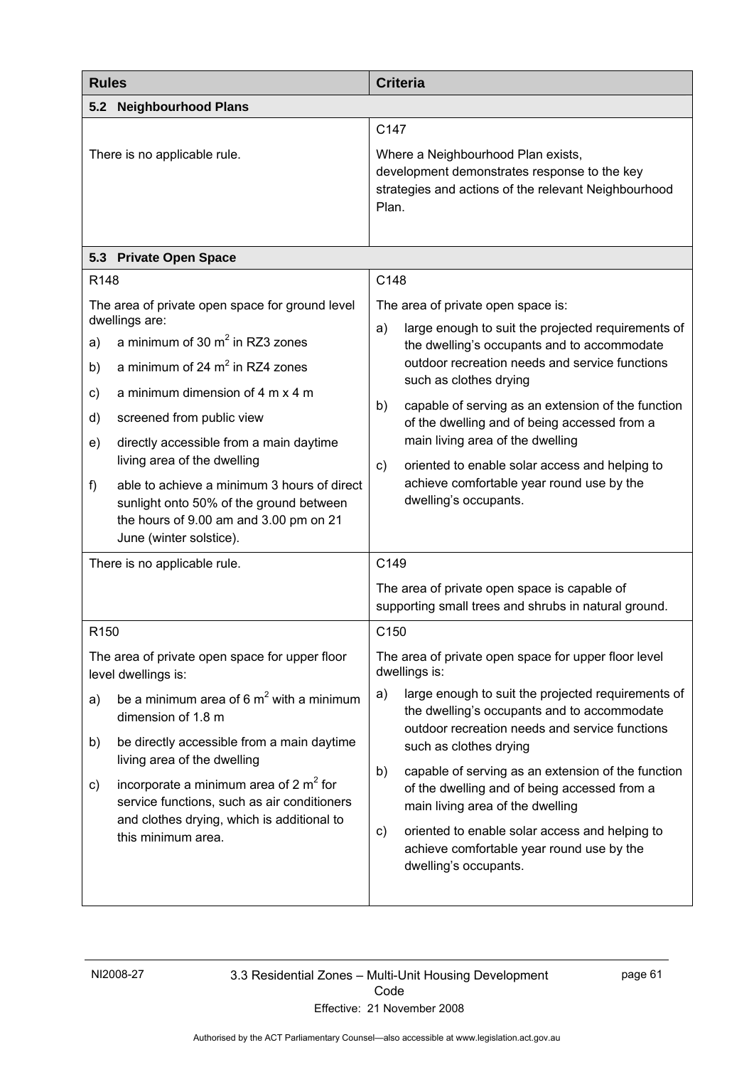| Rules | Criteria |
|---|---|
| **5.2 Neighbourhood Plans** | |
| There is no applicable rule. | C147<br><br>Where a Neighbourhood Plan exists, development demonstrates response to the key strategies and actions of the relevant Neighbourhood Plan. |
| **5.3 Private Open Space** | |
| R148<br><br>The area of private open space for ground level dwellings are:<br>a) a minimum of 30 m$^2$ in RZ3 zones<br>b) a minimum of 24 m$^2$ in RZ4 zones<br>c) a minimum dimension of 4 m x 4 m<br>d) screened from public view<br>e) directly accessible from a main daytime living area of the dwelling<br>f) able to achieve a minimum 3 hours of direct sunlight onto 50% of the ground between the hours of 9.00 am and 3.00 pm on 21 June (winter solstice). | C148<br><br>The area of private open space is:<br>a) large enough to suit the projected requirements of the dwelling's occupants and to accommodate outdoor recreation needs and service functions such as clothes drying<br>b) capable of serving as an extension of the function of the dwelling and of being accessed from a main living area of the dwelling<br>c) oriented to enable solar access and helping to achieve comfortable year round use by the dwelling's occupants. |
| There is no applicable rule. | C149<br><br>The area of private open space is capable of supporting small trees and shrubs in natural ground. |
| R150<br><br>The area of private open space for upper floor level dwellings is:<br>a) be a minimum area of 6 m$^2$ with a minimum dimension of 1.8 m<br>b) be directly accessible from a main daytime living area of the dwelling<br>c) incorporate a minimum area of 2 m$^2$ for service functions, such as air conditioners and clothes drying, which is additional to this minimum area. | C150<br><br>The area of private open space for upper floor level dwellings is:<br>a) large enough to suit the projected requirements of the dwelling's occupants and to accommodate outdoor recreation needs and service functions such as clothes drying<br>b) capable of serving as an extension of the function of the dwelling and of being accessed from a main living area of the dwelling<br>c) oriented to enable solar access and helping to achieve comfortable year round use by the dwelling's occupants. |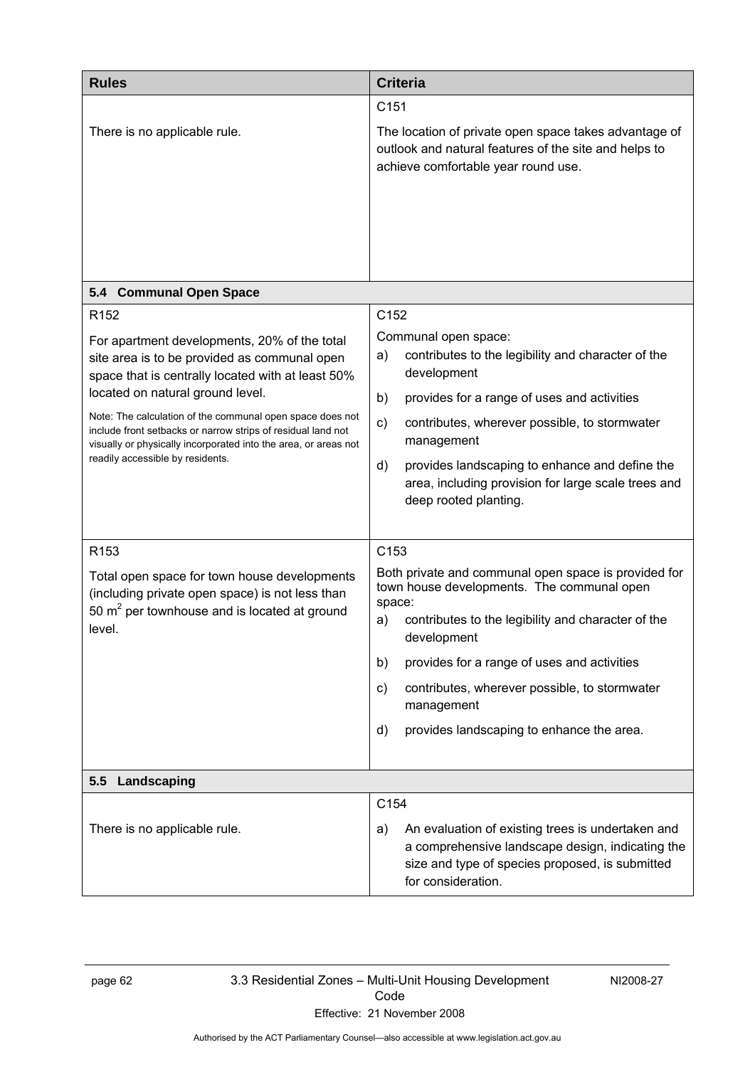| Rules | Criteria |
|---|---|
| There is no applicable rule. | C151<br><br>The location of private open space takes advantage of outlook and natural features of the site and helps to achieve comfortable year round use. |
| **5.4 Communal Open Space** | |
| R152<br><br>For apartment developments, 20% of the total site area is to be provided as communal open space that is centrally located with at least 50% located on natural ground level.<br><br>Note: The calculation of the communal open space does not include front setbacks or narrow strips of residual land not visually or physically incorporated into the area, or areas not readily accessible by residents. | C152<br><br>Communal open space:<br>a) contributes to the legibility and character of the development<br>b) provides for a range of uses and activities<br>c) contributes, wherever possible, to stormwater management<br>d) provides landscaping to enhance and define the area, including provision for large scale trees and deep rooted planting. |
| R153<br><br>Total open space for town house developments (including private open space) is not less than 50 m$^2$ per townhouse and is located at ground level. | C153<br><br>Both private and communal open space is provided for town house developments. The communal open space:<br>a) contributes to the legibility and character of the development<br>b) provides for a range of uses and activities<br>c) contributes, wherever possible, to stormwater management<br>d) provides landscaping to enhance the area. |
| **5.5 Landscaping** | |
| There is no applicable rule. | C154<br><br>a) An evaluation of existing trees is undertaken and a comprehensive landscape design, indicating the size and type of species proposed, is submitted for consideration. |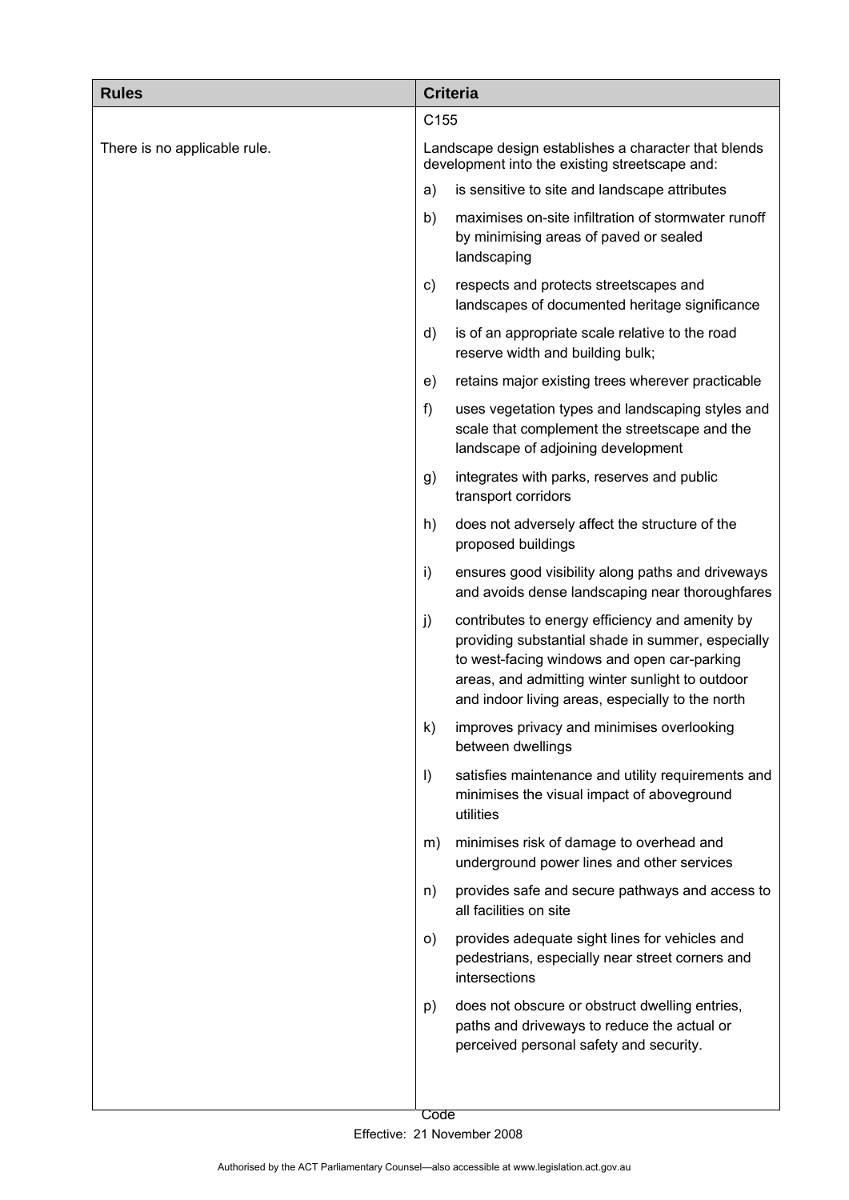| Rules | Criteria |
|---|---|
| There is no applicable rule. | C155<br><br>Landscape design establishes a character that blends development into the existing streetscape and:<br><br>a) is sensitive to site and landscape attributes<br><br>b) maximises on-site infiltration of stormwater runoff by minimising areas of paved or sealed landscaping<br><br>c) respects and protects streetscapes and landscapes of documented heritage significance<br><br>d) is of an appropriate scale relative to the road reserve width and building bulk;<br><br>e) retains major existing trees wherever practicable<br><br>f) uses vegetation types and landscaping styles and scale that complement the streetscape and the landscape of adjoining development<br><br>g) integrates with parks, reserves and public transport corridors<br><br>h) does not adversely affect the structure of the proposed buildings<br><br>i) ensures good visibility along paths and driveways and avoids dense landscaping near thoroughfares<br><br>j) contributes to energy efficiency and amenity by providing substantial shade in summer, especially to west-facing windows and open car-parking areas, and admitting winter sunlight to outdoor and indoor living areas, especially to the north<br><br>k) improves privacy and minimises overlooking between dwellings<br><br>l) satisfies maintenance and utility requirements and minimises the visual impact of aboveground utilities<br><br>m) minimises risk of damage to overhead and underground power lines and other services<br><br>n) provides safe and secure pathways and access to all facilities on site<br><br>o) provides adequate sight lines for vehicles and pedestrians, especially near street corners and intersections<br><br>p) does not obscure or obstruct dwelling entries, paths and driveways to reduce the actual or perceived personal safety and security. |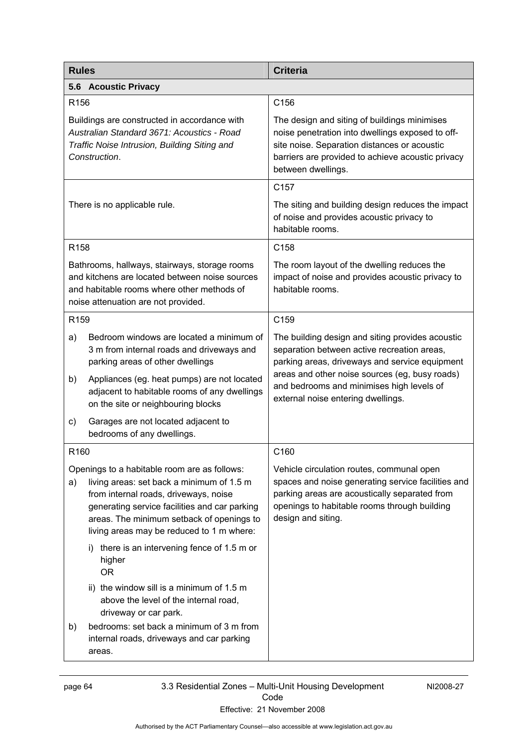| Rules | Criteria |
|---|---|
| **5.6 Acoustic Privacy** | |
| R156<br><br>Buildings are constructed in accordance with *Australian Standard 3671: Acoustics - Road Traffic Noise Intrusion, Building Siting and Construction*. | C156<br><br>The design and siting of buildings minimises noise penetration into dwellings exposed to off-site noise. Separation distances or acoustic barriers are provided to achieve acoustic privacy between dwellings. |
| There is no applicable rule. | C157<br><br>The siting and building design reduces the impact of noise and provides acoustic privacy to habitable rooms. |
| R158<br><br>Bathrooms, hallways, stairways, storage rooms and kitchens are located between noise sources and habitable rooms where other methods of noise attenuation are not provided. | C158<br><br>The room layout of the dwelling reduces the impact of noise and provides acoustic privacy to habitable rooms. |
| R159<br><br>a) Bedroom windows are located a minimum of 3 m from internal roads and driveways and parking areas of other dwellings<br><br>b) Appliances (eg. heat pumps) are not located adjacent to habitable rooms of any dwellings on the site or neighbouring blocks<br><br>c) Garages are not located adjacent to bedrooms of any dwellings. | C159<br><br>The building design and siting provides acoustic separation between active recreation areas, parking areas, driveways and service equipment areas and other noise sources (eg, busy roads) and bedrooms and minimises high levels of external noise entering dwellings. |
| R160<br><br>Openings to a habitable room are as follows:<br>a) living areas: set back a minimum of 1.5 m from internal roads, driveways, noise generating service facilities and car parking areas. The minimum setback of openings to living areas may be reduced to 1 m where:<br><br>i) there is an intervening fence of 1.5 m or higher<br>OR<br><br>ii) the window sill is a minimum of 1.5 m above the level of the internal road, driveway or car park.<br><br>b) bedrooms: set back a minimum of 3 m from internal roads, driveways and car parking areas. | C160<br><br>Vehicle circulation routes, communal open spaces and noise generating service facilities and parking areas are acoustically separated from openings to habitable rooms through building design and siting. |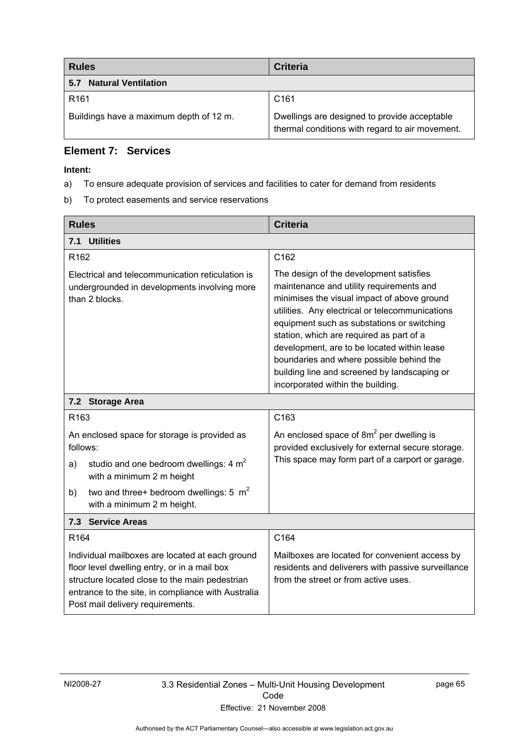| Rules | Criteria |
|---|---|
| **5.7 Natural Ventilation** | |
| R161<br><br>Buildings have a maximum depth of 12 m. | C161<br><br>Dwellings are designed to provide acceptable thermal conditions with regard to air movement. |

## Element 7: Services

**Intent:**

a) To ensure adequate provision of services and facilities to cater for demand from residents

b) To protect easements and service reservations

| Rules | Criteria |
|---|---|
| **7.1 Utilities** | |
| R162<br><br>Electrical and telecommunication reticulation is undergrounded in developments involving more than 2 blocks. | C162<br><br>The design of the development satisfies maintenance and utility requirements and minimises the visual impact of above ground utilities. Any electrical or telecommunications equipment such as substations or switching station, which are required as part of a development, are to be located within lease boundaries and where possible behind the building line and screened by landscaping or incorporated within the building. |
| **7.2 Storage Area** | |
| R163<br><br>An enclosed space for storage is provided as follows:<br><br>a) studio and one bedroom dwellings: 4 $m^2$ with a minimum 2 m height<br><br>b) two and three+ bedroom dwellings: 5 $m^2$ with a minimum 2 m height. | C163<br><br>An enclosed space of 8$m^2$ per dwelling is provided exclusively for external secure storage. This space may form part of a carport or garage. |
| **7.3 Service Areas** | |
| R164<br><br>Individual mailboxes are located at each ground floor level dwelling entry, or in a mail box structure located close to the main pedestrian entrance to the site, in compliance with Australia Post mail delivery requirements. | C164<br><br>Mailboxes are located for convenient access by residents and deliverers with passive surveillance from the street or from active uses. |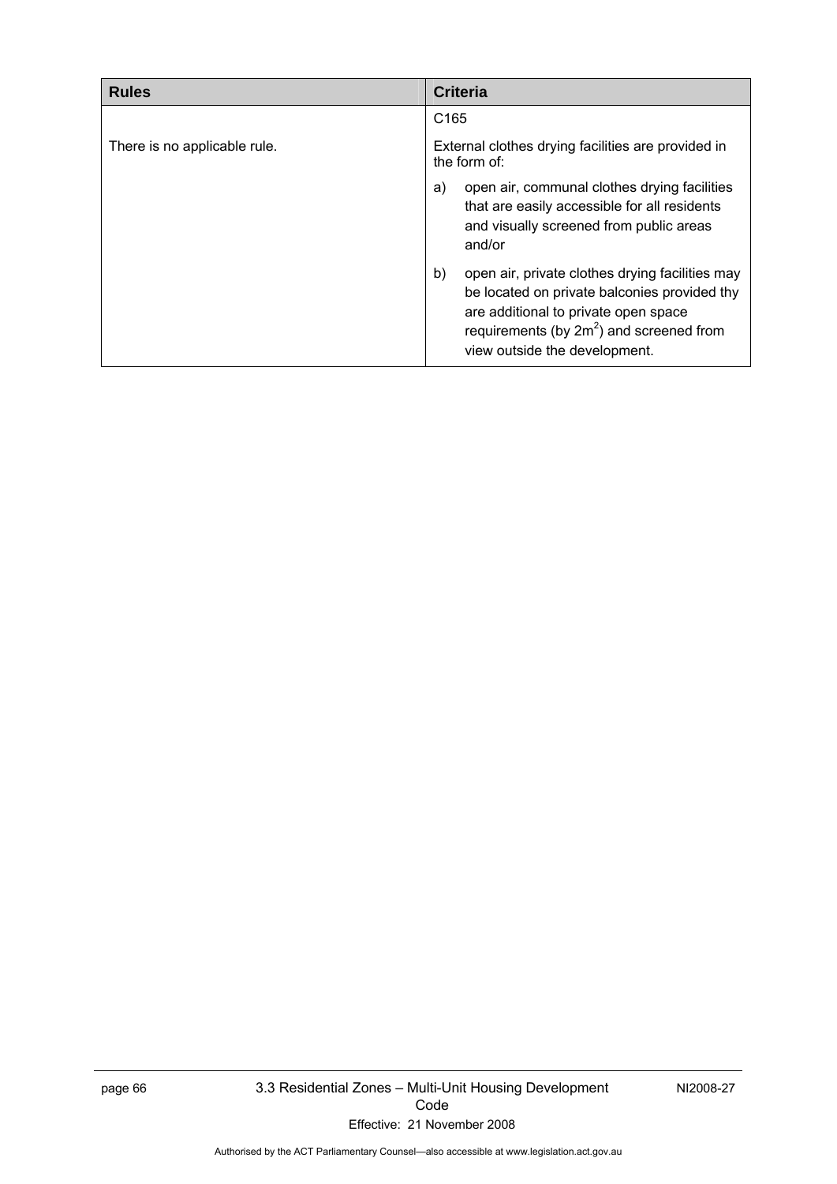| Rules | Criteria |
|---|---|
| There is no applicable rule. | C165<br><br>External clothes drying facilities are provided in the form of:<br><br>a) open air, communal clothes drying facilities that are easily accessible for all residents and visually screened from public areas and/or<br><br>b) open air, private clothes drying facilities may be located on private balconies provided thy are additional to private open space requirements (by $2m^2$) and screened from view outside the development. |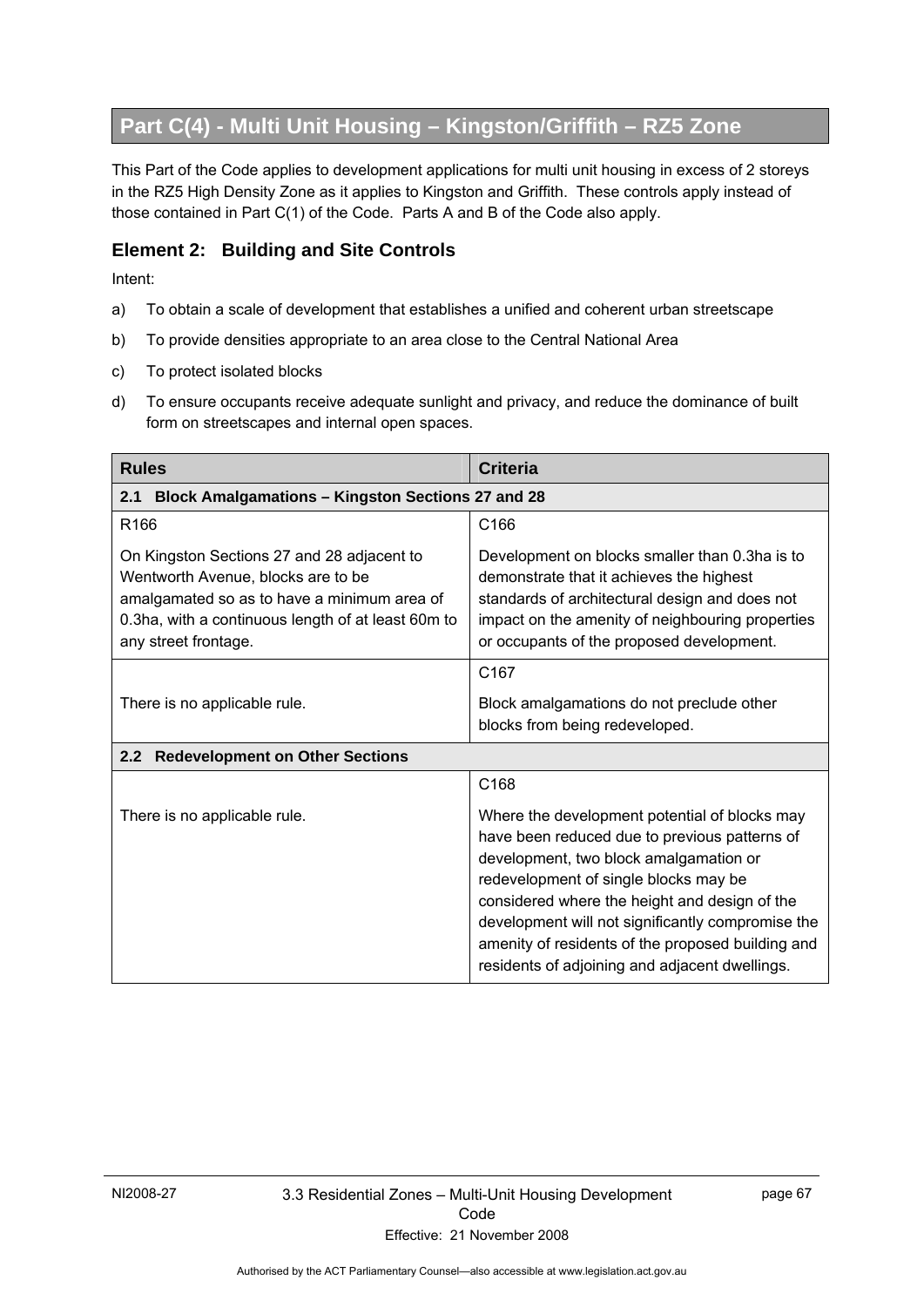## Part C(4) - Multi Unit Housing – Kingston/Griffith – RZ5 Zone

This Part of the Code applies to development applications for multi unit housing in excess of 2 storeys in the RZ5 High Density Zone as it applies to Kingston and Griffith. These controls apply instead of those contained in Part C(1) of the Code. Parts A and B of the Code also apply.

### Element 2: Building and Site Controls

Intent:

a) To obtain a scale of development that establishes a unified and coherent urban streetscape

b) To provide densities appropriate to an area close to the Central National Area

c) To protect isolated blocks

d) To ensure occupants receive adequate sunlight and privacy, and reduce the dominance of built form on streetscapes and internal open spaces.

| Rules | Criteria |
|---|---|
| **2.1 Block Amalgamations – Kingston Sections 27 and 28** | |
| R166<br><br>On Kingston Sections 27 and 28 adjacent to Wentworth Avenue, blocks are to be amalgamated so as to have a minimum area of 0.3ha, with a continuous length of at least 60m to any street frontage. | C166<br><br>Development on blocks smaller than 0.3ha is to demonstrate that it achieves the highest standards of architectural design and does not impact on the amenity of neighbouring properties or occupants of the proposed development. |
| There is no applicable rule. | C167<br><br>Block amalgamations do not preclude other blocks from being redeveloped. |
| **2.2 Redevelopment on Other Sections** | |
| There is no applicable rule. | C168<br><br>Where the development potential of blocks may have been reduced due to previous patterns of development, two block amalgamation or redevelopment of single blocks may be considered where the height and design of the development will not significantly compromise the amenity of residents of the proposed building and residents of adjoining and adjacent dwellings. |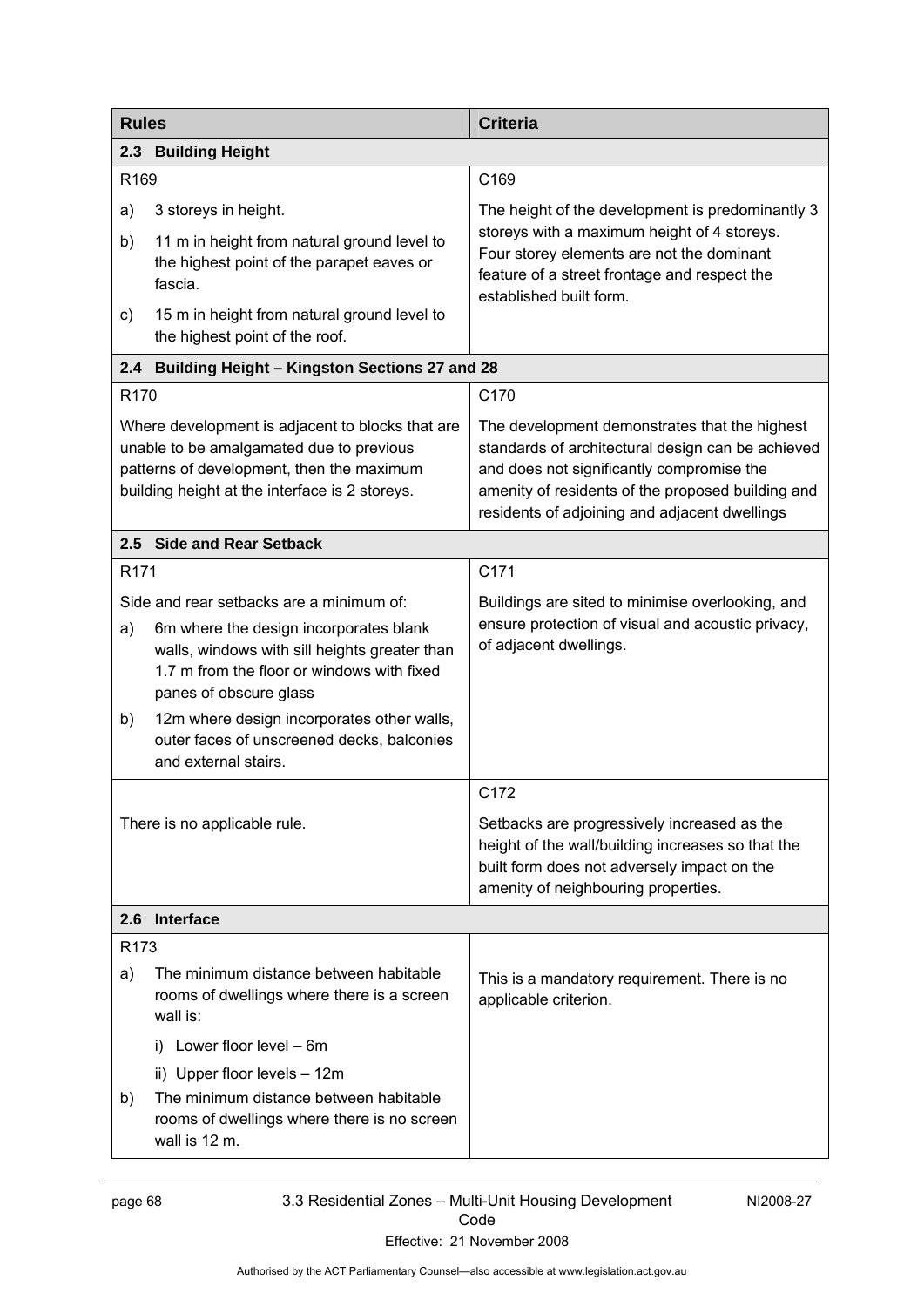| Rules | Criteria |
|---|---|
| **2.3 Building Height** | |
| R169<br>a) 3 storeys in height.<br>b) 11 m in height from natural ground level to the highest point of the parapet eaves or fascia.<br>c) 15 m in height from natural ground level to the highest point of the roof. | C169<br>The height of the development is predominantly 3 storeys with a maximum height of 4 storeys. Four storey elements are not the dominant feature of a street frontage and respect the established built form. |
| **2.4 Building Height – Kingston Sections 27 and 28** | |
| R170<br>Where development is adjacent to blocks that are unable to be amalgamated due to previous patterns of development, then the maximum building height at the interface is 2 storeys. | C170<br>The development demonstrates that the highest standards of architectural design can be achieved and does not significantly compromise the amenity of residents of the proposed building and residents of adjoining and adjacent dwellings |
| **2.5 Side and Rear Setback** | |
| R171<br>Side and rear setbacks are a minimum of:<br>a) 6m where the design incorporates blank walls, windows with sill heights greater than 1.7 m from the floor or windows with fixed panes of obscure glass<br>b) 12m where design incorporates other walls, outer faces of unscreened decks, balconies and external stairs. | C171<br>Buildings are sited to minimise overlooking, and ensure protection of visual and acoustic privacy, of adjacent dwellings. |
| There is no applicable rule. | C172<br>Setbacks are progressively increased as the height of the wall/building increases so that the built form does not adversely impact on the amenity of neighbouring properties. |
| **2.6 Interface** | |
| R173<br>a) The minimum distance between habitable rooms of dwellings where there is a screen wall is:<br>i) Lower floor level – 6m<br>ii) Upper floor levels – 12m<br>b) The minimum distance between habitable rooms of dwellings where there is no screen wall is 12 m. | This is a mandatory requirement. There is no applicable criterion. |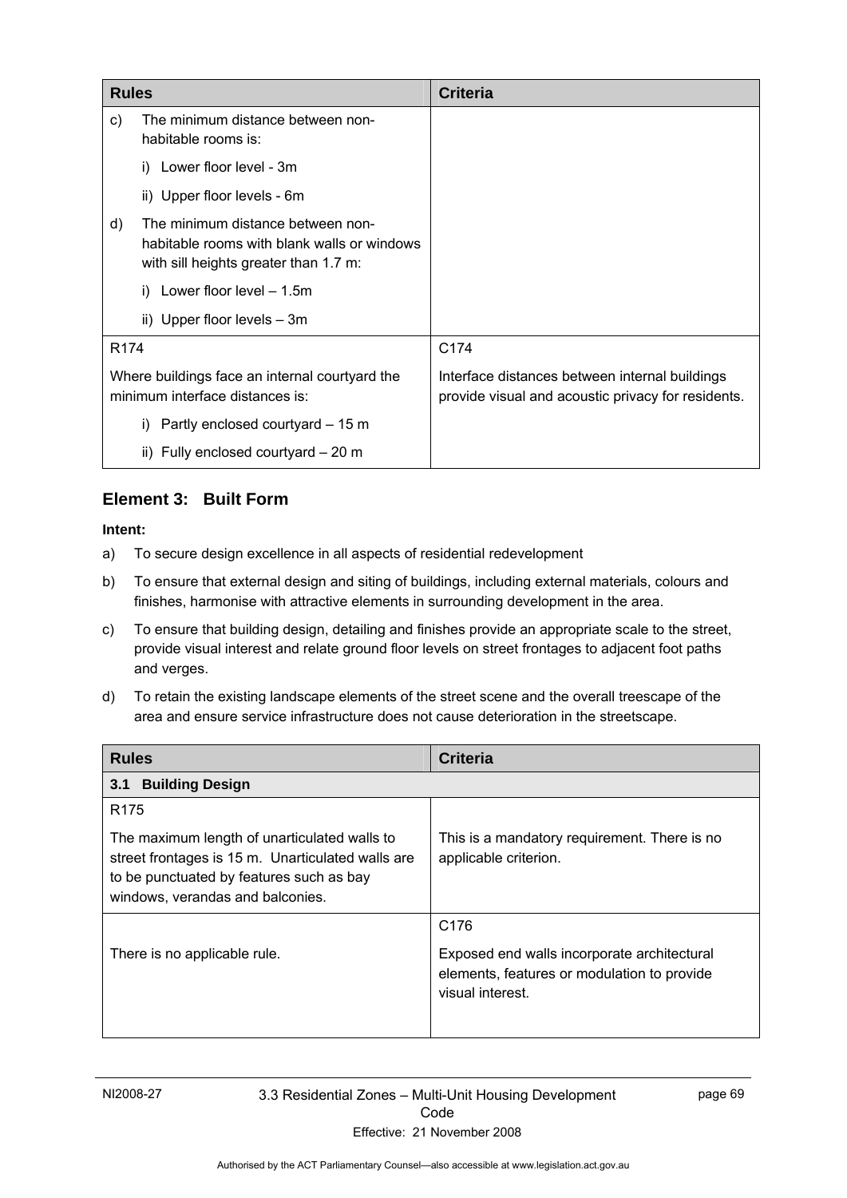| Rules | Criteria |
|---|---|
| c) The minimum distance between non-habitable rooms is:<br>i) Lower floor level - 3m<br>ii) Upper floor levels - 6m<br>d) The minimum distance between non-habitable rooms with blank walls or windows with sill heights greater than 1.7 m:<br>i) Lower floor level – 1.5m<br>ii) Upper floor levels – 3m | |
| R174<br>Where buildings face an internal courtyard the minimum interface distances is:<br>i) Partly enclosed courtyard – 15 m<br>ii) Fully enclosed courtyard – 20 m | C174<br>Interface distances between internal buildings provide visual and acoustic privacy for residents. |

## Element 3: Built Form

**Intent:**

a) To secure design excellence in all aspects of residential redevelopment

b) To ensure that external design and siting of buildings, including external materials, colours and finishes, harmonise with attractive elements in surrounding development in the area.

c) To ensure that building design, detailing and finishes provide an appropriate scale to the street, provide visual interest and relate ground floor levels on street frontages to adjacent foot paths and verges.

d) To retain the existing landscape elements of the street scene and the overall treescape of the area and ensure service infrastructure does not cause deterioration in the streetscape.

| Rules | Criteria |
|---|---|
| **3.1 Building Design** | |
| R175<br>The maximum length of unarticulated walls to street frontages is 15 m. Unarticulated walls are to be punctuated by features such as bay windows, verandas and balconies. | This is a mandatory requirement. There is no applicable criterion. |
| There is no applicable rule. | C176<br>Exposed end walls incorporate architectural elements, features or modulation to provide visual interest. |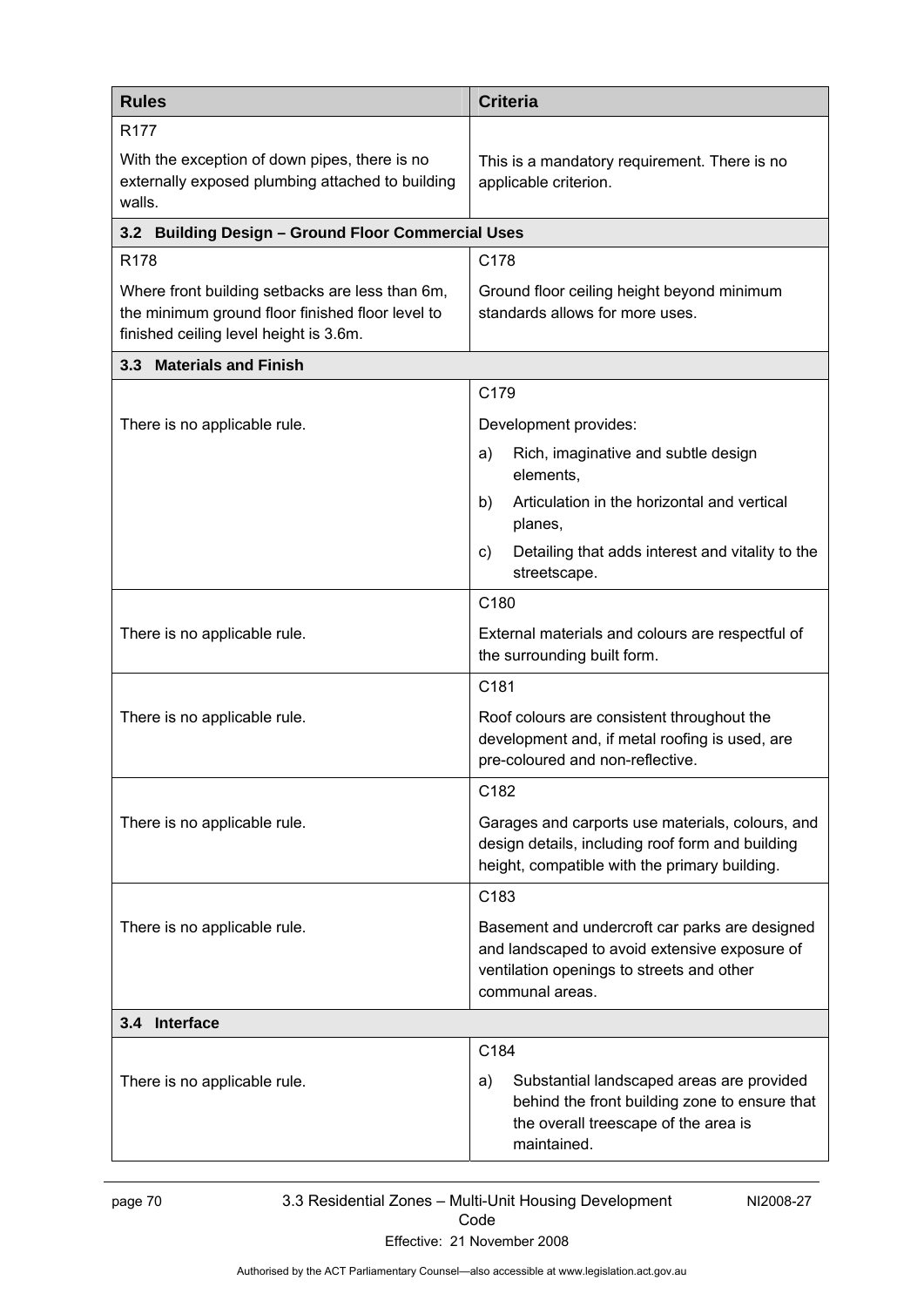| Rules | Criteria |
|---|---|
| R177<br><br>With the exception of down pipes, there is no externally exposed plumbing attached to building walls. | This is a mandatory requirement. There is no applicable criterion. |
| **3.2 Building Design – Ground Floor Commercial Uses** | |
| R178<br><br>Where front building setbacks are less than 6m, the minimum ground floor finished floor level to finished ceiling level height is 3.6m. | C178<br><br>Ground floor ceiling height beyond minimum standards allows for more uses. |
| **3.3 Materials and Finish** | |
| There is no applicable rule. | C179<br><br>Development provides:<br>a) Rich, imaginative and subtle design elements,<br>b) Articulation in the horizontal and vertical planes,<br>c) Detailing that adds interest and vitality to the streetscape. |
| There is no applicable rule. | C180<br><br>External materials and colours are respectful of the surrounding built form. |
| There is no applicable rule. | C181<br><br>Roof colours are consistent throughout the development and, if metal roofing is used, are pre-coloured and non-reflective. |
| There is no applicable rule. | C182<br><br>Garages and carports use materials, colours, and design details, including roof form and building height, compatible with the primary building. |
| There is no applicable rule. | C183<br><br>Basement and undercroft car parks are designed and landscaped to avoid extensive exposure of ventilation openings to streets and other communal areas. |
| **3.4 Interface** | |
| There is no applicable rule. | C184<br><br>a) Substantial landscaped areas are provided behind the front building zone to ensure that the overall treescape of the area is maintained. |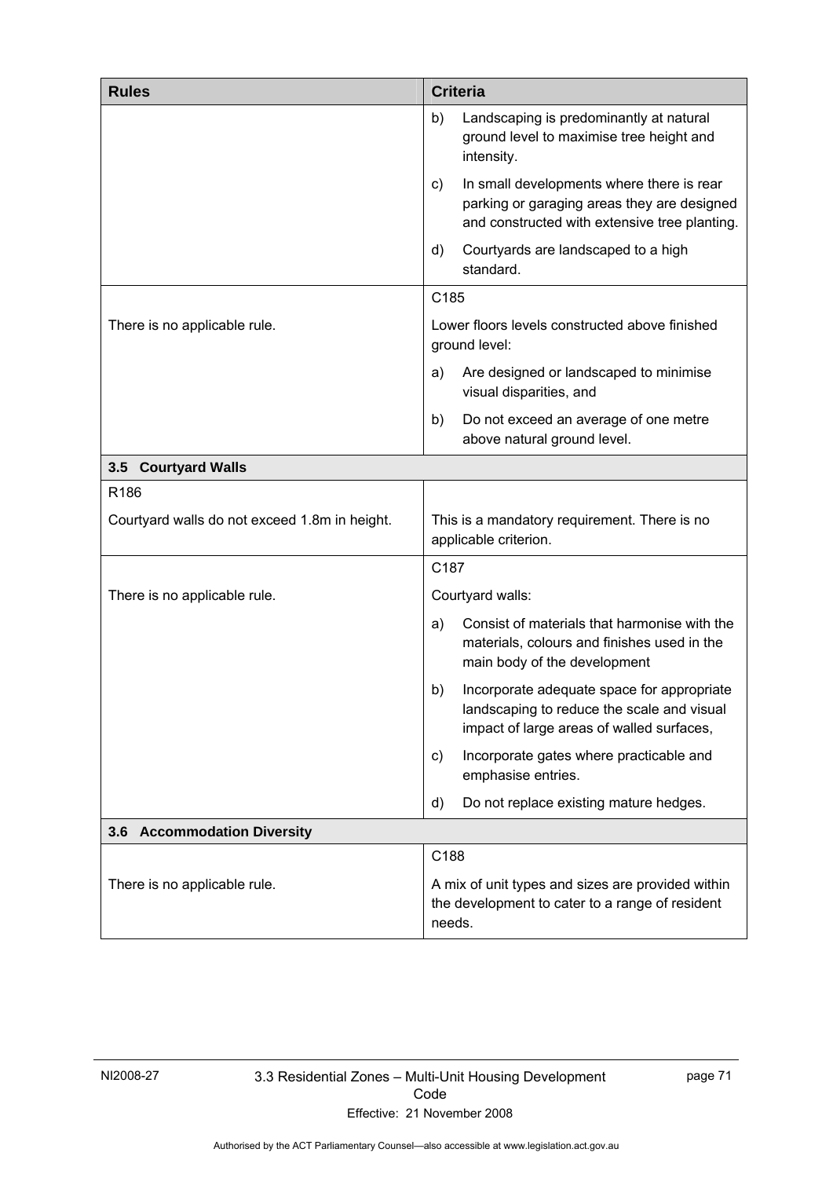| Rules | Criteria |
|---|---|
| | b) Landscaping is predominantly at natural ground level to maximise tree height and intensity. |
| | c) In small developments where there is rear parking or garaging areas they are designed and constructed with extensive tree planting. |
| | d) Courtyards are landscaped to a high standard. |
| | C185 |
| There is no applicable rule. | Lower floors levels constructed above finished ground level: |
| | a) Are designed or landscaped to minimise visual disparities, and |
| | b) Do not exceed an average of one metre above natural ground level. |
| **3.5 Courtyard Walls** | |
| R186 | |
| Courtyard walls do not exceed 1.8m in height. | This is a mandatory requirement. There is no applicable criterion. |
| | C187 |
| There is no applicable rule. | Courtyard walls: |
| | a) Consist of materials that harmonise with the materials, colours and finishes used in the main body of the development |
| | b) Incorporate adequate space for appropriate landscaping to reduce the scale and visual impact of large areas of walled surfaces, |
| | c) Incorporate gates where practicable and emphasise entries. |
| | d) Do not replace existing mature hedges. |
| **3.6 Accommodation Diversity** | |
| | C188 |
| There is no applicable rule. | A mix of unit types and sizes are provided within the development to cater to a range of resident needs. |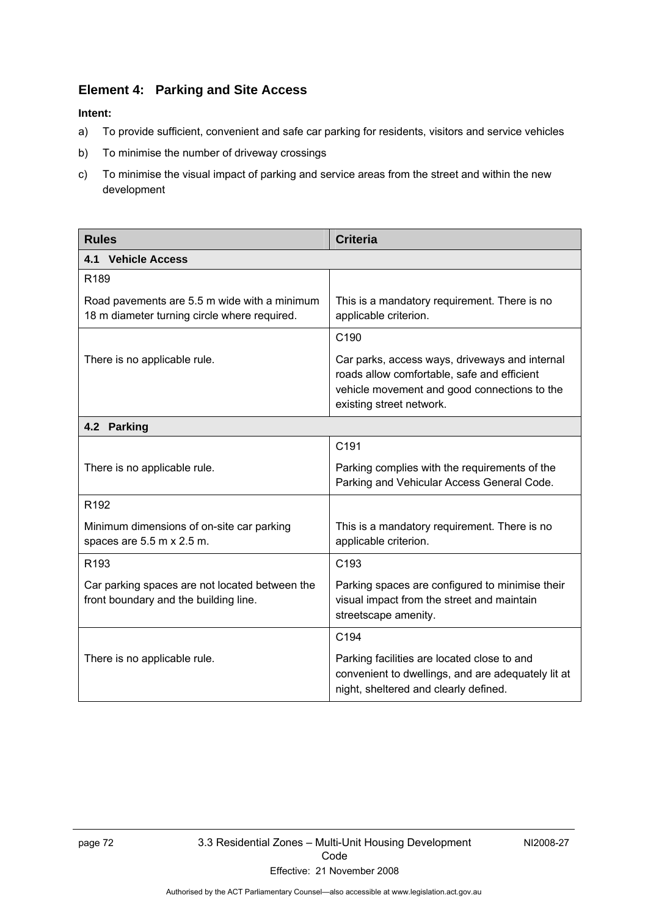## Element 4: Parking and Site Access

**Intent:**

a) To provide sufficient, convenient and safe car parking for residents, visitors and service vehicles

b) To minimise the number of driveway crossings

c) To minimise the visual impact of parking and service areas from the street and within the new development

| Rules | Criteria |
|---|---|
| **4.1 Vehicle Access** | |
| R189<br><br>Road pavements are 5.5 m wide with a minimum 18 m diameter turning circle where required. | This is a mandatory requirement. There is no applicable criterion. |
| There is no applicable rule. | C190<br><br>Car parks, access ways, driveways and internal roads allow comfortable, safe and efficient vehicle movement and good connections to the existing street network. |
| **4.2 Parking** | |
| There is no applicable rule. | C191<br><br>Parking complies with the requirements of the Parking and Vehicular Access General Code. |
| R192<br><br>Minimum dimensions of on-site car parking spaces are 5.5 m x 2.5 m. | This is a mandatory requirement. There is no applicable criterion. |
| R193<br><br>Car parking spaces are not located between the front boundary and the building line. | C193<br><br>Parking spaces are configured to minimise their visual impact from the street and maintain streetscape amenity. |
| There is no applicable rule. | C194<br><br>Parking facilities are located close to and convenient to dwellings, and are adequately lit at night, sheltered and clearly defined. |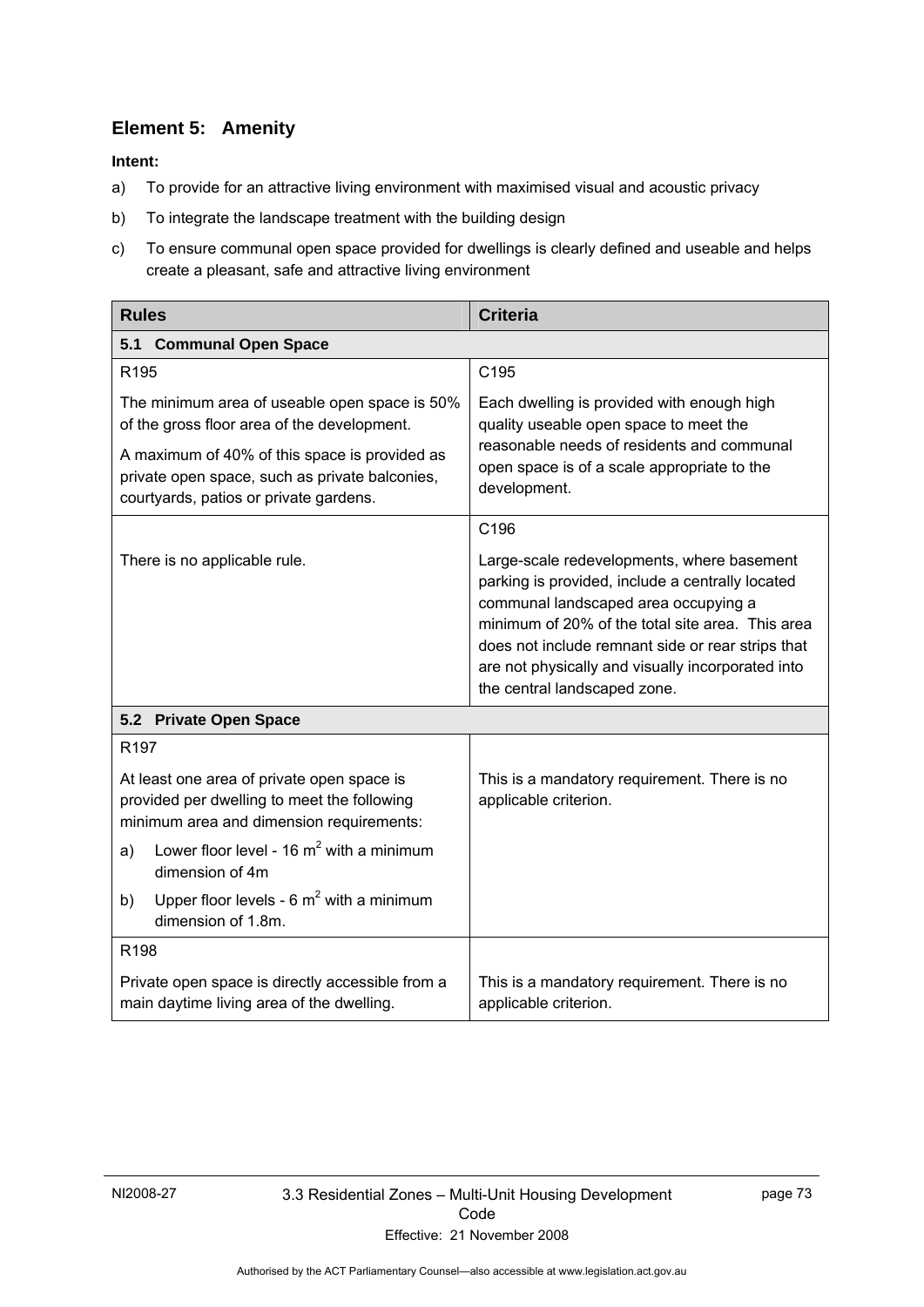## Element 5: Amenity

**Intent:**

a) To provide for an attractive living environment with maximised visual and acoustic privacy

b) To integrate the landscape treatment with the building design

c) To ensure communal open space provided for dwellings is clearly defined and useable and helps create a pleasant, safe and attractive living environment

| Rules | Criteria |
|---|---|
| **5.1 Communal Open Space** | |
| R195<br><br>The minimum area of useable open space is 50% of the gross floor area of the development.<br><br>A maximum of 40% of this space is provided as private open space, such as private balconies, courtyards, patios or private gardens. | C195<br><br>Each dwelling is provided with enough high quality useable open space to meet the reasonable needs of residents and communal open space is of a scale appropriate to the development. |
| There is no applicable rule. | C196<br><br>Large-scale redevelopments, where basement parking is provided, include a centrally located communal landscaped area occupying a minimum of 20% of the total site area. This area does not include remnant side or rear strips that are not physically and visually incorporated into the central landscaped zone. |
| **5.2 Private Open Space** | |
| R197<br><br>At least one area of private open space is provided per dwelling to meet the following minimum area and dimension requirements:<br><br>a) Lower floor level - 16 $m^2$ with a minimum dimension of 4m<br><br>b) Upper floor levels - 6 $m^2$ with a minimum dimension of 1.8m. | This is a mandatory requirement. There is no applicable criterion. |
| R198<br><br>Private open space is directly accessible from a main daytime living area of the dwelling. | This is a mandatory requirement. There is no applicable criterion. |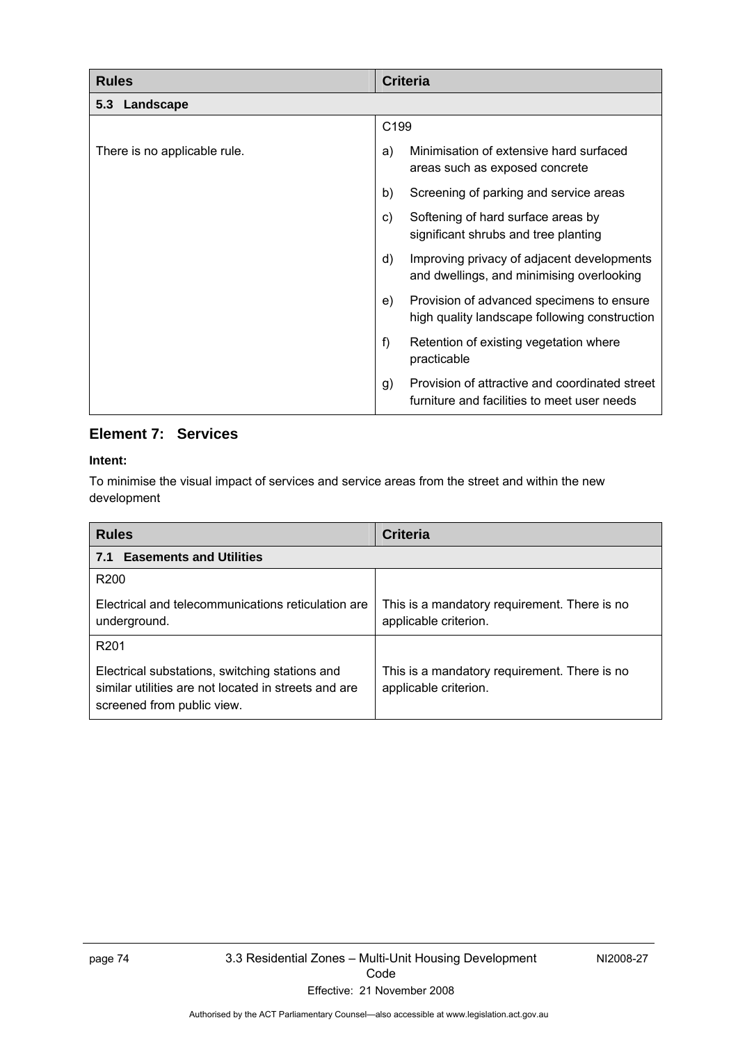| Rules | Criteria |
| --- | --- |
| **5.3 Landscape** | |
| There is no applicable rule. | C199<br>a) Minimisation of extensive hard surfaced areas such as exposed concrete<br>b) Screening of parking and service areas<br>c) Softening of hard surface areas by significant shrubs and tree planting<br>d) Improving privacy of adjacent developments and dwellings, and minimising overlooking<br>e) Provision of advanced specimens to ensure high quality landscape following construction<br>f) Retention of existing vegetation where practicable<br>g) Provision of attractive and coordinated street furniture and facilities to meet user needs |

## Element 7: Services

**Intent:**

To minimise the visual impact of services and service areas from the street and within the new development

| Rules | Criteria |
| --- | --- |
| **7.1 Easements and Utilities** | |
| R200<br>Electrical and telecommunications reticulation are underground. | This is a mandatory requirement. There is no applicable criterion. |
| R201<br>Electrical substations, switching stations and similar utilities are not located in streets and are screened from public view. | This is a mandatory requirement. There is no applicable criterion. |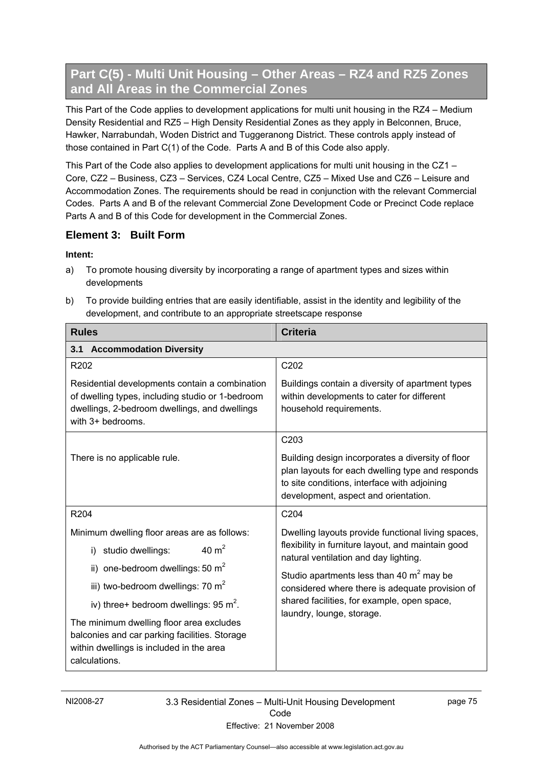## Part C(5) - Multi Unit Housing – Other Areas – RZ4 and RZ5 Zones and All Areas in the Commercial Zones

This Part of the Code applies to development applications for multi unit housing in the RZ4 – Medium Density Residential and RZ5 – High Density Residential Zones as they apply in Belconnen, Bruce, Hawker, Narrabundah, Woden District and Tuggeranong District. These controls apply instead of those contained in Part C(1) of the Code. Parts A and B of this Code also apply.

This Part of the Code also applies to development applications for multi unit housing in the CZ1 – Core, CZ2 – Business, CZ3 – Services, CZ4 Local Centre, CZ5 – Mixed Use and CZ6 – Leisure and Accommodation Zones. The requirements should be read in conjunction with the relevant Commercial Codes. Parts A and B of the relevant Commercial Zone Development Code or Precinct Code replace Parts A and B of this Code for development in the Commercial Zones.

### Element 3: Built Form

**Intent:**

a) To promote housing diversity by incorporating a range of apartment types and sizes within developments

b) To provide building entries that are easily identifiable, assist in the identity and legibility of the development, and contribute to an appropriate streetscape response

| Rules | Criteria |
|---|---|
| **3.1 Accommodation Diversity** | |
| R202<br><br>Residential developments contain a combination of dwelling types, including studio or 1-bedroom dwellings, 2-bedroom dwellings, and dwellings with 3+ bedrooms. | C202<br><br>Buildings contain a diversity of apartment types within developments to cater for different household requirements. |
| There is no applicable rule. | C203<br><br>Building design incorporates a diversity of floor plan layouts for each dwelling type and responds to site conditions, interface with adjoining development, aspect and orientation. |
| R204<br><br>Minimum dwelling floor areas are as follows:<br>i) studio dwellings: 40 $m^2$<br>ii) one-bedroom dwellings: 50 $m^2$<br>iii) two-bedroom dwellings: 70 $m^2$<br>iv) three+ bedroom dwellings: 95 $m^2$.<br><br>The minimum dwelling floor area excludes balconies and car parking facilities. Storage within dwellings is included in the area calculations. | C204<br><br>Dwelling layouts provide functional living spaces, flexibility in furniture layout, and maintain good natural ventilation and day lighting.<br><br>Studio apartments less than 40 $m^2$ may be considered where there is adequate provision of shared facilities, for example, open space, laundry, lounge, storage. |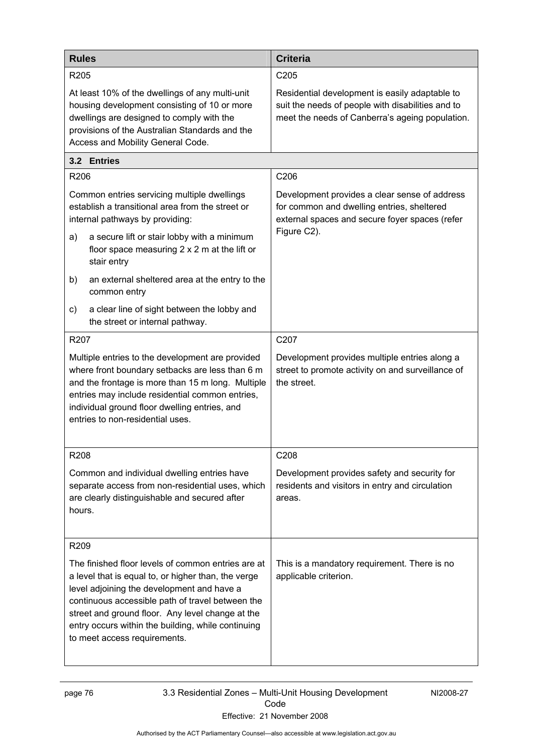| Rules | Criteria |
|---|---|
| R205<br><br>At least 10% of the dwellings of any multi-unit housing development consisting of 10 or more dwellings are designed to comply with the provisions of the Australian Standards and the Access and Mobility General Code. | C205<br><br>Residential development is easily adaptable to suit the needs of people with disabilities and to meet the needs of Canberra's ageing population. |
| **3.2 Entries** | |
| R206<br><br>Common entries servicing multiple dwellings establish a transitional area from the street or internal pathways by providing:<br><br>a) a secure lift or stair lobby with a minimum floor space measuring 2 x 2 m at the lift or stair entry<br><br>b) an external sheltered area at the entry to the common entry<br><br>c) a clear line of sight between the lobby and the street or internal pathway. | C206<br><br>Development provides a clear sense of address for common and dwelling entries, sheltered external spaces and secure foyer spaces (refer Figure C2). |
| R207<br><br>Multiple entries to the development are provided where front boundary setbacks are less than 6 m and the frontage is more than 15 m long. Multiple entries may include residential common entries, individual ground floor dwelling entries, and entries to non-residential uses. | C207<br><br>Development provides multiple entries along a street to promote activity on and surveillance of the street. |
| R208<br><br>Common and individual dwelling entries have separate access from non-residential uses, which are clearly distinguishable and secured after hours. | C208<br><br>Development provides safety and security for residents and visitors in entry and circulation areas. |
| R209<br><br>The finished floor levels of common entries are at a level that is equal to, or higher than, the verge level adjoining the development and have a continuous accessible path of travel between the street and ground floor. Any level change at the entry occurs within the building, while continuing to meet access requirements. | This is a mandatory requirement. There is no applicable criterion. |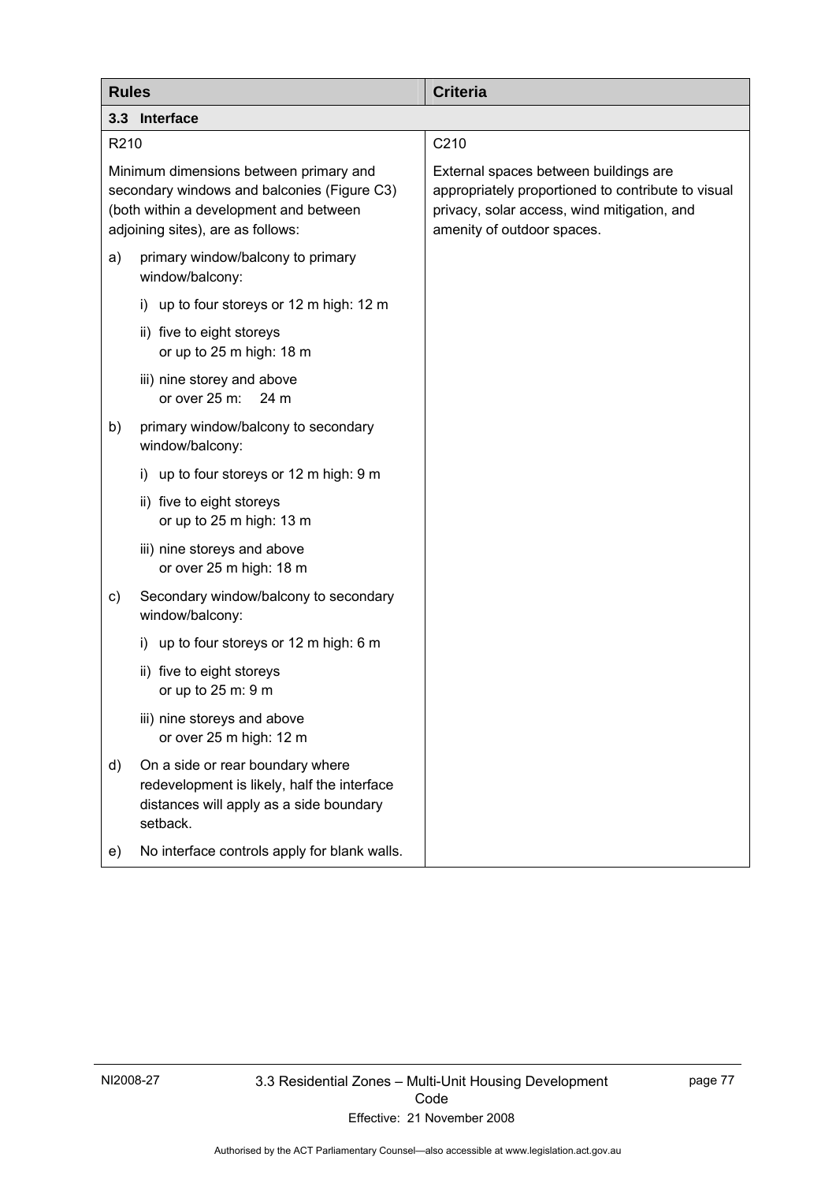| Rules | Criteria |
|---|---|
| **3.3 Interface** | |
| R210<br><br>Minimum dimensions between primary and secondary windows and balconies (Figure C3) (both within a development and between adjoining sites), are as follows:<br><br>a) primary window/balcony to primary window/balcony:<br>i) up to four storeys or 12 m high: 12 m<br>ii) five to eight storeys or up to 25 m high: 18 m<br>iii) nine storey and above or over 25 m: 24 m<br><br>b) primary window/balcony to secondary window/balcony:<br>i) up to four storeys or 12 m high: 9 m<br>ii) five to eight storeys or up to 25 m high: 13 m<br>iii) nine storeys and above or over 25 m high: 18 m<br><br>c) Secondary window/balcony to secondary window/balcony:<br>i) up to four storeys or 12 m high: 6 m<br>ii) five to eight storeys or up to 25 m: 9 m<br>iii) nine storeys and above or over 25 m high: 12 m<br><br>d) On a side or rear boundary where redevelopment is likely, half the interface distances will apply as a side boundary setback.<br><br>e) No interface controls apply for blank walls. | C210<br><br>External spaces between buildings are appropriately proportioned to contribute to visual privacy, solar access, wind mitigation, and amenity of outdoor spaces. |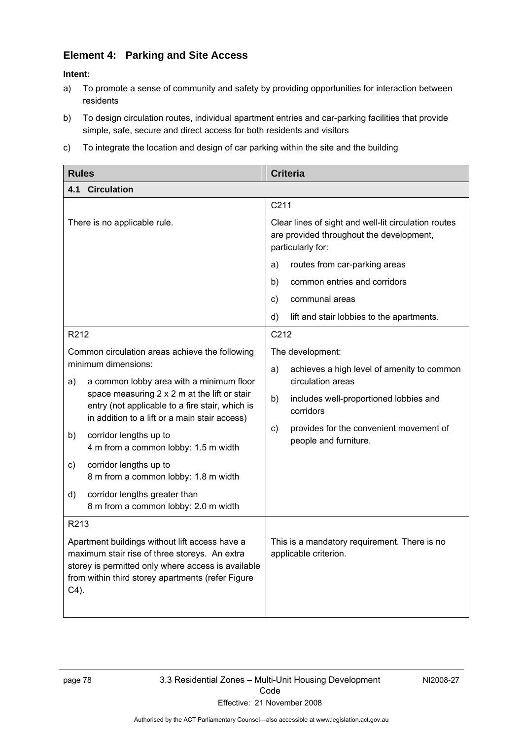## Element 4: Parking and Site Access

**Intent:**

a) To promote a sense of community and safety by providing opportunities for interaction between residents

b) To design circulation routes, individual apartment entries and car-parking facilities that provide simple, safe, secure and direct access for both residents and visitors

c) To integrate the location and design of car parking within the site and the building

| Rules | Criteria |
|---|---|
| **4.1 Circulation** | |
| There is no applicable rule. | C211<br><br>Clear lines of sight and well-lit circulation routes are provided throughout the development, particularly for:<br><br>a) routes from car-parking areas<br><br>b) common entries and corridors<br><br>c) communal areas<br><br>d) lift and stair lobbies to the apartments. |
| R212<br><br>Common circulation areas achieve the following minimum dimensions:<br><br>a) a common lobby area with a minimum floor space measuring 2 x 2 m at the lift or stair entry (not applicable to a fire stair, which is in addition to a lift or a main stair access)<br><br>b) corridor lengths up to 4 m from a common lobby: 1.5 m width<br><br>c) corridor lengths up to 8 m from a common lobby: 1.8 m width<br><br>d) corridor lengths greater than 8 m from a common lobby: 2.0 m width | C212<br><br>The development:<br><br>a) achieves a high level of amenity to common circulation areas<br><br>b) includes well-proportioned lobbies and corridors<br><br>c) provides for the convenient movement of people and furniture. |
| R213<br><br>Apartment buildings without lift access have a maximum stair rise of three storeys. An extra storey is permitted only where access is available from within third storey apartments (refer Figure C4). | This is a mandatory requirement. There is no applicable criterion. |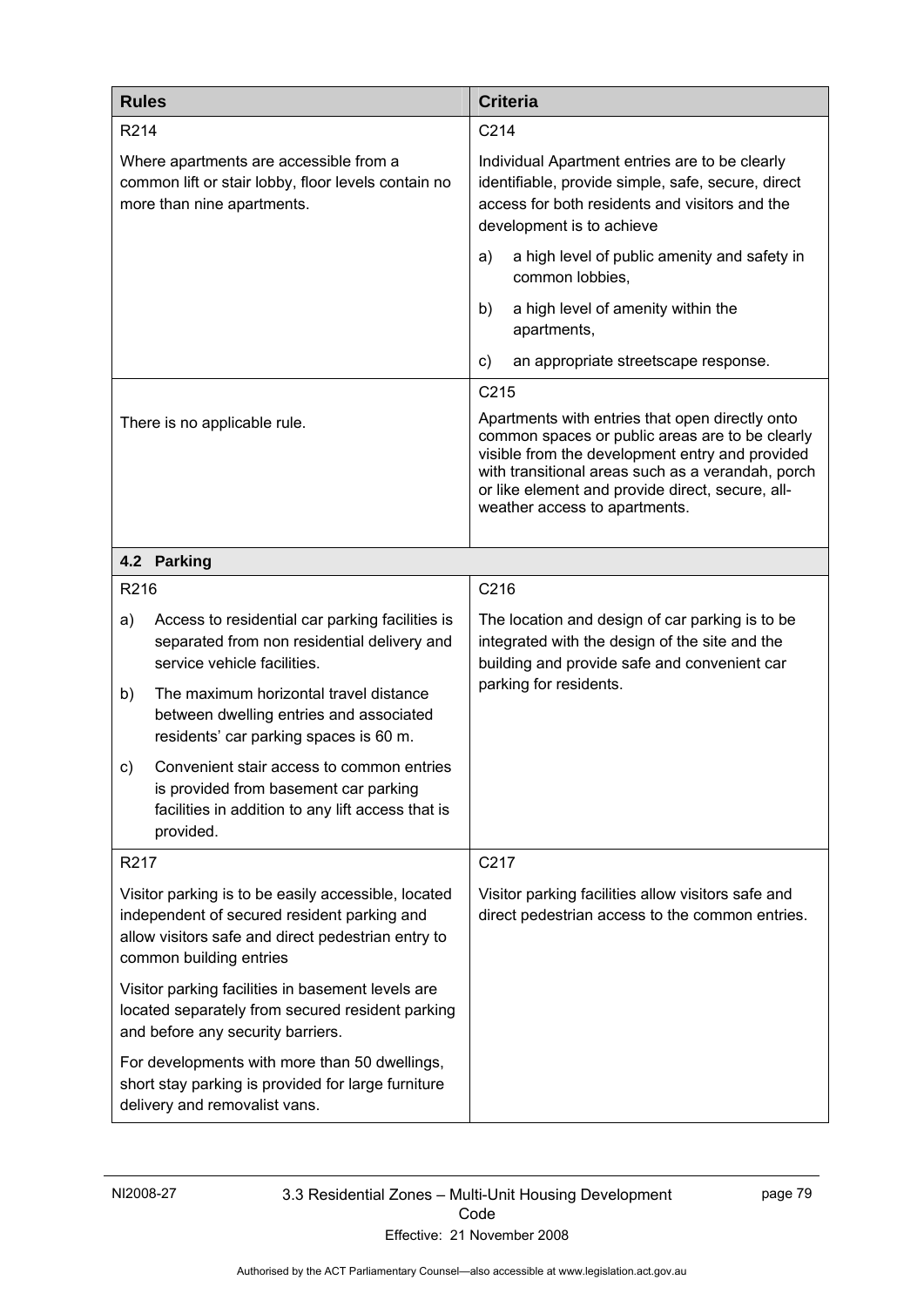| Rules | Criteria |
|---|---|
| R214<br><br>Where apartments are accessible from a common lift or stair lobby, floor levels contain no more than nine apartments. | C214<br><br>Individual Apartment entries are to be clearly identifiable, provide simple, safe, secure, direct access for both residents and visitors and the development is to achieve<br><br>a) a high level of public amenity and safety in common lobbies,<br><br>b) a high level of amenity within the apartments,<br><br>c) an appropriate streetscape response. |
| There is no applicable rule. | C215<br><br>Apartments with entries that open directly onto common spaces or public areas are to be clearly visible from the development entry and provided with transitional areas such as a verandah, porch or like element and provide direct, secure, all-weather access to apartments. |
| **4.2 Parking** | |
| R216<br><br>a) Access to residential car parking facilities is separated from non residential delivery and service vehicle facilities.<br><br>b) The maximum horizontal travel distance between dwelling entries and associated residents' car parking spaces is 60 m.<br><br>c) Convenient stair access to common entries is provided from basement car parking facilities in addition to any lift access that is provided. | C216<br><br>The location and design of car parking is to be integrated with the design of the site and the building and provide safe and convenient car parking for residents. |
| R217<br><br>Visitor parking is to be easily accessible, located independent of secured resident parking and allow visitors safe and direct pedestrian entry to common building entries<br><br>Visitor parking facilities in basement levels are located separately from secured resident parking and before any security barriers.<br><br>For developments with more than 50 dwellings, short stay parking is provided for large furniture delivery and removalist vans. | C217<br><br>Visitor parking facilities allow visitors safe and direct pedestrian access to the common entries. |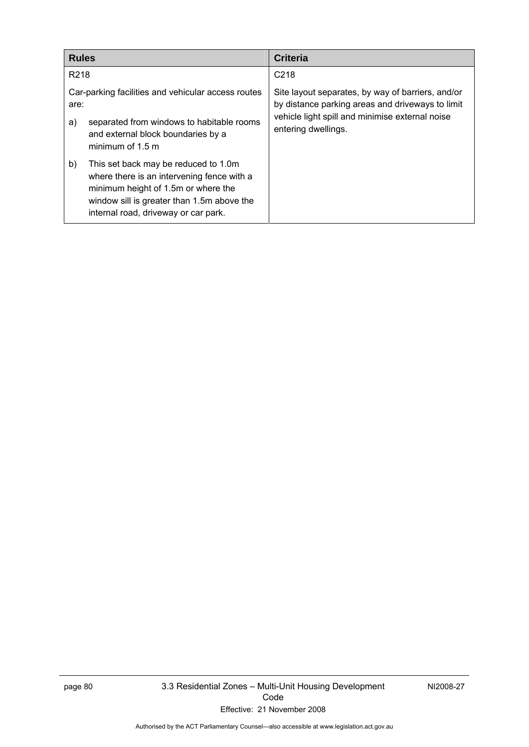| Rules | Criteria |
|---|---|
| R218<br><br>Car-parking facilities and vehicular access routes are:<br><br>a) separated from windows to habitable rooms and external block boundaries by a minimum of 1.5 m<br><br>b) This set back may be reduced to 1.0m where there is an intervening fence with a minimum height of 1.5m or where the window sill is greater than 1.5m above the internal road, driveway or car park. | C218<br><br>Site layout separates, by way of barriers, and/or by distance parking areas and driveways to limit vehicle light spill and minimise external noise entering dwellings. |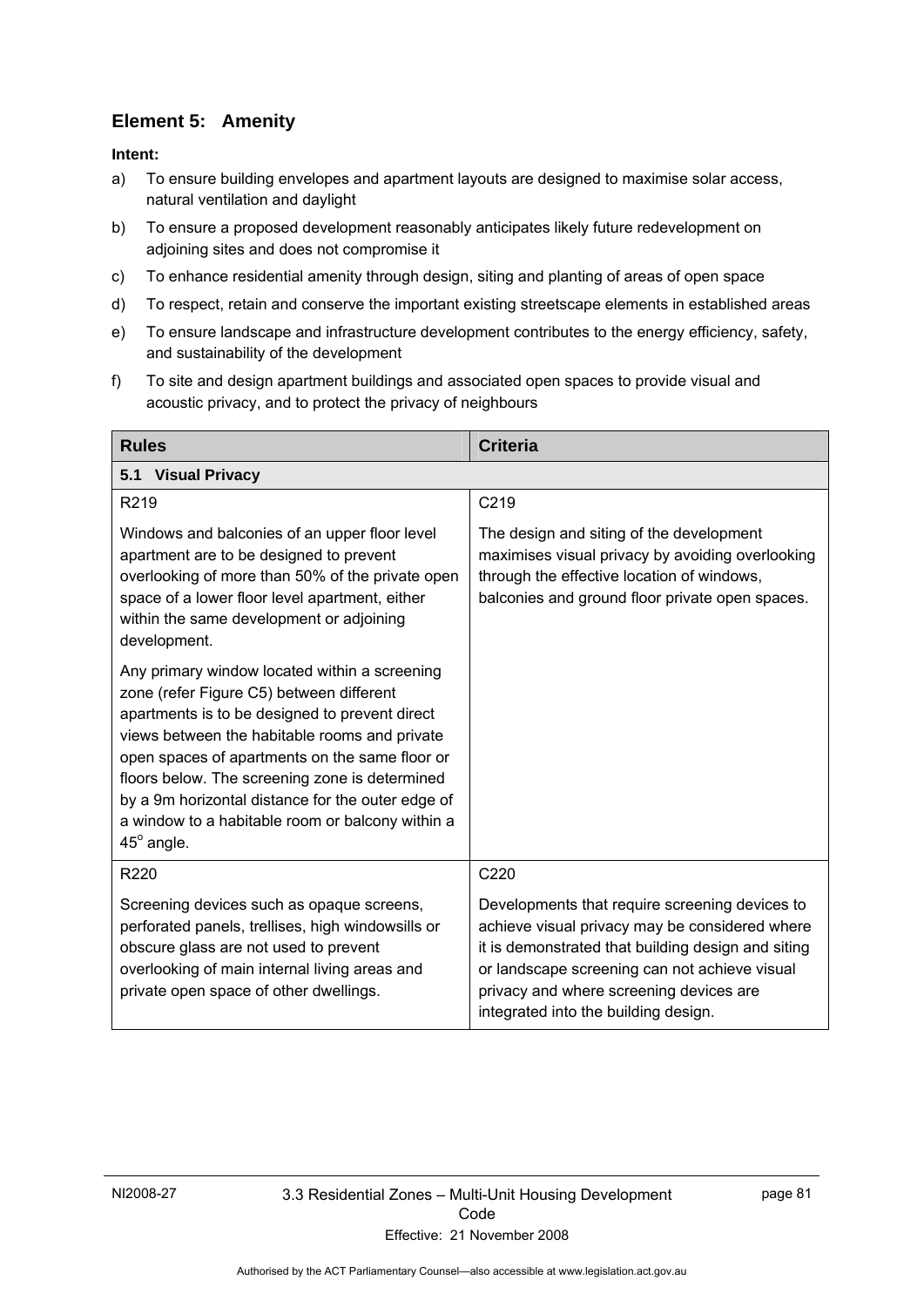## Element 5: Amenity

**Intent:**

a) To ensure building envelopes and apartment layouts are designed to maximise solar access, natural ventilation and daylight

b) To ensure a proposed development reasonably anticipates likely future redevelopment on adjoining sites and does not compromise it

c) To enhance residential amenity through design, siting and planting of areas of open space

d) To respect, retain and conserve the important existing streetscape elements in established areas

e) To ensure landscape and infrastructure development contributes to the energy efficiency, safety, and sustainability of the development

f) To site and design apartment buildings and associated open spaces to provide visual and acoustic privacy, and to protect the privacy of neighbours

| Rules | Criteria |
|---|---|
| **5.1 Visual Privacy** | |
| R219<br><br>Windows and balconies of an upper floor level apartment are to be designed to prevent overlooking of more than 50% of the private open space of a lower floor level apartment, either within the same development or adjoining development.<br><br>Any primary window located within a screening zone (refer Figure C5) between different apartments is to be designed to prevent direct views between the habitable rooms and private open spaces of apartments on the same floor or floors below. The screening zone is determined by a 9m horizontal distance for the outer edge of a window to a habitable room or balcony within a 45° angle. | C219<br><br>The design and siting of the development maximises visual privacy by avoiding overlooking through the effective location of windows, balconies and ground floor private open spaces. |
| R220<br><br>Screening devices such as opaque screens, perforated panels, trellises, high windowsills or obscure glass are not used to prevent overlooking of main internal living areas and private open space of other dwellings. | C220<br><br>Developments that require screening devices to achieve visual privacy may be considered where it is demonstrated that building design and siting or landscape screening can not achieve visual privacy and where screening devices are integrated into the building design. |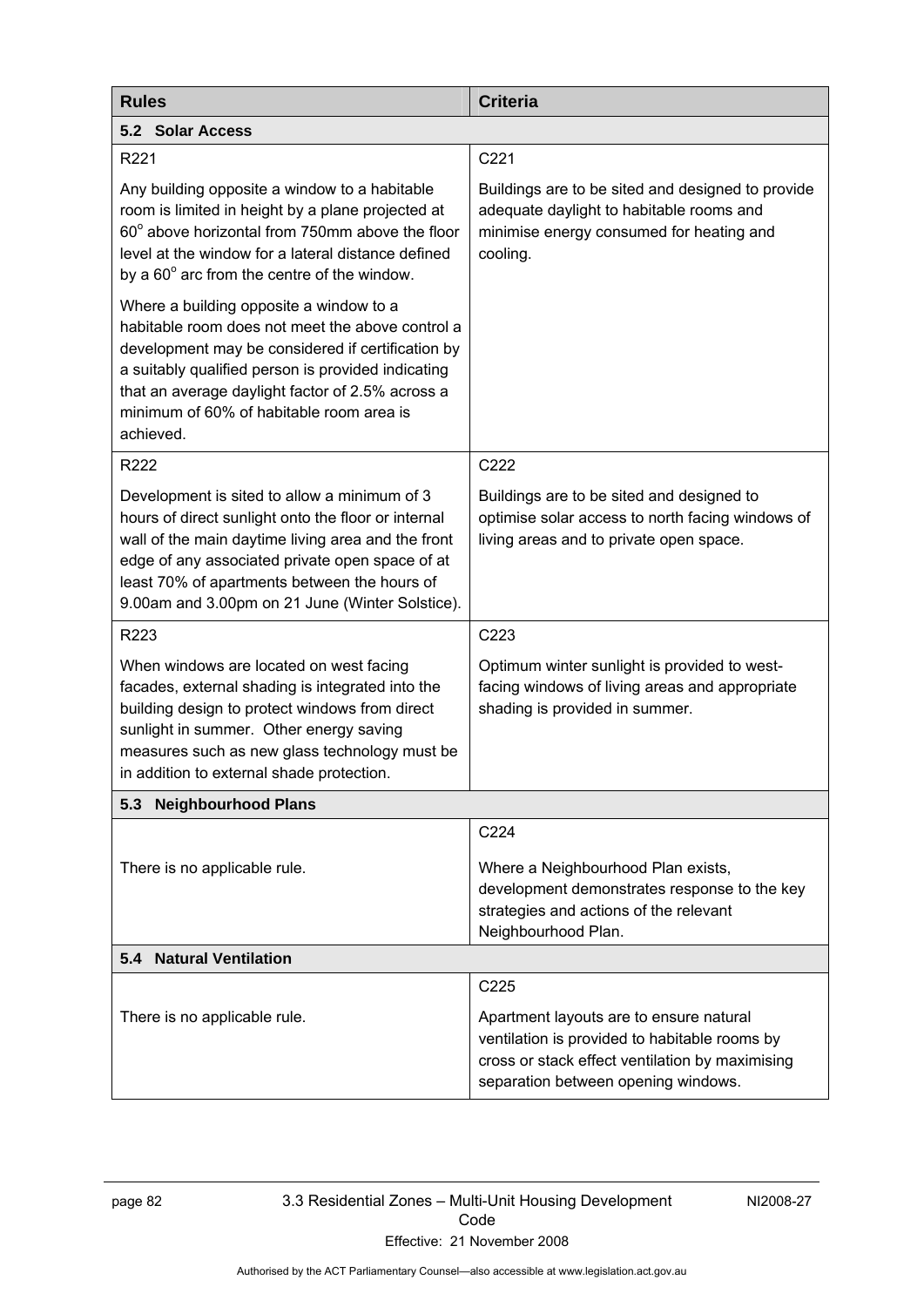| Rules | Criteria |
|---|---|
| **5.2 Solar Access** | |
| R221<br><br>Any building opposite a window to a habitable room is limited in height by a plane projected at 60° above horizontal from 750mm above the floor level at the window for a lateral distance defined by a 60° arc from the centre of the window.<br><br>Where a building opposite a window to a habitable room does not meet the above control a development may be considered if certification by a suitably qualified person is provided indicating that an average daylight factor of 2.5% across a minimum of 60% of habitable room area is achieved. | C221<br><br>Buildings are to be sited and designed to provide adequate daylight to habitable rooms and minimise energy consumed for heating and cooling. |
| R222<br><br>Development is sited to allow a minimum of 3 hours of direct sunlight onto the floor or internal wall of the main daytime living area and the front edge of any associated private open space of at least 70% of apartments between the hours of 9.00am and 3.00pm on 21 June (Winter Solstice). | C222<br><br>Buildings are to be sited and designed to optimise solar access to north facing windows of living areas and to private open space. |
| R223<br><br>When windows are located on west facing facades, external shading is integrated into the building design to protect windows from direct sunlight in summer. Other energy saving measures such as new glass technology must be in addition to external shade protection. | C223<br><br>Optimum winter sunlight is provided to west-facing windows of living areas and appropriate shading is provided in summer. |
| **5.3 Neighbourhood Plans** | |
| There is no applicable rule. | C224<br><br>Where a Neighbourhood Plan exists, development demonstrates response to the key strategies and actions of the relevant Neighbourhood Plan. |
| **5.4 Natural Ventilation** | |
| There is no applicable rule. | C225<br><br>Apartment layouts are to ensure natural ventilation is provided to habitable rooms by cross or stack effect ventilation by maximising separation between opening windows. |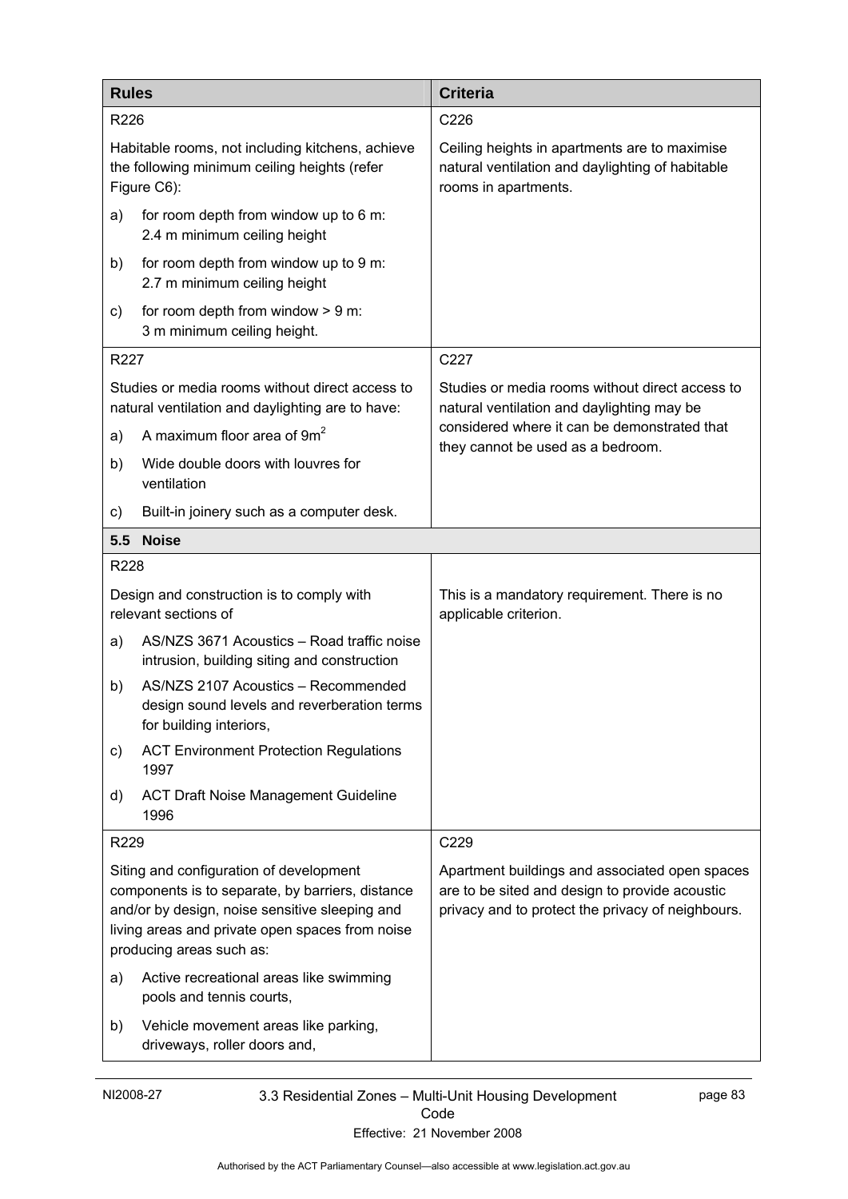| Rules | Criteria |
|---|---|
| R226<br><br>Habitable rooms, not including kitchens, achieve the following minimum ceiling heights (refer Figure C6):<br><br>a) for room depth from window up to 6 m: 2.4 m minimum ceiling height<br><br>b) for room depth from window up to 9 m: 2.7 m minimum ceiling height<br><br>c) for room depth from window > 9 m: 3 m minimum ceiling height. | C226<br><br>Ceiling heights in apartments are to maximise natural ventilation and daylighting of habitable rooms in apartments. |
| R227<br><br>Studies or media rooms without direct access to natural ventilation and daylighting are to have:<br><br>a) A maximum floor area of $9m^2$<br><br>b) Wide double doors with louvres for ventilation<br><br>c) Built-in joinery such as a computer desk. | C227<br><br>Studies or media rooms without direct access to natural ventilation and daylighting may be considered where it can be demonstrated that they cannot be used as a bedroom. |
| **5.5 Noise** | |
| R228<br><br>Design and construction is to comply with relevant sections of<br><br>a) AS/NZS 3671 Acoustics – Road traffic noise intrusion, building siting and construction<br><br>b) AS/NZS 2107 Acoustics – Recommended design sound levels and reverberation terms for building interiors,<br><br>c) ACT Environment Protection Regulations 1997<br><br>d) ACT Draft Noise Management Guideline 1996 | This is a mandatory requirement. There is no applicable criterion. |
| R229<br><br>Siting and configuration of development components is to separate, by barriers, distance and/or by design, noise sensitive sleeping and living areas and private open spaces from noise producing areas such as:<br><br>a) Active recreational areas like swimming pools and tennis courts,<br><br>b) Vehicle movement areas like parking, driveways, roller doors and, | C229<br><br>Apartment buildings and associated open spaces are to be sited and design to provide acoustic privacy and to protect the privacy of neighbours. |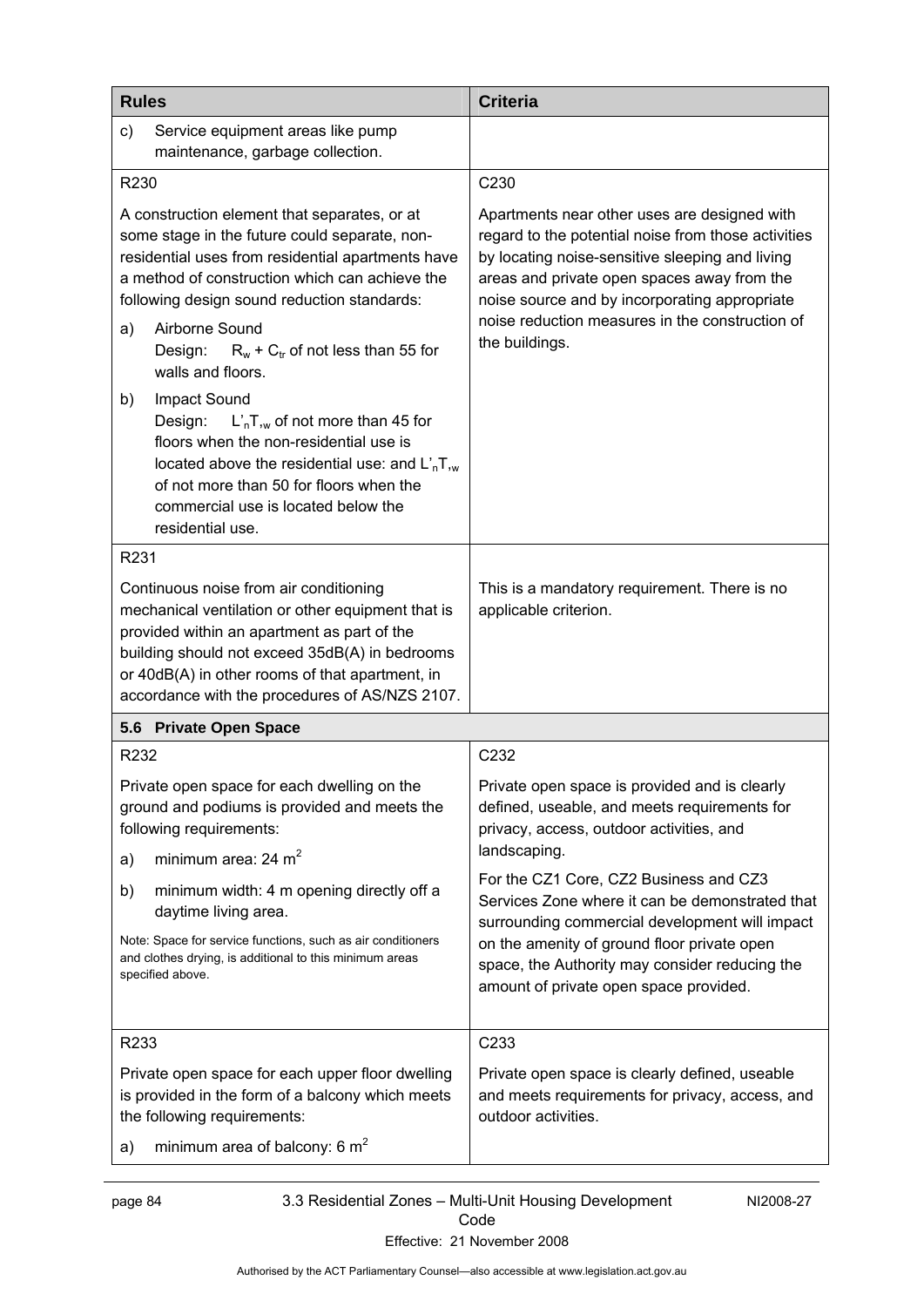| Rules | Criteria |
|---|---|
| c) Service equipment areas like pump maintenance, garbage collection. | |
| R230<br><br>A construction element that separates, or at some stage in the future could separate, non-residential uses from residential apartments have a method of construction which can achieve the following design sound reduction standards:<br><br>a) Airborne Sound<br>Design: $R_w + C_{tr}$ of not less than 55 for walls and floors.<br><br>b) Impact Sound<br>Design: $L'_nT_{,w}$ of not more than 45 for floors when the non-residential use is located above the residential use: and $L'_nT_{,w}$ of not more than 50 for floors when the commercial use is located below the residential use. | C230<br><br>Apartments near other uses are designed with regard to the potential noise from those activities by locating noise-sensitive sleeping and living areas and private open spaces away from the noise source and by incorporating appropriate noise reduction measures in the construction of the buildings. |
| R231<br><br>Continuous noise from air conditioning mechanical ventilation or other equipment that is provided within an apartment as part of the building should not exceed 35dB(A) in bedrooms or 40dB(A) in other rooms of that apartment, in accordance with the procedures of AS/NZS 2107. | This is a mandatory requirement. There is no applicable criterion. |
| **5.6 Private Open Space** | |
| R232<br><br>Private open space for each dwelling on the ground and podiums is provided and meets the following requirements:<br><br>a) minimum area: 24 $m^2$<br><br>b) minimum width: 4 m opening directly off a daytime living area.<br><br>Note: Space for service functions, such as air conditioners and clothes drying, is additional to this minimum areas specified above. | C232<br><br>Private open space is provided and is clearly defined, useable, and meets requirements for privacy, access, outdoor activities, and landscaping.<br><br>For the CZ1 Core, CZ2 Business and CZ3 Services Zone where it can be demonstrated that surrounding commercial development will impact on the amenity of ground floor private open space, the Authority may consider reducing the amount of private open space provided. |
| R233<br><br>Private open space for each upper floor dwelling is provided in the form of a balcony which meets the following requirements:<br><br>a) minimum area of balcony: 6 $m^2$ | C233<br><br>Private open space is clearly defined, useable and meets requirements for privacy, access, and outdoor activities. |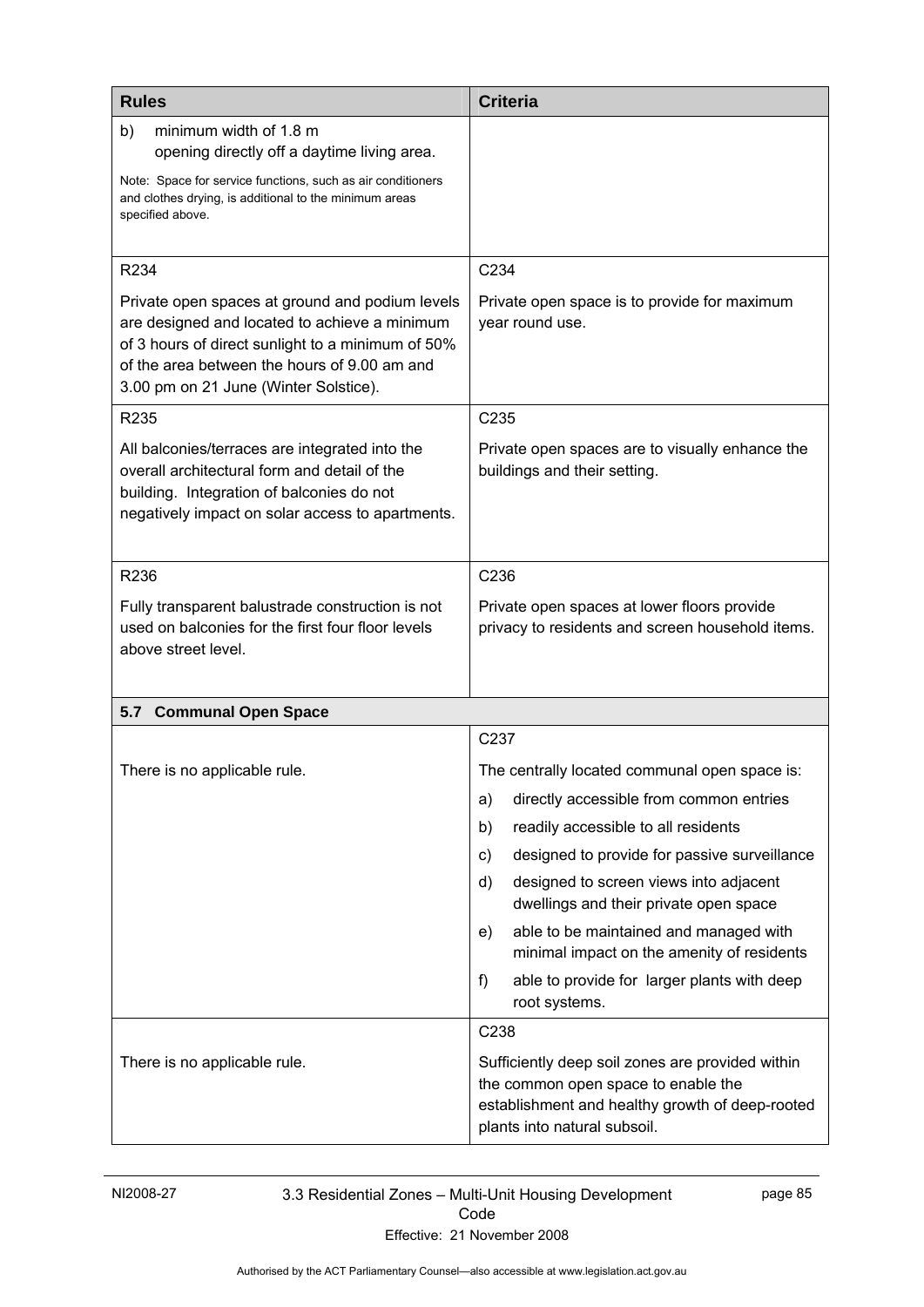| Rules | Criteria |
|---|---|
| b) minimum width of 1.8 m<br>opening directly off a daytime living area.<br><br>Note: Space for service functions, such as air conditioners and clothes drying, is additional to the minimum areas specified above. | |
| R234<br><br>Private open spaces at ground and podium levels are designed and located to achieve a minimum of 3 hours of direct sunlight to a minimum of 50% of the area between the hours of 9.00 am and 3.00 pm on 21 June (Winter Solstice). | C234<br><br>Private open space is to provide for maximum year round use. |
| R235<br><br>All balconies/terraces are integrated into the overall architectural form and detail of the building. Integration of balconies do not negatively impact on solar access to apartments. | C235<br><br>Private open spaces are to visually enhance the buildings and their setting. |
| R236<br><br>Fully transparent balustrade construction is not used on balconies for the first four floor levels above street level. | C236<br><br>Private open spaces at lower floors provide privacy to residents and screen household items. |
| **5.7 Communal Open Space** | |
| There is no applicable rule. | C237<br><br>The centrally located communal open space is:<br>a) directly accessible from common entries<br>b) readily accessible to all residents<br>c) designed to provide for passive surveillance<br>d) designed to screen views into adjacent dwellings and their private open space<br>e) able to be maintained and managed with minimal impact on the amenity of residents<br>f) able to provide for larger plants with deep root systems. |
| There is no applicable rule. | C238<br><br>Sufficiently deep soil zones are provided within the common open space to enable the establishment and healthy growth of deep-rooted plants into natural subsoil. |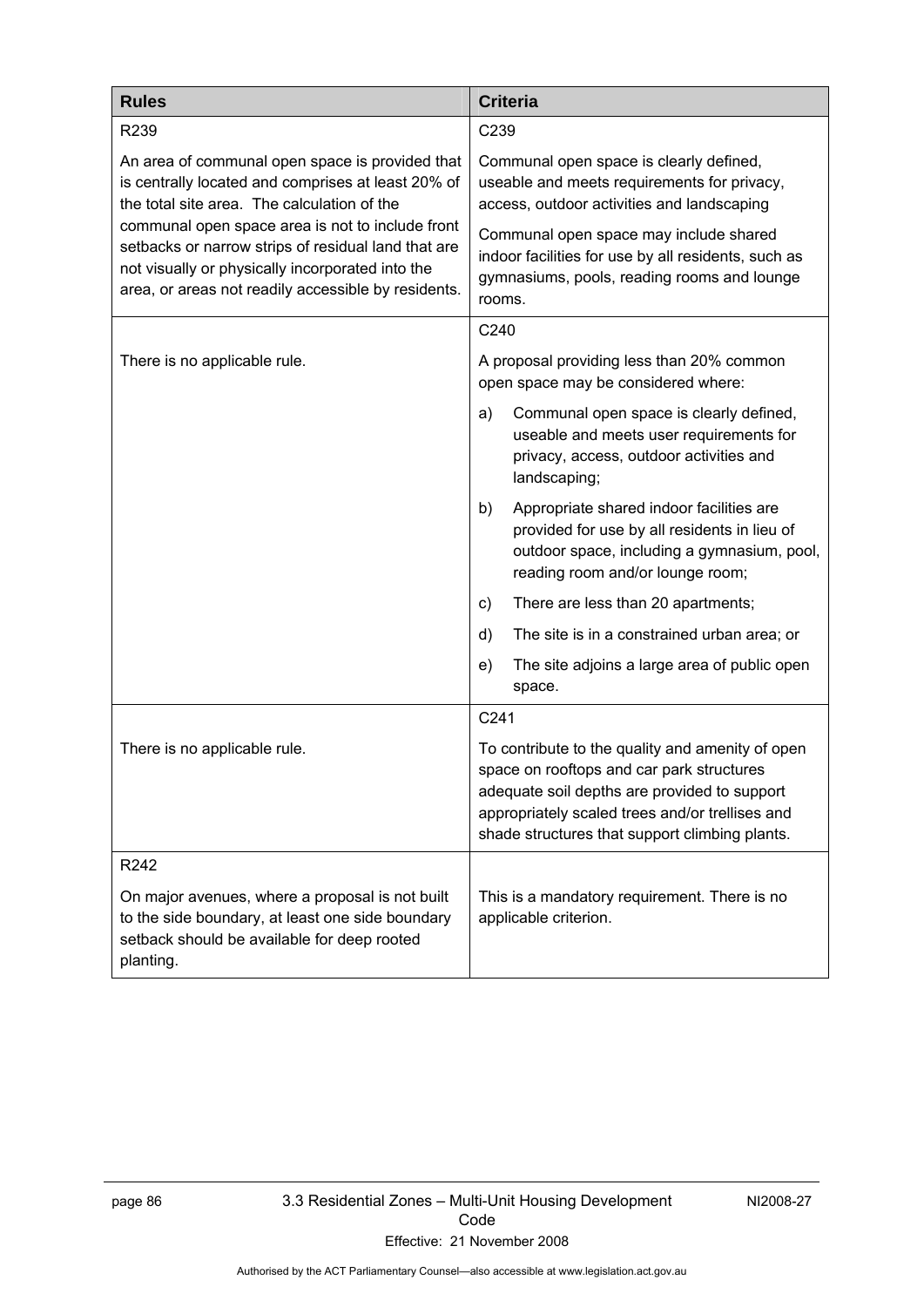| Rules | Criteria |
| --- | --- |
| R239<br><br>An area of communal open space is provided that is centrally located and comprises at least 20% of the total site area. The calculation of the communal open space area is not to include front setbacks or narrow strips of residual land that are not visually or physically incorporated into the area, or areas not readily accessible by residents. | C239<br><br>Communal open space is clearly defined, useable and meets requirements for privacy, access, outdoor activities and landscaping<br><br>Communal open space may include shared indoor facilities for use by all residents, such as gymnasiums, pools, reading rooms and lounge rooms. |
| There is no applicable rule. | C240<br><br>A proposal providing less than 20% common open space may be considered where:<br><br>a) Communal open space is clearly defined, useable and meets user requirements for privacy, access, outdoor activities and landscaping;<br><br>b) Appropriate shared indoor facilities are provided for use by all residents in lieu of outdoor space, including a gymnasium, pool, reading room and/or lounge room;<br><br>c) There are less than 20 apartments;<br><br>d) The site is in a constrained urban area; or<br><br>e) The site adjoins a large area of public open space. |
| There is no applicable rule. | C241<br><br>To contribute to the quality and amenity of open space on rooftops and car park structures adequate soil depths are provided to support appropriately scaled trees and/or trellises and shade structures that support climbing plants. |
| R242<br><br>On major avenues, where a proposal is not built to the side boundary, at least one side boundary setback should be available for deep rooted planting. | This is a mandatory requirement. There is no applicable criterion. |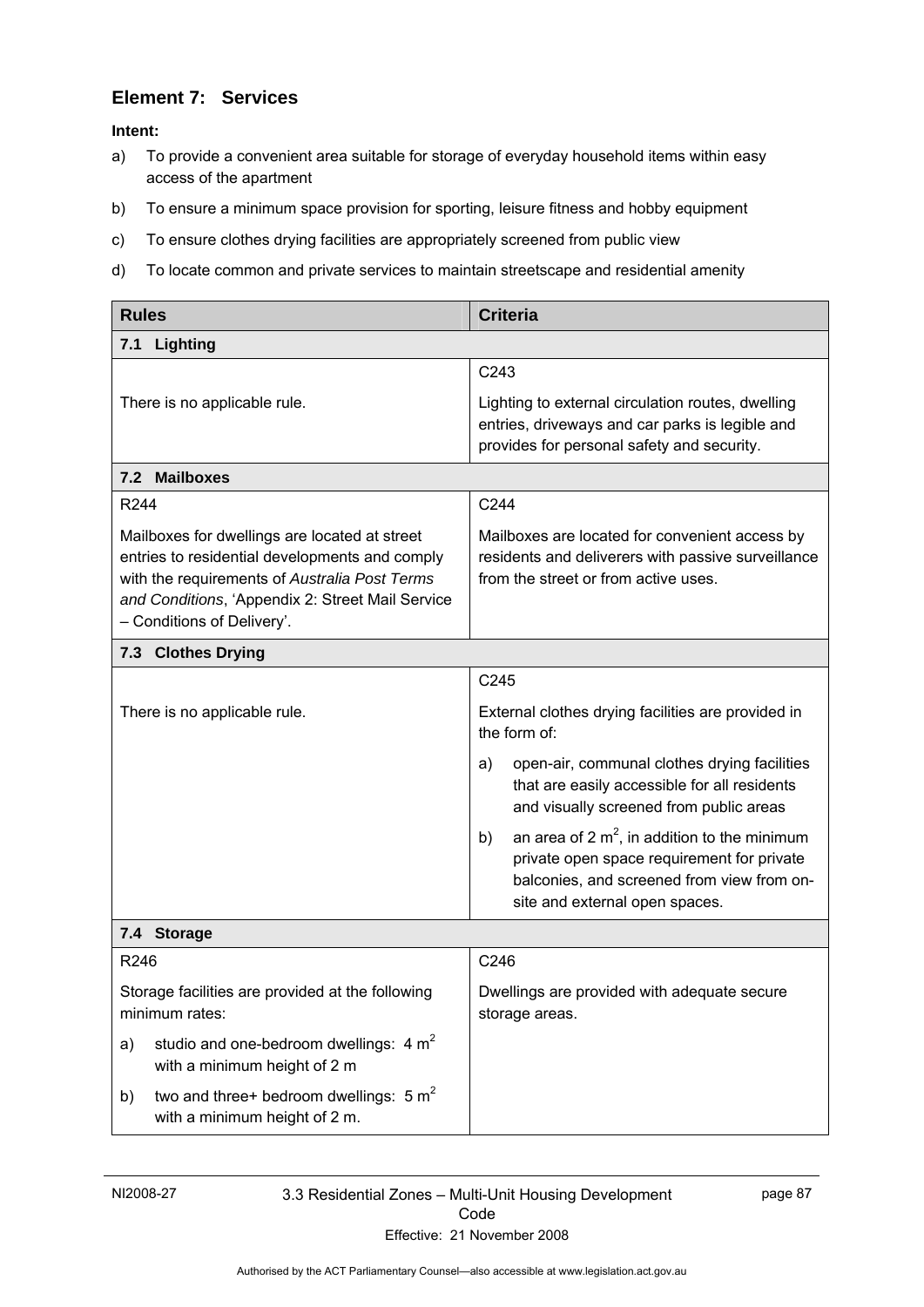## Element 7: Services

**Intent:**

a) To provide a convenient area suitable for storage of everyday household items within easy access of the apartment

b) To ensure a minimum space provision for sporting, leisure fitness and hobby equipment

c) To ensure clothes drying facilities are appropriately screened from public view

d) To locate common and private services to maintain streetscape and residential amenity

| Rules | Criteria |
|---|---|
| **7.1 Lighting** | |
| There is no applicable rule. | C243<br><br>Lighting to external circulation routes, dwelling entries, driveways and car parks is legible and provides for personal safety and security. |
| **7.2 Mailboxes** | |
| R244<br><br>Mailboxes for dwellings are located at street entries to residential developments and comply with the requirements of *Australia Post Terms and Conditions*, 'Appendix 2: Street Mail Service – Conditions of Delivery'. | C244<br><br>Mailboxes are located for convenient access by residents and deliverers with passive surveillance from the street or from active uses. |
| **7.3 Clothes Drying** | |
| There is no applicable rule. | C245<br><br>External clothes drying facilities are provided in the form of:<br><br>a) open-air, communal clothes drying facilities that are easily accessible for all residents and visually screened from public areas<br><br>b) an area of 2 $m^2$, in addition to the minimum private open space requirement for private balconies, and screened from view from on-site and external open spaces. |
| **7.4 Storage** | |
| R246<br><br>Storage facilities are provided at the following minimum rates:<br><br>a) studio and one-bedroom dwellings: 4 $m^2$ with a minimum height of 2 m<br><br>b) two and three+ bedroom dwellings: 5 $m^2$ with a minimum height of 2 m. | C246<br><br>Dwellings are provided with adequate secure storage areas. |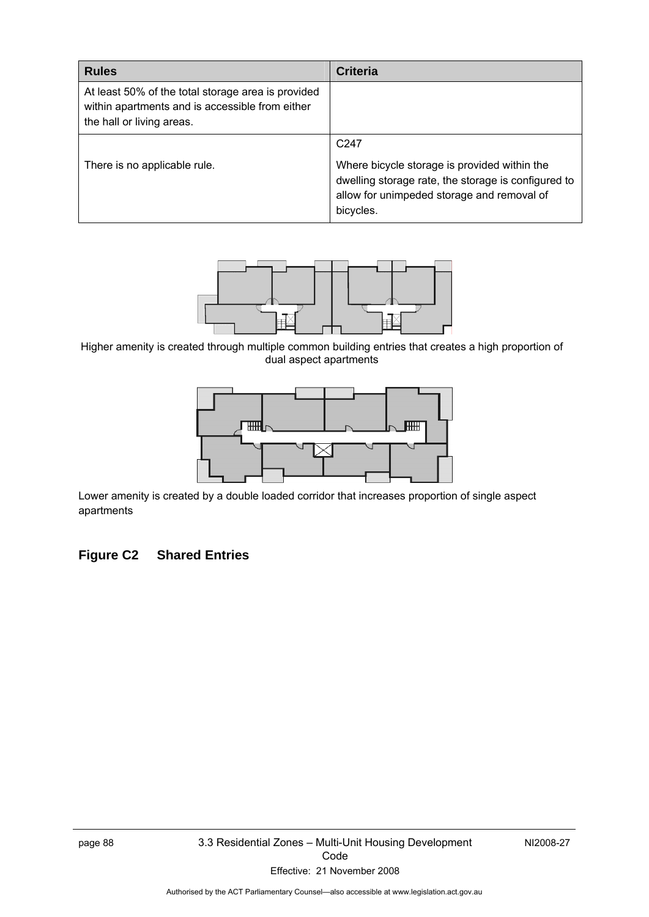| Rules | Criteria |
|---|---|
| At least 50% of the total storage area is provided within apartments and is accessible from either the hall or living areas. | |
| There is no applicable rule. | C247<br><br>Where bicycle storage is provided within the dwelling storage rate, the storage is configured to allow for unimpeded storage and removal of bicycles. |

Higher amenity is created through multiple common building entries that creates a high proportion of dual aspect apartments

Lower amenity is created by a double loaded corridor that increases proportion of single aspect apartments

## Figure C2 Shared Entries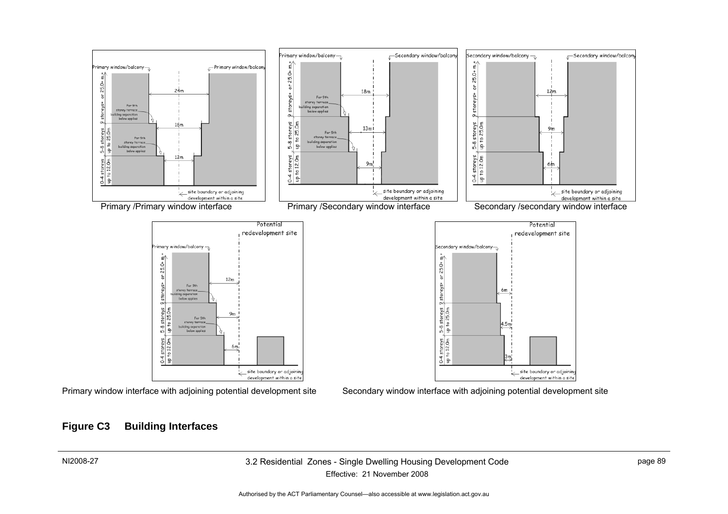Primary window/balcony

Primary window/balcony

9 storeys+ or 25.0+ m+

5-8 storeys up to 25.0m

0-4 storeys up to 12.0m

24m

For 9th storey terrace building separation below applies

18m

For 5th storey terrace building separation below applies

12m

site boundary or adjoining development within a site

Primary /Primary window interface

Primary window/balcony

Secondary window/balcony

9 storeys+ or 25.0+ m+

5-8 storeys up to 25.0m

0-4 storeys up to 12.0m

18m

For 9th storey terrace building separation below applies

13m

For 5th storey terrace building separation below applies

9m

site boundary or adjoining development within a site

Primary /Secondary window interface

Secondary window/balcony

Secondary window/balcony

9 storeys+ or 25.0+ m+

5-8 storeys up to 25.0m

0-4 storeys up to 12.0m

12m

9m

6m

site boundary or adjoining development within a site

Secondary /secondary window interface

Potential redevelopment site

Primary window/balcony

9 storeys+ or 25.0+ m+

5-8 storeys up to 25.0m

0-4 storeys up to 12.0m

12m

For 9th storey terrace building separation below applies

9m

For 5th storey terrace building separation below applies

6m

site boundary or adjoining development within a site

Primary window interface with adjoining potential development site

Potential redevelopment site

Secondary window/balcony

9 storeys+ or 25.0+ m+

5-8 storeys up to 25.0m

0-4 storeys up to 12.0m

6m

4.5m

3m

site boundary or adjoining development within a site

Secondary window interface with adjoining potential development site

**Figure C3 Building Interfaces**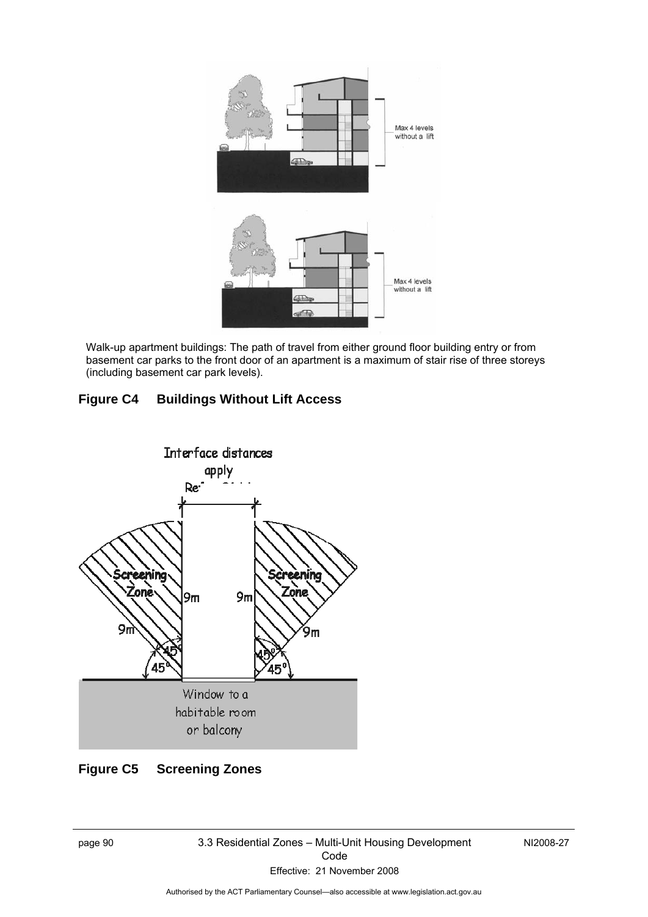Max 4 levels without a lift

Max 4 levels without a lift

Walk-up apartment buildings: The path of travel from either ground floor building entry or from basement car parks to the front door of an apartment is a maximum of stair rise of three storeys (including basement car park levels).

**Figure C4 Buildings Without Lift Access**

Interface distances apply

Screening Zone

Screening Zone

9m

9m

9m

9m

45°

45°

45°

45°

Window to a habitable room or balcony

**Figure C5 Screening Zones**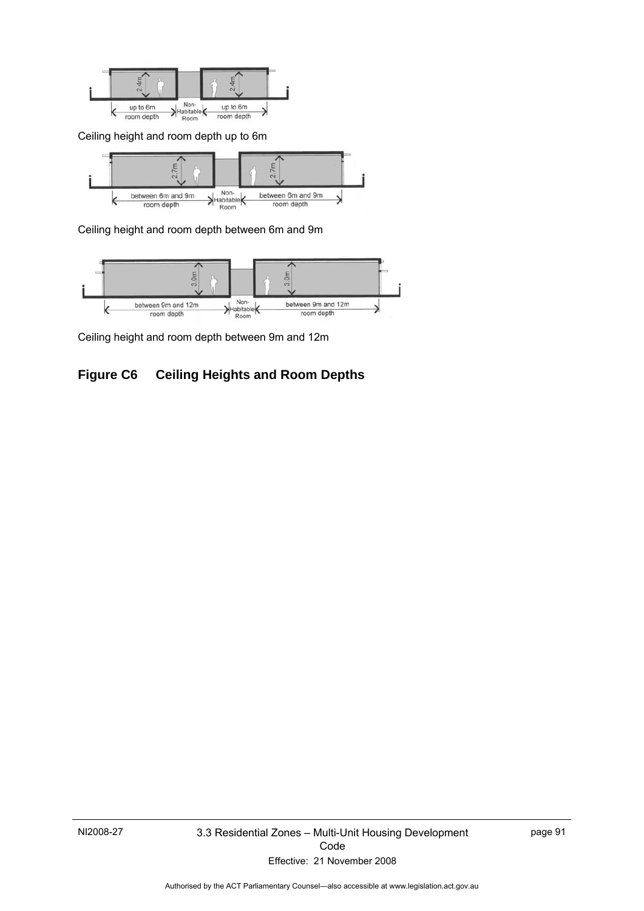2.4m

2.4m

up to 6m
room depth

Non-
Habitable
Room

up to 6m
room depth

Ceiling height and room depth up to 6m

2.7m

2.7m

between 6m and 9m
room depth

Non-
Habitable
Room

between 6m and 9m
room depth

Ceiling height and room depth between 6m and 9m

3.0m

3.0m

between 9m and 12m
room depth

Non-
Habitable
Room

between 9m and 12m
room depth

Ceiling height and room depth between 9m and 12m

## Figure C6 Ceiling Heights and Room Depths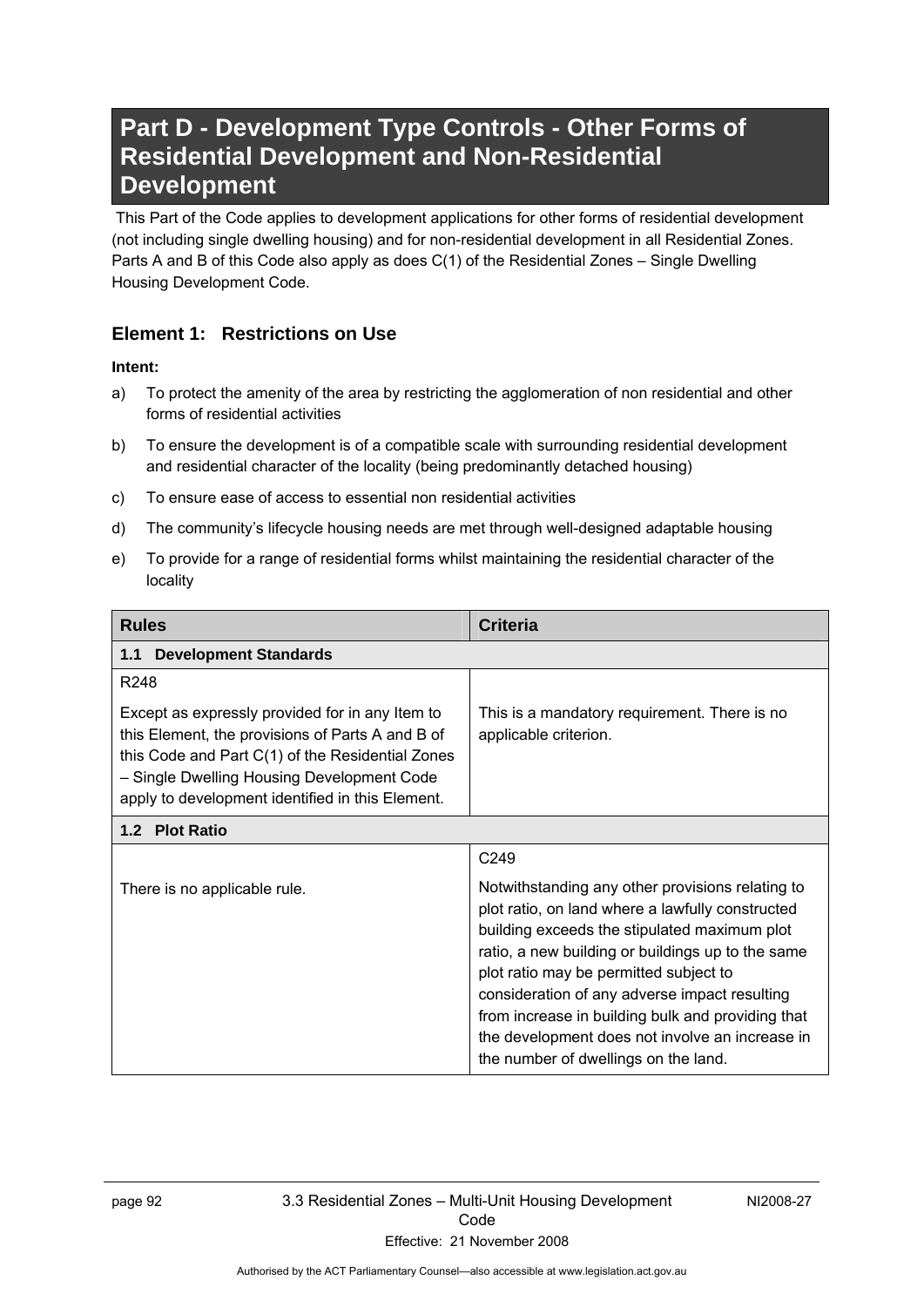# Part D - Development Type Controls - Other Forms of Residential Development and Non-Residential Development

This Part of the Code applies to development applications for other forms of residential development (not including single dwelling housing) and for non-residential development in all Residential Zones. Parts A and B of this Code also apply as does C(1) of the Residential Zones – Single Dwelling Housing Development Code.

## Element 1: Restrictions on Use

**Intent:**

a) To protect the amenity of the area by restricting the agglomeration of non residential and other forms of residential activities

b) To ensure the development is of a compatible scale with surrounding residential development and residential character of the locality (being predominantly detached housing)

c) To ensure ease of access to essential non residential activities

d) The community's lifecycle housing needs are met through well-designed adaptable housing

e) To provide for a range of residential forms whilst maintaining the residential character of the locality

| Rules | Criteria |
|---|---|
| **1.1 Development Standards** | |
| R248<br><br>Except as expressly provided for in any Item to this Element, the provisions of Parts A and B of this Code and Part C(1) of the Residential Zones – Single Dwelling Housing Development Code apply to development identified in this Element. | This is a mandatory requirement. There is no applicable criterion. |
| **1.2 Plot Ratio** | |
| There is no applicable rule. | C249<br><br>Notwithstanding any other provisions relating to plot ratio, on land where a lawfully constructed building exceeds the stipulated maximum plot ratio, a new building or buildings up to the same plot ratio may be permitted subject to consideration of any adverse impact resulting from increase in building bulk and providing that the development does not involve an increase in the number of dwellings on the land. |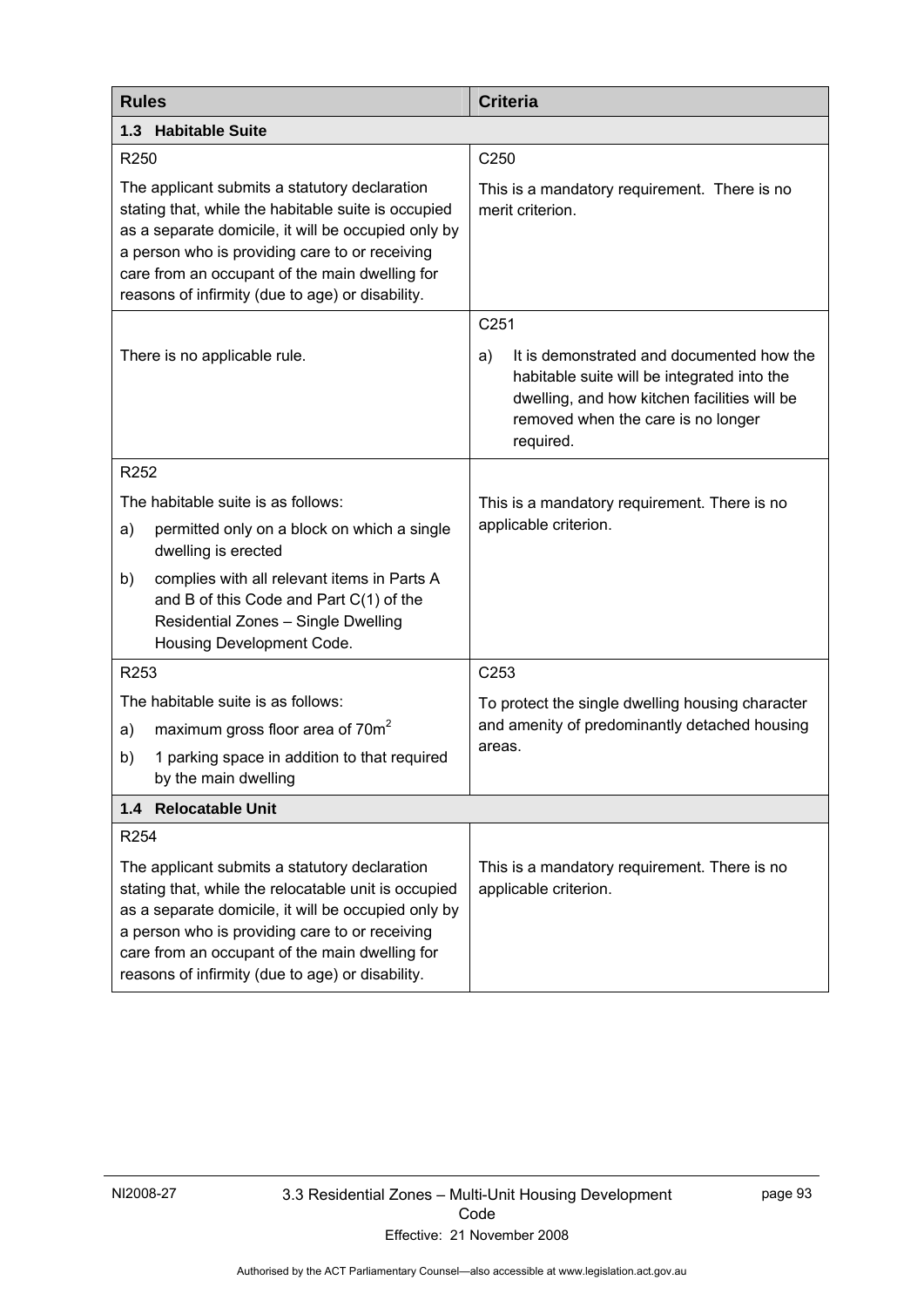| Rules | Criteria |
|---|---|
| **1.3 Habitable Suite** | |
| R250<br><br>The applicant submits a statutory declaration stating that, while the habitable suite is occupied as a separate domicile, it will be occupied only by a person who is providing care to or receiving care from an occupant of the main dwelling for reasons of infirmity (due to age) or disability. | C250<br><br>This is a mandatory requirement. There is no merit criterion. |
| There is no applicable rule. | C251<br><br>a) It is demonstrated and documented how the habitable suite will be integrated into the dwelling, and how kitchen facilities will be removed when the care is no longer required. |
| R252<br><br>The habitable suite is as follows:<br>a) permitted only on a block on which a single dwelling is erected<br>b) complies with all relevant items in Parts A and B of this Code and Part C(1) of the Residential Zones – Single Dwelling Housing Development Code. | This is a mandatory requirement. There is no applicable criterion. |
| R253<br><br>The habitable suite is as follows:<br>a) maximum gross floor area of $70m^2$<br>b) 1 parking space in addition to that required by the main dwelling | C253<br><br>To protect the single dwelling housing character and amenity of predominantly detached housing areas. |
| **1.4 Relocatable Unit** | |
| R254<br><br>The applicant submits a statutory declaration stating that, while the relocatable unit is occupied as a separate domicile, it will be occupied only by a person who is providing care to or receiving care from an occupant of the main dwelling for reasons of infirmity (due to age) or disability. | This is a mandatory requirement. There is no applicable criterion. |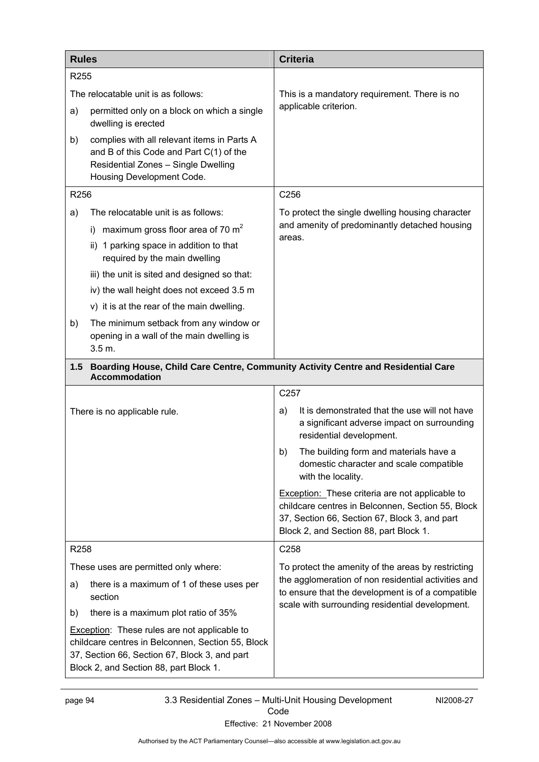| Rules | Criteria |
|---|---|
| R255<br><br>The relocatable unit is as follows:<br><br>a) permitted only on a block on which a single dwelling is erected<br><br>b) complies with all relevant items in Parts A and B of this Code and Part C(1) of the Residential Zones – Single Dwelling Housing Development Code. | This is a mandatory requirement. There is no applicable criterion. |
| R256<br><br>a) The relocatable unit is as follows:<br><br>i) maximum gross floor area of 70 $m^2$<br><br>ii) 1 parking space in addition to that required by the main dwelling<br><br>iii) the unit is sited and designed so that:<br><br>iv) the wall height does not exceed 3.5 m<br><br>v) it is at the rear of the main dwelling.<br><br>b) The minimum setback from any window or opening in a wall of the main dwelling is 3.5 m. | C256<br><br>To protect the single dwelling housing character and amenity of predominantly detached housing areas. |
| **1.5 Boarding House, Child Care Centre, Community Activity Centre and Residential Care Accommodation** | |
| There is no applicable rule. | C257<br><br>a) It is demonstrated that the use will not have a significant adverse impact on surrounding residential development.<br><br>b) The building form and materials have a domestic character and scale compatible with the locality.<br><br>Exception: These criteria are not applicable to childcare centres in Belconnen, Section 55, Block 37, Section 66, Section 67, Block 3, and part Block 2, and Section 88, part Block 1. |
| R258<br><br>These uses are permitted only where:<br><br>a) there is a maximum of 1 of these uses per section<br><br>b) there is a maximum plot ratio of 35%<br><br>Exception: These rules are not applicable to childcare centres in Belconnen, Section 55, Block 37, Section 66, Section 67, Block 3, and part Block 2, and Section 88, part Block 1. | C258<br><br>To protect the amenity of the areas by restricting the agglomeration of non residential activities and to ensure that the development is of a compatible scale with surrounding residential development. |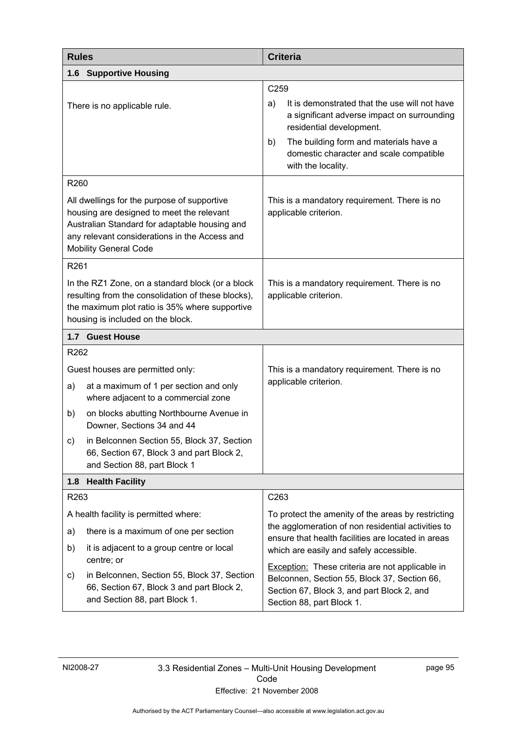| Rules | Criteria |
|---|---|
| **1.6 Supportive Housing** | |
| There is no applicable rule. | C259<br>a) It is demonstrated that the use will not have a significant adverse impact on surrounding residential development.<br>b) The building form and materials have a domestic character and scale compatible with the locality. |
| R260<br>All dwellings for the purpose of supportive housing are designed to meet the relevant Australian Standard for adaptable housing and any relevant considerations in the Access and Mobility General Code | This is a mandatory requirement. There is no applicable criterion. |
| R261<br>In the RZ1 Zone, on a standard block (or a block resulting from the consolidation of these blocks), the maximum plot ratio is 35% where supportive housing is included on the block. | This is a mandatory requirement. There is no applicable criterion. |
| **1.7 Guest House** | |
| R262<br>Guest houses are permitted only:<br>a) at a maximum of 1 per section and only where adjacent to a commercial zone<br>b) on blocks abutting Northbourne Avenue in Downer, Sections 34 and 44<br>c) in Belconnen Section 55, Block 37, Section 66, Section 67, Block 3 and part Block 2, and Section 88, part Block 1 | This is a mandatory requirement. There is no applicable criterion. |
| **1.8 Health Facility** | |
| R263<br>A health facility is permitted where:<br>a) there is a maximum of one per section<br>b) it is adjacent to a group centre or local centre; or<br>c) in Belconnen, Section 55, Block 37, Section 66, Section 67, Block 3 and part Block 2, and Section 88, part Block 1. | C263<br>To protect the amenity of the areas by restricting the agglomeration of non residential activities to ensure that health facilities are located in areas which are easily and safely accessible.<br>Exception: These criteria are not applicable in Belconnen, Section 55, Block 37, Section 66, Section 67, Block 3, and part Block 2, and Section 88, part Block 1. |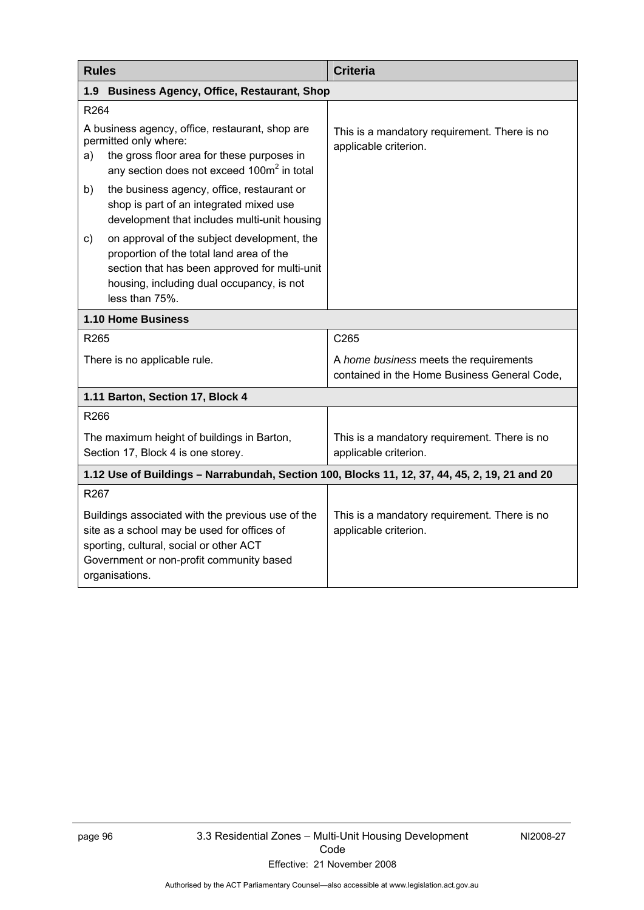| Rules | Criteria |
|---|---|
| **1.9 Business Agency, Office, Restaurant, Shop** | |
| R264<br><br>A business agency, office, restaurant, shop are permitted only where:<br>a) the gross floor area for these purposes in any section does not exceed 100m² in total<br>b) the business agency, office, restaurant or shop is part of an integrated mixed use development that includes multi-unit housing<br>c) on approval of the subject development, the proportion of the total land area of the section that has been approved for multi-unit housing, including dual occupancy, is not less than 75%. | This is a mandatory requirement. There is no applicable criterion. |
| **1.10 Home Business** | |
| R265<br><br>There is no applicable rule. | C265<br><br>A *home business* meets the requirements contained in the Home Business General Code, |
| **1.11 Barton, Section 17, Block 4** | |
| R266<br><br>The maximum height of buildings in Barton, Section 17, Block 4 is one storey. | This is a mandatory requirement. There is no applicable criterion. |
| **1.12 Use of Buildings – Narrabundah, Section 100, Blocks 11, 12, 37, 44, 45, 2, 19, 21 and 20** | |
| R267<br><br>Buildings associated with the previous use of the site as a school may be used for offices of sporting, cultural, social or other ACT Government or non-profit community based organisations. | This is a mandatory requirement. There is no applicable criterion. |